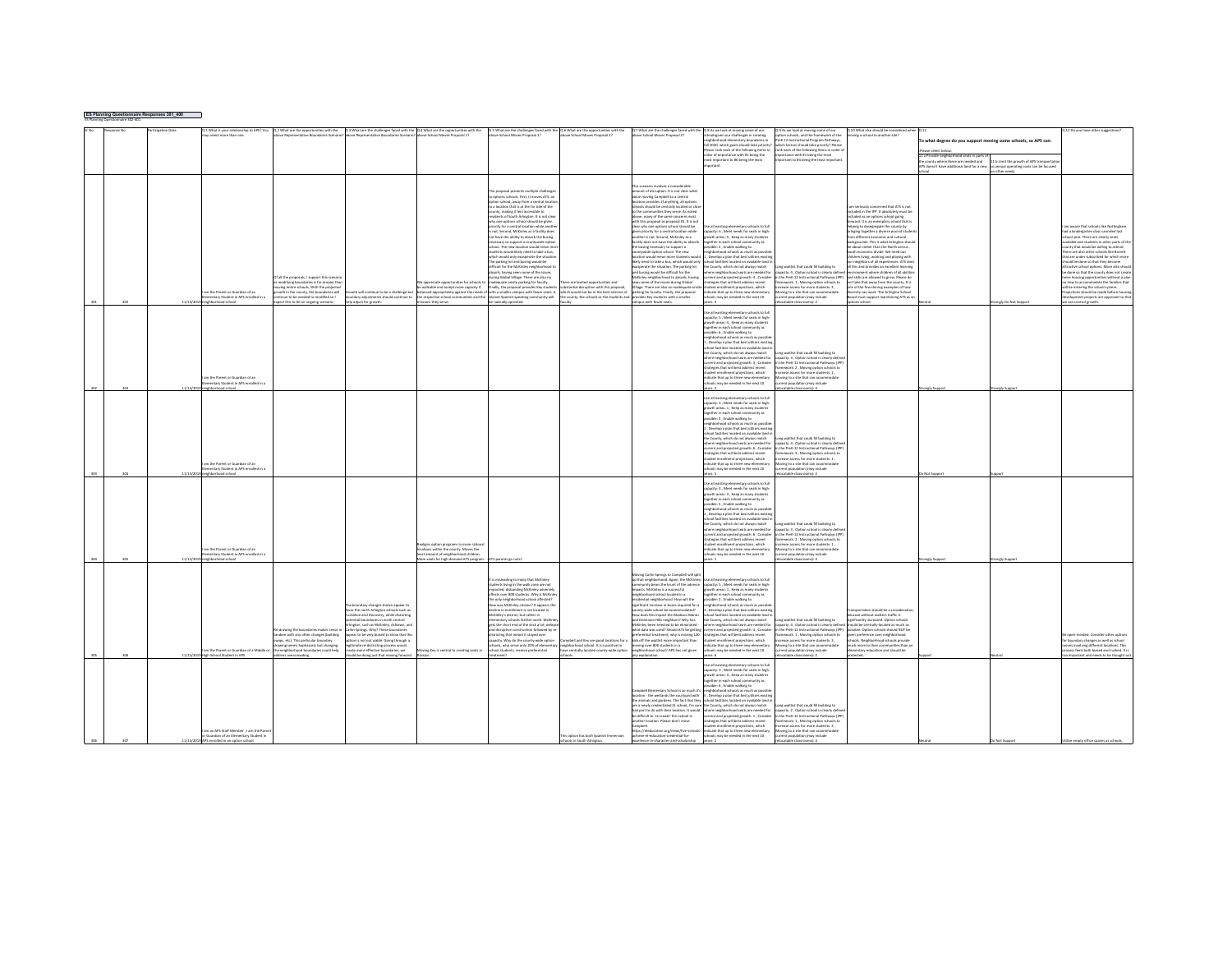**ES Planning Questionnaire Responses 301_400**

ES Planning Questionnaire 300-400

| Sr No. | Response No. | Participation Date | Q.1 What is your relationship to APS? You may select more than one | Q.2 What are the opportunities with the above Representative Boundaries Scenario? | Q.3 What are the challenges faced with the above Representative Boundaries Scenario? | Q.4 What are the opportunities with the above School Moves Proposal 1? | Q.5 What are the challenges faced with the above School Moves Proposal 1? | Q.6 What are the opportunities with the above School Moves Proposal 2? | Q.7 What are the challenges faced with the above School Moves Proposal 2? | Q.8 As we look at moving some of our schools/program our challenges in creating neighborhood elementary boundaries in Fall 2020, which goals should take priority? Please rank each of the following items in order of importance with #1 being the most important to #6 being the least important. | Q.9 As we look at moving some of our option schools, and the framework of the PreK-12 Instructional Program Pathways, which factors should have priority? Please rank each of the following items in order of importance with #1 being the most important to #3 being the least important. | Q.10 What else should be considered when moving a school to another site? | Q.11 To what degree do you support moving some schools, so APS can: Please select below. | | Q.12 Do you have other suggestions? |
|---|---|---|---|---|---|---|---|---|---|---|---|---|---|---|---|
| | | | | | | | | | | | | | 11.a Provide neighborhood seats in parts of the county where these are needed and APS doesn't have additional land for a new school | 11.b Limit the growth of APS transportation so annual operating costs can be focused on other needs | |
| 301 | 302 | 11/13/2019 | I am the Parent or Guardian of an Elementary Student in APS enrolled in a neighborhood school | Of all the proposals, I support this scenario as modifying boundaries is far simpler than moving entire schools. With the projected growth in the county, the boundaries will continue to be needed to modified so I expect this to be an ongoing scenario. | Growth will continue to be a challenge but boundary adjustments should continue to help adjust for growth. | We appreciate opportunities for schools to be walkable and accept more capacity if balanced appropriately against the needs of the respective school communities and the missions they serve. | The proposal presents multiple challenges to options schools. First, it moves ATS, an option school, away from a central location to a location that is at the far side of the county, making it less accessible to residents of South Arlington. It is not clear why one options school should be given priority for a central location while another is not. Second, McKinley as a facility does not have the ability to absorb the busing necessary to support a countywide option school. The new location would mean more students would likely need to take a bus, which would only exacerbate the situation. The parking lot and busing would be difficult for the McKinley neighborhood to absorb, having seen some of the issues during Global Village. There are also no adequate onsite parking for faculty. Finally, the proposal provides Key students with a smaller campus with fewer seats. A vibrant Spanish-speaking community will be radically uprooted. | There are limited opportunities and substantial disruption with this proposal, which would not be in the best interest of the county, the schools or the students and faculty. | This scenario involves a considerable amount of disruption. It is not clear what value moving Campbell to a central location provides. If anything, all options schools should be centrally located or closer to the communities they serve. As noted above, many of the same concerns exist with this proposal as proposal #1. It is not clear why one options school should be given priority for a central location while another is not. Second, McKinley as a facility does not have the ability to absorb the busing necessary to support a countywide option school. The new location would mean more students would likely need to take a bus, which would only exacerbate the situation. The parking lot and busing would be difficult for the McKinley neighborhood to absorb, having seen some of the issues during Global Village. There are also no adequate onsite parking for faculty. Finally, the proposal provides Key students with a smaller campus with fewer seats. | Use all existing elementary schools to full capacity: 6 , Meet needs for seats in high-growth areas : 5 , Keep as many students together in each school community as possible: 2 , Enable walking to neighborhood schools as much as possible : 1 , Develop a plan that best utilizes existing school facilities located on available land in the County, which do not always match where neighborhood seats are needed for current and projected growth: 4 , Consider strategies that will best address recent student enrollment projections, which indicate that up to three new elementary schools may be needed in the next 10 years: 3 | Long waitlist that could fill building to capacity: 3 , Option school is clearly defined in the PreK-12 Instructional Pathways (IPP) framework: 1 , Moving option schools to increase access for more students: 4 , Moving to a site that can accommodate current population (may include relocatable classrooms): 2 | I am seriously concerned that ATS is not included in the IPP. It absolutely must be included as an options school going forward. It is an exemplary school that is helping to desegregate the county by bringing together a diverse pool of students from different economic and cultural backgrounds. This is what Arlington should be about: rather than the North versus South economic divide. We need our children living, working and playing with our neighbors of all experiences. ATS does all this and provides an excellent learning environment where children of all abilities and skills are allowed to grow. Please do not take that away from the county. It is one of the few shining examples of how diversity can work. The Arlington School Board must support maintaining ATS as an options school. | Neutral | Strongly Do Not Support | I am aware that schools like Nottingham had a kindergarten class canceled last school year. There are clearly seats available and students in other parts of the county that would be willing to attend. There are also other schools like Barrett that are under-subscribed for which more should be done so that they become attractive school options. More also should be done so that the county does not create more housing opportunities without a plan on how to accommodate the families that will be entering the school system. Projections should be made before housing development projects are approved so that we can control growth. |
| 302 | 303 | 11/13/2019 | I am the Parent or Guardian of an Elementary Student in APS enrolled in a neighborhood school | | | | | | | Use all existing elementary schools to full capacity: 5 , Meet needs for seats in high-growth areas : 4 , Keep as many students together in each school community as possible: 6 , Enable walking to neighborhood schools as much as possible : 1 , Develop a plan that best utilizes existing school facilities located on available land in the County, which do not always match where neighborhood seats are needed for current and projected growth: 3 , Consider strategies that will best address recent student enrollment projections, which indicate that up to three new elementary schools may be needed in the next 10 years: 2 | Long waitlist that could fill building to capacity: 4 , Option school is clearly defined in the PreK-12 Instructional Pathways (IPP) framework: 2 , Moving option schools to increase access for more students: 1 , Moving to a site that can accommodate current population (may include relocatable classrooms): 3 | | Strongly Support | Strongly Support | |
| 303 | 304 | 11/13/2019 | I am the Parent or Guardian of an Elementary Student in APS enrolled in a neighborhood school | | | | | | | Use all existing elementary schools to full capacity: 4 , Meet needs for seats in high-growth areas : 1 , Keep as many students together in each school community as possible: 6 , Enable walking to neighborhood schools as much as possible : 3 , Develop a plan that best utilizes existing school facilities located on available land in the County, which do not always match where neighborhood seats are needed for current and projected growth: 2 , Consider strategies that will best address recent student enrollment projections, which indicate that up to three new elementary schools may be needed in the next 10 years: 5 | Long waitlist that could fill building to capacity: 4 , Option school is clearly defined in the PreK-12 Instructional Pathways (IPP) framework: 3 , Moving option schools to increase access for more students: 1 , Moving to a site that can accommodate current population (may include relocatable classrooms): 2 | | Do Not Support | Support | |
| 304 | 305 | 11/13/2019 | I am the Parent or Guardian of an Elementary Student in APS enrolled in a neighborhood school | | | Realigns option programs in more rational locations within the county. Moves the least amount of neighborhood children. More seats for high demand ATS program. | ATS parents go nuts? | | | Use all existing elementary schools to full capacity: 6 , Meet needs for seats in high-growth areas : 4 , Keep as many students together in each school community as possible: 5 , Enable walking to neighborhood schools as much as possible : 2 , Develop a plan that best utilizes existing school facilities located on available land in the County, which do not always match where neighborhood seats are needed for current and projected growth: 3 , Consider strategies that will best address recent student enrollment projections, which indicate that up to three new elementary schools may be needed in the next 10 years: 1 | Long waitlist that could fill building to capacity: 2 , Option school is clearly defined in the PreK-12 Instructional Pathways (IPP) framework: 4 , Moving option schools to increase access for more students: 1 , Moving to a site that can accommodate current population (may include relocatable classrooms): 3 | | Strongly Support | Strongly Support | |
| 305 | 306 | 11/13/2019 | I am the Parent or Guardian of a Middle or High School Student in APS | Re-drawing the boundaries makes sense in tandem with any other changes (building swaps, etc). This particular boundary showing seems haphazard, but changing the neighborhood boundaries could help address overcrowding. | The boundary changes shown appear to favor the north Arlington schools such as Tuckahoe and Discovery, while distorting potential boundaries in north central Arlington, such as McKinley, Ashlawn, and Carlin Springs. Why? These boundaries appear to be very biased to show that this option is not viable. Going through a legitimate re-districting process would create more effective boundaries; we should be doing just that moving forward. | Moving Key is central to creating seats in Rosslyn. | It is misleading to imply that McKinley students living in the walk zone are not impacted; disbanding McKinley adversely affects over 800 students. Why is McKinley the only neighborhood school affected? How was McKinley chosen? It appears the decline in enrollment is not located in McKinley's district, but rather in elementary schools further north. McKinley gets the short end of the stick a lot; delayed and disruptive construction followed by re-districting that meant it stayed over capacity. Why do the county-wide option schools, who serve only 20% of elementary school students, receive preferential treatment? | Campbell and Key are good locations for a neighborhood school. It is a positive to have centrally located county-wide option schools. | Moving Carlin Springs to Campbell will split up that neighborhood. Again, the McKinley community bears the brunt of the adverse impacts. McKinley is a successful neighborhood school located in a residential neighborhood. How will the significant increase in buses required for a county-wide school be accommodated? How does this impact the Madison Manor and Dominion Hills neighbors? Why has McKinley been selected to be eliminated - what data was used? Should ATS be getting preferential treatment; why is moving 100 kids off the waitlist more important than moving over 800 students in a neighborhood school? APS has not given any explanation. | Use all existing elementary schools to full capacity: 5 , Meet needs for seats in high-growth areas : 3 , Keep as many students together in each school community as possible: 1 , Enable walking to neighborhood schools as much as possible : 2 , Develop a plan that best utilizes existing school facilities located on available land in the County, which do not always match where neighborhood seats are needed for current and projected growth: 4 , Consider strategies that will best address recent student enrollment projections, which indicate that up to three new elementary schools may be needed in the next 10 years: 6 | Long waitlist that could fill building to capacity: 3 , Option school is clearly defined in the PreK-12 Instructional Pathways (IPP) framework: 2 , Moving option schools to increase access for more students: 1 , Moving to a site that can accommodate current population (may include relocatable classrooms): 4 | Transportation should be a consideration, because without walkers traffic is significantly increased. Option schools should be centrally located as much as possible. Option schools should NOT be given preference over neighborhood schools. Neighborhood schools provide much more to their communities than an elementary education and should be protected. | Support | Neutral | Be open-minded. Consider other options for boundary changes as well as school moves involving different locations. This process feels both biased and rushed. It is too important and needs to be thought out. |
| 306 | 307 | 11/13/2019 | I am an APS Staff Member , I am the Parent or Guardian of an Elementary Student in APS enrolled in an option school | | | | | This option has both Spanish Immersion schools in South Arlington. | Campbell Elementary School is so much it's location - the wetlands the courtyard with the animals and gardens. The fact that they are a newly credentialed EL school, I'm sure had part to do with their location. It would be difficult to "re-create" this school in another location. Please don't move Campbell. https://eleducation.org/news/five-schools-achieve-el-education-credential-for-excellence-in-character-and-scholarship | Use all existing elementary schools to full capacity: 3 , Meet needs for seats in high-growth areas : 4 , Keep as many students together in each school community as possible: 5 , Enable walking to neighborhood schools as much as possible : 6 , Develop a plan that best utilizes existing school facilities located on available land in the County, which do not always match where neighborhood seats are needed for current and projected growth: 1 , Consider strategies that will best address recent student enrollment projections, which indicate that up to three new elementary schools may be needed in the next 10 years: 2 | Long waitlist that could fill building to capacity: 2 , Option school is clearly defined in the PreK-12 Instructional Pathways (IPP) framework: 1 , Moving option schools to increase access for more students: 3 , Moving to a site that can accommodate current population (may include relocatable classrooms): 4 | | Neutral | Do Not Support | Utilize empty office spaces as schools. |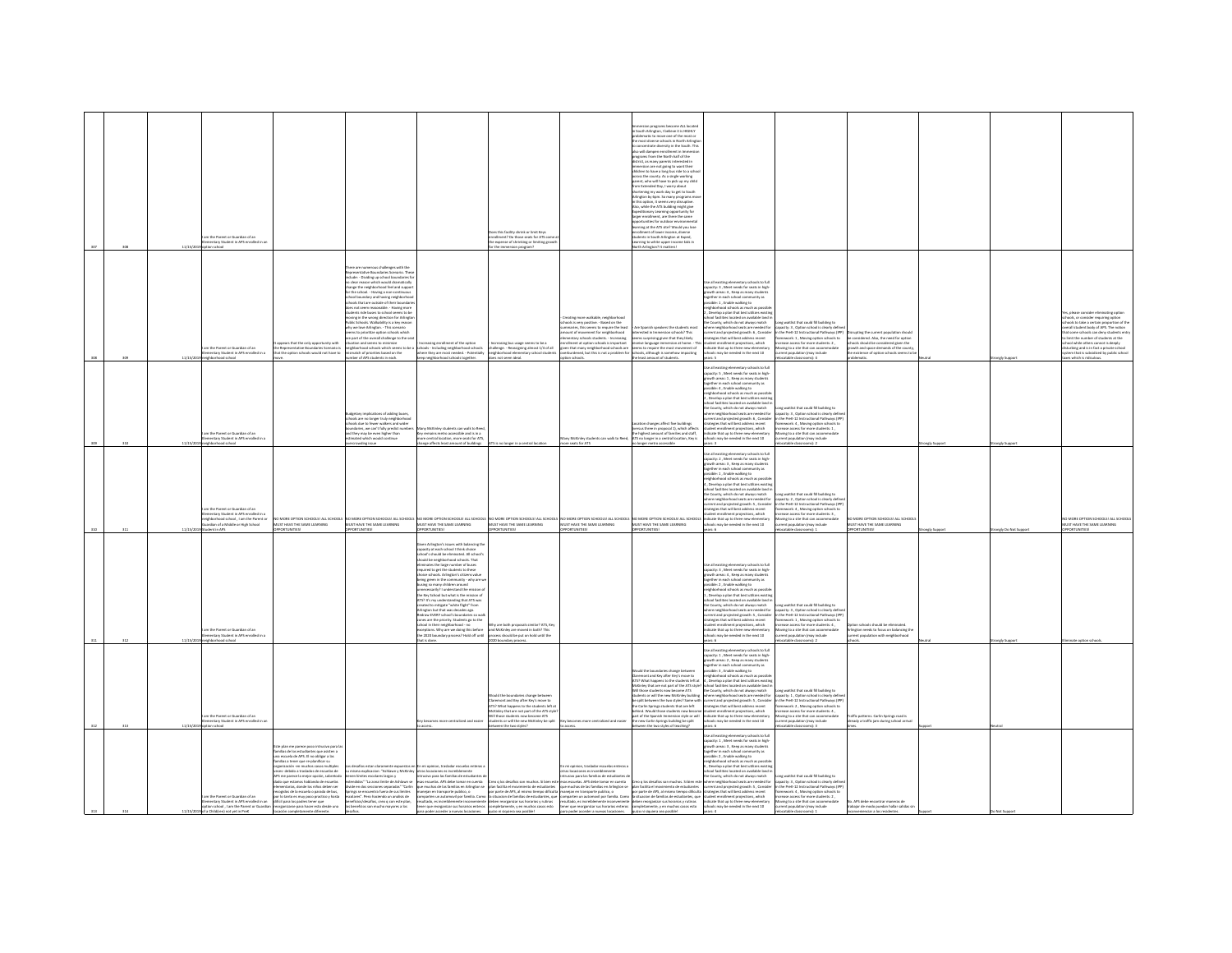| | | | | | | | | | | | | | | | |
|---|---|---|---|---|---|---|---|---|---|---|---|---|---|---|---|
| 307 | 308 | 12/15/2019 | I am the Parent or Guardian of an Elementary Student in APS enrolled in an option school | | | | Does this facility shrink or limit Keys enrollment? Do those seats for ATS come at the expense of shrinking or limiting growth for the immersion program? | | Immersion programs become ALL located in South Arlington, I believe it is HIGHLY problematic to move one of the most or the most diverse schools in North Arlington to concentrate diversity in the south. This also will dampen enrollment in immersion programs from the North half of the district, as many parents interested in immersion are not going to want their children to have a long bus ride to a school across the county. As a single working parent, who will have to pick up my child from Extended Day, I worry about shortening my work day to get to South Arlington by 6pm. So many programs move in this option, it seems very disruptive. Also, while the ATS building might give Expeditionary Learning opportunity for larger enrollment, are there the same opportunities for outdoor environmental learning at the ATS site? Would you lose enrollment of lower income, diverse students in South Arlington at Expeditionary Learning to white upper income kids in North Arlington? It matters! | | | | | | |
| 308 | 309 | 12/15/2019 | I am the Parent or Guardian of an Elementary Student in APS enrolled in a neighborhood school | It appears that the only opportunity with the Representative Boundaries Scenario is that the option schools would not have to move. | There are numerous challenges with the Representative Boundaries Scenario. These include: - Dividing up school boundaries for no clear reason which would dramatically change the neighborhood feel and support for the school. - Having a non-continuous school boundary and having neighborhood schools that are outside of their boundaries does not seem reasonable. - Having more students ride buses to school seems to be moving in the wrong direction for Arlington Public Schools. Walkability is a key reason why we love Arlington. - This scenario seems to prioritize option schools which are part of the overall challenge to the seat situation and seems to minimize neighborhood schools which seems to be a mismatch of priorities based on the number of APS students in each. | - Increasing enrollment of the option schools - Including neighborhood schools where they are most needed - Potentially keep neighborhood schools together | - Increasing bus usage seems to be a challenge - Reassigning almost 1/3 of all neighborhood elementary school students does not seem ideal. | - Creating more walkable, neighborhood schools is very positive - Based on the summaries, this seems to require the least amount of movement for neighborhood elementary schools students - Increasing enrollment at option schools is important given that many neighborhood schools are overburdened, but this is not a problem for option schools. | - Are Spanish speakers the students most interested in immersion schools? This seems surprising given that they likely receive language immersion at home. - This seems to require the most movement of schools, although is somehow impacting the least amount of students. | Use all existing elementary schools to full capacity: 3 , Meet needs for seats in high-growth areas: 4 , Keep as many students together in each school community as possible: 1 , Enable walking to neighborhood schools as much as possible: 2 , Develop a plan that best utilizes existing school facilities located on available land in the County, which do not always match where neighborhood seats are needed for current and projected growth: 6 , Consider strategies that will best address recent student enrollment projections, which indicate that up to three new elementary schools may be needed in the next 10 years: 5 | Long waitlist that could fill building to capacity: 3 , Option school is clearly defined in the PreK-12 Instructional Pathways (IPP) framework: 1 , Moving option schools to increase access for more students: 2 , Moving to a site that can accommodate current population (may include relocatable classrooms): 4 | Disrupting the current population should be considered. Also, the need for option schools should be considered given the growth and space demands of the county, the existence of option schools seems to be problematic. | Neutral | Strongly Support | Yes, please consider eliminating option schools, or consider requiring option schools to take a certain proportion of the overall student body of APS. The notion that some schools can deny students entry to limit the number of students at the school while others cannot is deeply disturbing and is in fact a private school system that is subsidized by public school taxes which is ridiculous. |
| 309 | 310 | 12/15/2019 | I am the Parent or Guardian of an Elementary Student in APS enrolled in a neighborhood school | | Budgetary implications of adding buses, schools are no longer truly neighborhood schools due to fewer walkers and wider boundaries, we can't fully predict numbers and they may be even higher than estimated which would continue overcrowding issue | Many McKinley students can walk to Reed, Key remains metro accessible and is in a more central location, more seats for ATS, change affects least amount of buildings | ATS is no longer in a central location | Many McKinley students can walk to Reed, more seats for ATS | Location changes affect five buildings (versus three in proposal 1), which affects the highest amount of families and staff, ATS no longer in a central location, Key is no longer metro accessible | Use all existing elementary schools to full capacity: 5 , Meet needs for seats in high-growth areas: 1 , Keep as many students together in each school community as possible: 4 , Enable walking to neighborhood schools as much as possible: 2 , Develop a plan that best utilizes existing school facilities located on available land in the County, which do not always match where neighborhood seats are needed for current and projected growth: 6 , Consider strategies that will best address recent student enrollment projections, which indicate that up to three new elementary schools may be needed in the next 10 years: 3 | Long waitlist that could fill building to capacity: 3 , Option school is clearly defined in the PreK-12 Instructional Pathways (IPP) framework: 4 , Moving option schools to increase access for more students: 1 , Moving to a site that can accommodate current population (may include relocatable classrooms): 2 | | Strongly Support | Strongly Support | |
| 310 | 311 | 12/15/2019 | I am the Parent or Guardian of an Elementary Student in APS enrolled in a neighborhood school , I am the Parent or Guardian of a Middle or High School Student in APS | NO MORE OPTION SCHOOLS! ALL SCHOOLS MUST HAVE THE SAME LEARNING OPPORTUNITIES! | NO MORE OPTION SCHOOLS! ALL SCHOOLS MUST HAVE THE SAME LEARNING OPPORTUNITIES! | NO MORE OPTION SCHOOLS! ALL SCHOOLS MUST HAVE THE SAME LEARNING OPPORTUNITIES! | NO MORE OPTION SCHOOLS! ALL SCHOOLS MUST HAVE THE SAME LEARNING OPPORTUNITIES! | NO MORE OPTION SCHOOLS! ALL SCHOOLS MUST HAVE THE SAME LEARNING OPPORTUNITIES! | NO MORE OPTION SCHOOLS! ALL SCHOOLS MUST HAVE THE SAME LEARNING OPPORTUNITIES! | Use all existing elementary schools to full capacity: 2 , Meet needs for seats in high-growth areas: 3 , Keep as many students together in each school community as possible: 1 , Enable walking to neighborhood schools as much as possible: 4 , Develop a plan that best utilizes existing school facilities located on available land in the County, which do not always match where neighborhood seats are needed for current and projected growth: 5 , Consider strategies that will best address recent student enrollment projections, which indicate that up to three new elementary schools may be needed in the next 10 years: 6 | Long waitlist that could fill building to capacity: 2 , Option school is clearly defined in the PreK-12 Instructional Pathways (IPP) framework: 4 , Moving option schools to increase access for more students: 3 , Moving to a site that can accommodate current population (may include relocatable classrooms): 1 | NO MORE OPTION SCHOOLS! ALL SCHOOLS MUST HAVE THE SAME LEARNING OPPORTUNITIES! | Strongly Support | Strongly Do Not Support | NO MORE OPTION SCHOOLS! ALL SCHOOLS MUST HAVE THE SAME LEARNING OPPORTUNITIES! |
| 311 | 312 | 12/15/2019 | I am the Parent or Guardian of an Elementary Student in APS enrolled in a neighborhood school | | | Given Arlington's issues with balancing the capacity at each school I think choice school's should be eliminated. All school's should be neighborhood schools. That eliminates the large number of buses required to get the students to these choice schools. Arlington's citizens value being green in the community - why are we busing so many children around unnecessarily? I understand the mission of ATS? It's my understanding that ATS was created to mitigate "white flight" from Arlington but that was decades ago. Redraw EVERY school's boundaries so walk zones are the priority. Students go to the school in their neighborhood - no exceptions. Why are we doing this before the 2020 boundary process? Hold off until that is done. | Why are both proposals similar? ATS, Key and McKinley are moved in both? This process should be put on hold until the 2020 boundary process. | | | Use all existing elementary schools to full capacity: 3 , Meet needs for seats in high-growth areas: 4 , Keep as many students together in each school community as possible: 2 , Enable walking to neighborhood schools as much as possible: 1 , Develop a plan that best utilizes existing school facilities located on available land in the County, which do not always match where neighborhood seats are needed for current and projected growth: 5 , Consider strategies that will best address recent student enrollment projections, which indicate that up to three new elementary schools may be needed in the next 10 years: 6 | Long waitlist that could fill building to capacity: 3 , Option school is clearly defined in the PreK-12 Instructional Pathways (IPP) framework: 1 , Moving option schools to increase access for more students: 4 , Moving to a site that can accommodate current population (may include relocatable classrooms): 2 | Option schools should be eliminated. Arlington needs to focus on balancing the current population with neighborhood schools. | Neutral | Strongly Support | Eliminate option schools. |
| 312 | 313 | 12/15/2019 | I am the Parent or Guardian of an Elementary Student in APS enrolled in an option school | | | Key becomes more centralized and easier to access. | Would the boundaries change between Claremont and Key after Key's move to ATS? What happens to the students left at McKinley that are not part of the ATS style? Will those students now become ATS students or will the new McKinley be split between the two styles? | Key becomes more centralized and easier to access | Would the boundaries change between Claremont and Key after Key's move to ATS? What happens to the students left at McKinley that are not part of the ATS style? Will those students now become ATS students or will the new McKinley building be split between the two styles? Same with the Carlin Springs students that are left behind. Would those students now become part of the Spanish immersion style or will the new Carlin Springs building be split between the two styles of teaching? | Use all existing elementary schools to full capacity: 5 , Meet needs for seats in high-growth areas: 2 , Keep as many students together in each school community as possible: 3 , Enable walking to neighborhood schools as much as possible: 1 , Develop a plan that best utilizes existing school facilities located on available land in the County, which do not always match where neighborhood seats are needed for current and projected growth: 4 , Consider strategies that will best address recent student enrollment projections, which indicate that up to three new elementary schools may be needed in the next 10 years: 6 | Long waitlist that could fill building to capacity: 1 , Option school is clearly defined in the PreK-12 Instructional Pathways (IPP) framework: 2 , Moving option schools to increase access for more students: 4 , Moving to a site that can accommodate current population (may include relocatable classrooms): 3 | Traffic patterns. Carlin Springs road is already a traffic jam during school arrival times. | Support | Neutral | |
| 313 | 314 | 12/15/2019 | I am the Parent or Guardian of an Elementary Student in APS enrolled in an option school , I am the Parent or Guardian of a Child(ren) not yet in PreK | Este plan me parece poco intrusivo para las familias de los estudiantes que asisten a una escuela de APS. El no obligar a las familias a tener que readaptarse o organizarse -en muchos casos multiples veces- debido a traslados de escuelas de APS me parece la mejor opción, sabiendo dado que estamos hablando de escuelas elementales, donde los niños deben ser recogidos de la escuela o parada de bus, por lo tanto es muy poco práctico y hasta difícil para los padres tener que reorganizarse para hacer esto desde una locación completamente diferente. | Los desafíos están claramente expuestos en su misma explicación: "Rebalance y McKinley tienen límites escolares largos o extendidos." "La zona límite de Ashlawn se divide en dos secciones separadas." "Carlin Springs se encuentra fuera de sus límites escolares". Pero haciendo un análisis de beneficios/desafíos, creo y con este plan, los beneficios son mucho mayores a los desafíos. | En mi opinion, trasladar escuelas enteras a otras locaciones es increíblemente intrusivo para las familias de estudiantes de esas escuelas. APS debe tomar en cuenta que muchas de las familias en Arlington se manejan en transporte publico, o comparten un automovil por familia. Como resultado, es increiblemente inconveniente tener que reorganizar sus horarios enteros para poder acceder a nuevas locaciones. | Creo q los desafios son muchos. Si bien este plan facilita el movimiento de estudiantes por parte de APS, al mismo tiempo dificulta la situacion de familias de estudiantes, que deben reorganizar sus horarios y rutinas completamente, y en muchos casos esto quizás no sea posible! | En mi opinion, trasladar escuelas enteras a otras locaciones es increíblemente intrusivo para las familias de estudiantes de esas escuelas. APS debe tomar en cuenta que muchas de las familias en Arlington se manejan en transporte publico, o comparten un automovil por familia. Como resultado, es increiblemente inconveniente tener que reorganizar sus horarios enteros para poder acceder a nuevas locaciones. | Creo q los desafios son muchos. Si bien este plan facilita el movimiento de estudiantes por parte de APS, al mismo tiempo dificulta la situacion de familias de estudiantes, que deben reorganizar sus horarios y rutinas completamente, y en muchos casos esto quizás no sea posible! | Use all existing elementary schools to full capacity: 1 , Meet needs for seats in high-growth areas: 5 , Keep as many students together in each school community as possible: 3 , Enable walking to neighborhood schools as much as possible: 2 , Develop a plan that best utilizes existing school facilities located on available land in the County, which do not always match where neighborhood seats are needed for current and projected growth: 6 , Consider strategies that will best address recent student enrollment projections, which indicate that up to three new elementary schools may be needed in the next 10 years: 4 | Long waitlist that could fill building to capacity: 3 , Option school is clearly defined in the PreK-12 Instructional Pathways (IPP) framework: 4 , Moving option schools to increase access for more students: 2 , Moving to a site that can accommodate current population (may include relocatable classrooms): 1 | No. APS debe encontrar maneras de trabajar de modo puedan hallar salidas sin inconvenientes a los residentes. | Support | Do Not Support | |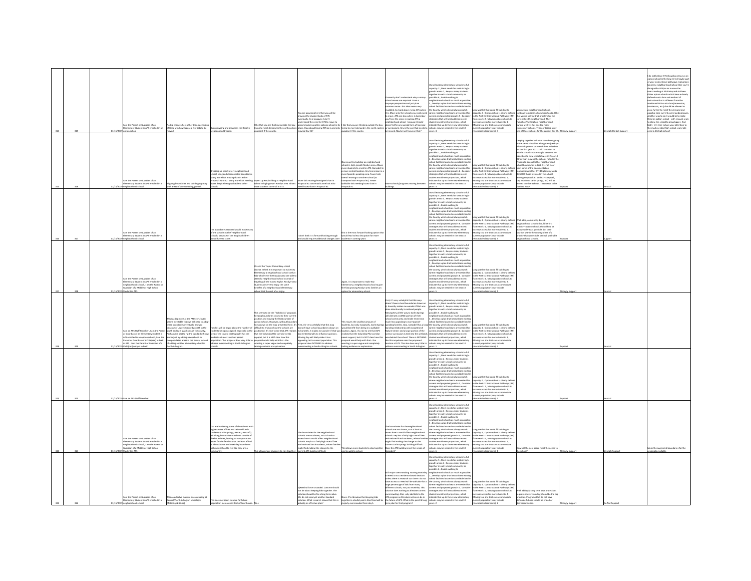| | | | | | | | | | | | | | | | |
|---|---|---|---|---|---|---|---|---|---|---|---|---|---|---|---|
| 314 | 315 | 11/15/2019 | I am the Parent or Guardian of an Elementary Student in APS enrolled in an option school | No big changes here other than opening up of Reed which will cause a few kids to be moved. | Overcrowding and growth in the Rosslyn area is not addressed. | I like that you are thinking outside the box trying to meet demand in the north eastern quadrant if the county. | You are assuming here that you will be growing the student body of ATS eventually. As a taxpayer, I don't understand the need for ATS to move to accommodate another options school in its place. How about leaving ATS as is and only moving Key ES? | I like that you are thinking outside the box trying to meet demand in the north eastern quadrant if the county. | I honestly don't understand why so many school moves are required. From a taxpayer perspective and just plain common sense - this idea seems very muddled. As I said above, keep ATS where it is. Move only the schools you really need to move. ATS can be in (someday you'll see the sense in making ATS a neighborhood school - because it really doesn't offer any special form of learning or curriculum). Key is the one that needs to be moved. Maybe just focus on that? | Use all existing elementary schools to full capacity: 2 , Meet needs for seats in high-growth areas: 1 , Keep as many students together in each school community as possible: 6 , Enable walking to neighborhood schools as much as possible: 7 , Develop a plan that best utilizes existing school facilities located on available land in the County, which do not always match where neighborhood seats are needed for current and projected growth: 5 , Consider strategies that will best address recent student enrollment projections, which indicate that up to three new elementary schools may be needed in the next 10 years: 4 | Long waitlist that could fill building to capacity: 3 , Option school is clearly defined in the PreK-12 Instructional Pathways (IPP) framework: 2 , Moving option schools to increase access for more students: 1 , Moving to a site that can accommodate current population (may include relocatable classrooms): 4 | Making sure neighborhood schools continue to exist in all neighborhoods. I like that you're solving that problem for the current Key ES neighborhood. They Fairfax/Nottingham neighborhood (where we live) has one too many elementary schools. Think of taking away one of those schools for the current Key ES. | Strongly Support | Strongly Do Not Support | I do not believe ATS should continue as an option school in the long term (maybe part of your instructional pathways evaluation). Make it a neighborhood school (like you're doing with ASFS) so as to ease the overcrowding at McKinley and Ashlawn. (Other option schools which have a clearly defined curriculum and method of instruction that is different from the traditional APS curriculum (Immersion, Montessori, etc.) should be allowed to grow further to meet the demand and possibly ease current overcrowding issues. Another way to do it would be to make Reed an option school - with enough seats to allow the school to grow bigger. And lastly - it's time to turn your attention to the much needed high school seats! We need a 4th high school! |
| 315 | 316 | 11/15/2019 | I am the Parent or Guardian of an Elementary Student in APS enrolled in a neighborhood school | Aligning boundaries and building capacity with areas of overcrowding/growth. | Breaking up newly every neighborhood school. Long and disconnected boundaries. Many more kids moving than in either Proposal #1 or #2. Many more kids needing buses despite being walkable to other schools. | Opens up Key building as neighborhood school in high-growth Rosslyn area. Allows more students to enroll in ATS. | More kids moving/reassigned than in Proposal #2. More walk zone kids who need buses than in Proposal #2. | Opens up Key building as neighborhood school in high-growth Rosslyn area. Allows more students to enroll in ATS. Campbell in a more central location. Key Immersion in a more Spanish-speaking area. Fewer kids overall moving to another school (as compared with Proposal #1). Fewer walkable kids needing buses than in Proposal #1. | More schools/programs moving between buildings. | Use all existing elementary schools to full capacity: 5 , Meet needs for seats in high-growth areas: 2 , Keep as many students together in each school community as possible: 1 , Enable walking to neighborhood schools as much as possible: 6 , Develop a plan that best utilizes existing school facilities located on available land in the County, which do not always match where neighborhood seats are needed for current and projected growth: 4 , Consider strategies that will best address recent student enrollment projections, which indicate that up to three new elementary schools may be needed in the next 10 years: 3 | Long waitlist that could fill building to capacity: 2 , Option school is clearly defined in the PreK-12 Instructional Pathways (IPP) framework: 4 , Moving option schools to increase access for more students: 1 , Moving to a site that can accommodate current population (may include relocatable classrooms): 3 | Keeping together kids who have been going to the same school for a long time (perhaps allow 5th graders to attend their old school for the first year 2021-22? Transition to middle school sucks enough; better to not transition to new schools twice in 2 years.). Other than moving the schools noted in the Proposals, keep all other neighborhood school boundaries in tact. It's not clear from some of the documentation (numbers) whether OTHER planning units (BESIDES those involved in the school moving Proposals #1 and #2 - campbell, key, mckinley, carlin springs, etc) will be moved to other schools. That needs to be clarified ASAP. | Support | Neutral | |
| 316 | 317 | 11/15/2019 | I am the Parent or Guardian of an Elementary Student in APS enrolled in a neighborhood school | | The boundaries required would make many of the schools not be "neighborhood schools" because of the lengths children would have to travel | | I don't think it's forward-looking enough and would require additional changes later | This is the most forward-looking option that would lead to less disruption for more students in coming years | | Use all existing elementary schools to full capacity: 4 , Meet needs for seats in high-growth areas: 3 , Keep as many students together in each school community as possible: 1 , Enable walking to neighborhood schools as much as possible: 2 , Develop a plan that best utilizes existing school facilities located on available land in the County, which do not always match where neighborhood seats are needed for current and projected growth: 6 , Consider strategies that will best address recent student enrollment projections, which indicate that up to three new elementary schools may be needed in the next 10 years: 5 | Long waitlist that could fill building to capacity: 1 , Option school is clearly defined in the PreK-12 Instructional Pathways (IPP) framework: 4 , Moving option schools to increase access for more students: 2 , Moving to a site that can accommodate current population (may include relocatable classrooms): 3 | Walk-able, community based, neighborhood schools should be first priority - option schools should hold as many students as possible, but there location within the county is less of a priority than accessible, central, walkable neighborhood schools. | Support | Support | |
| 317 | 318 | 11/15/2019 | I am the Parent or Guardian of an Elementary Student in APS enrolled in a neighborhood school , I am the Parent or Guardian of a Middle or High School Student in APS | | | I live in the Taylor Elementary school district. I think it is important to make Key Elementary a neighborhood school so that kids who live in the Rosslyn area are able to attend a neighborhood school instead of traveling all the way to Taylor. Rosslyn area students deserve to enjoy the same benefits of a neighborhood elementary school that the rest of us enjoy. | | Again, it is important to make Key Elementary a neighborhood school to give the fast-growing Rosslyn area families an option for elementary school. | | Use all existing elementary schools to full capacity: 3 , Meet needs for seats in high-growth areas: 1 , Keep as many students together in each school community as possible: 2 , Enable walking to neighborhood schools as much as possible: 4 , Develop a plan that best utilizes existing school facilities located on available land in the County, which do not always match where neighborhood seats are needed for current and projected growth: 6 , Consider strategies that will best address recent student enrollment projections, which indicate that up to three new elementary schools may be needed in the next 10 years: 5 | Long waitlist that could fill building to capacity: 2 , Option school is clearly defined in the PreK-12 Instructional Pathways (IPP) framework: 4 , Moving option schools to increase access for more students: 3 , Moving to a site that can accommodate current population (may include relocatable classrooms): 1 | | Strongly Support | Neutral | |
| 318 | 319 | 11/15/2019 | I am an APS Staff Member , I am the Parent or Guardian of an Elementary Student in APS enrolled in an option school , I am the Parent or Guardian of a Child(ren) in PreK in APS , I am the Parent or Guardian of a Child(ren) not yet in PreK | This is a big move at the PRESENT, but it seems inevitable that we will need to adopt these boundaries eventually anyway because of unprecedented growth in the south and east quadrants of the county. Perhaps it's best to rip the bandaid off now and adjust by adding new schools in overpopulated areas in the future, instead of adding another elementary school in North Arlington. | Families will be angry about the number of students being reassigned, especially in the area of the county that typically has the loudest and most involved parent population. This proposal does very little to address overcrowding in south Arlington schools. | This seems to be the "Stakeholders" proposal, keeping boundaries closest to their current position and moving the least number of option schools. However, without boundary lines drawn on the map presented here, it's difficult to envision how the schools are positioned. It's nice to see that APS realizes that the Columbia Pike corridor needs support, but it is NOT clear how this proposal would help with that - the wording is super vague and completely lacking evidence or explanation. | First, it's very unhelpful that this map doesn't have school boundaries drawn on it; honestly, it makes me wonder if that was done intentionally to influence opinions. Moving Key will likely make it less appealing to its current population. This proposal does NOTHING to address overcrowding in South Arlington schools. | This moves the smallest amount of students, but only marginally. Carlin Springs would benefit from being in a walkable location. Again, it's nice to see that APS realizes that the Columbia Pike corridor needs support, but it is NOT clear how this proposal would help with that - the wording is super vague and completely lacking evidence or explanation. | First, it's very unhelpful that this map doesn't have school boundaries drawn on it; honestly makes me wonder if that was done intentionally to mislead people. Moving Key all the way to Carlin Springs will alienate a LARGE portion of their school community and make immersion much less appealing to non-Spanish speaking families. Also, Campbell has a long standing relationship with Long Branch Nature Center and a large portion of the science curriculum is tied into the wetlands area behind the school. There is NOTHING like this anywhere near the proposed location at Carlin Springs. This also does very little to address overcrowding in South Arlington. | Use all existing elementary schools to full capacity: 3 , Meet needs for seats in high-growth areas: 2 , Keep as many students together in each school community as possible: 5 , Enable walking to neighborhood schools as much as possible: 1 , Develop a plan that best utilizes existing school facilities located on available land in the County, which do not always match where neighborhood seats are needed for current and projected growth: 6 , Consider strategies that will best address recent student enrollment projections, which indicate that up to three new elementary schools may be needed in the next 10 years: 4 | Long waitlist that could fill building to capacity: 4 , Option school is clearly defined in the PreK-12 Instructional Pathways (IPP) framework: 1 , Moving option schools to increase access for more students: 2 , Moving to a site that can accommodate current population (may include relocatable classrooms): 3 | | Support | Neutral | |
| 319 | 320 | 11/15/2019 | I am an APS Staff Member | | | | | | | Use all existing elementary schools to full capacity: 1 , Meet needs for seats in high-growth areas: 2 , Keep as many students together in each school community as possible: 5 , Enable walking to neighborhood schools as much as possible: 6 , Develop a plan that best utilizes existing school facilities located on available land in the County, which do not always match where neighborhood seats are needed for current and projected growth: 4 , Consider strategies that will best address recent student enrollment projections, which indicate that up to three new elementary schools may be needed in the next 10 years: 3 | Long waitlist that could fill building to capacity: 2 , Option school is clearly defined in the PreK-12 Instructional Pathways (IPP) framework: 4 , Moving option schools to increase access for more students: 1 , Moving to a site that can accommodate current population (may include relocatable classrooms): 3 | | Support | Neutral | |
| 320 | 321 | 11/15/2019 | I am the Parent or Guardian of an Elementary Student in APS enrolled in a neighborhood school , I am the Parent or Guardian of a Middle or High School Student in APS | | You are burdening some of the schools with highest rates of free and reduced lunch students (Carlin Springs, Barrett, Barcroft) with long boundaries or schools outside of the boundaries, leading to transportation issues for the families that can least afford it. The Ashlawn and McKinley boundaries will make it hard to feel like they are a community. | This allows more students to stay together. | The boundaries for the neighborhood schools are not shown, so it is hard to assess how it would affect neighborhood schools. Key has a fairly high rate of free and reduced lunch students, whose families might find making the change to the current ATS building difficult. | This allows more students to stay together and to walk to school. | The boundaries for the neighborhood schools are not shown, so it is hard to assess how it would affect neighborhood schools. Key has a fairly high rate of free and reduced lunch students, whose families might find making the change to the current Carlin Springs building difficult. Does the ATS building meet the needs of Campbell? | Use all existing elementary schools to full capacity: 2 , Meet needs for seats in high-growth areas: 4 , Keep as many students together in each school community as possible: 1 , Enable walking to neighborhood schools as much as possible: 3 , Develop a plan that best utilizes existing school facilities located on available land in the County, which do not always match where neighborhood seats are needed for current and projected growth: 5 , Consider strategies that will best address recent student enrollment projections, which indicate that up to three new elementary schools may be needed in the next 10 years: 6 | Long waitlist that could fill building to capacity: 2 , Option school is clearly defined in the PreK-12 Instructional Pathways (IPP) framework: 4 , Moving option schools to increase access for more students: 3 , Moving to a site that can accommodate current population (may include relocatable classrooms): 1 | How will the new space meet the needs to the school? | Strongly Support | Strongly Support | Make the suggested boundaries for the proposals available |
| 321 | 322 | 11/15/2019 | I am the Parent or Guardian of an Elementary Student in APS enrolled in a neighborhood school | This could solve massive overcrowding at Central/North Arlington schools (ie McKinley & Glebe) | This does not seem to solve for future population increases in Roslyn/Courthouse. | None | 1)Reed still over crowded. Concern should not be about keeping kids together. The solution should be for a long term solve. We do not need yet another bandaid solution. What research shows that this is actually an effective plan? | None. It's ridiculous that keeping kids together is a bullet point. Also Reed will be majorly overcrowded from day 1. | Still major overcrowding. Moving McKinley to Reed is not a evidence based decision unless there is research out there I do not have access to. Reed will be walkable for a large percentage of kids from many different schools, not just McKinley. This solution does nothing to alleviate current overcrowding. Also- why add kids to the ATS program as this does not seem be in the future of APS. What is the point & long term plan for that program? | Use all existing elementary schools to full capacity: 5 , Meet needs for seats in high-growth areas: 4 , Keep as many students together in each school community as possible: 6 , Enable walking to neighborhood schools as much as possible: 1 , Develop a plan that best utilizes existing school facilities located on available land in the County, which do not always match where neighborhood seats are needed for current and projected growth: 3 , Consider strategies that will best address recent student enrollment projections, which indicate that up to three new elementary schools may be needed in the next 10 years: 2 | Long waitlist that could fill building to capacity: 3 , Option school is clearly defined in the PreK-12 Instructional Pathways (IPP) framework: 1 , Moving option schools to increase access for more students: 4 , Moving to a site that can accommodate current population (may include relocatable classrooms): 2 | Walkability & Long term seat projections to prevent overcrowding should be the top priorities. Programs that do not have definable futures should be ended or decreased in size. | Strongly Support | Do Not Support | |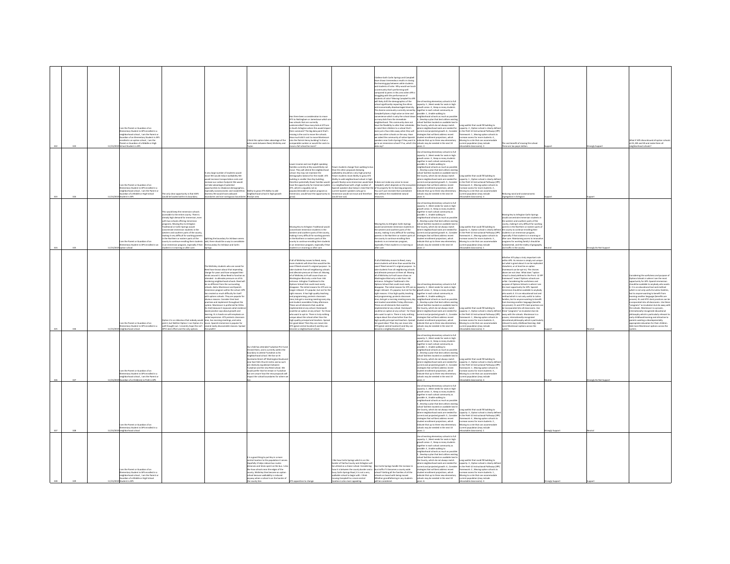| | | | | | | | | | | | | | | | |
|---|---|---|---|---|---|---|---|---|---|---|---|---|---|---|---|
| 322 | 323 | 11/15/2019 | I am the Parent or Guardian of an Elementary Student in APS enrolled in a neighborhood school , I am the Parent or Guardian of an Elementary Student in APS enrolled in an option school , I am the Parent or Guardian of a Middle or High School Student in APS | | | I think this option takes advantage of the extra seats between Reed, McKinley and Taylor. | Has there been a consideration to move ATS to Nottingham or Jamestown which are two schools that are currently underenrolled? How many kids at ATS are in South Arlington where this would impact their commute? The big data point that's missing is the cost to move the schools. How much did it cost to move Montessori into the Patrick Henry building? Is that a comparable number or would the costs to move a 'full school be more? | | I believe both Carlin Springs and Campbell have shown tremendous results in closing the learning gap between white students and students of color. Why would we touch a community that's performing well compared to peers in this area when APS is struggling with the performance of students of color? Moving Campbell to ATS will likely shift the demographics of the school significantly impacting the ethnic and economically disadvantaged diversity. The diverse community currently served by Campbell plays a high value on time and convenience which is why the school draws so many kids from the immediate neighborhood. This community does not have the flexibility to alter their schedules to send their children to a school that's even just a few miles away where they will pass two other schools on the way. Have we asked the community of native Spanish speakers near Carlin Springs if they want to go to an immersion school? If so, what's the data say? | Use all existing elementary schools to full capacity: 5 , Meet needs for seats in high-growth areas : 4 , Keep as many students together in each school community as possible: 1 , Enable walking to neighborhood schools as much as possible : 2 , Develop a plan that best utilizes existing school facilities located on available land in the County, which do not always match where neighborhood seats are needed for current and projected growth: 6 , Consider strategies that will best address recent student enrollment projections, which indicate that up to three new elementary schools may be needed in the next 10 years : 3 | Long waitlist that could fill building to capacity: 2 , Option school is clearly defined in the PreK-12 Instructional Pathways (IPP) framework: 1 , Moving option schools to increase access for more students: 4 , Moving to a site that can accommodate current population (may include relocatable classrooms): 3 | The cost benefit of moving the school. These are tax payer dollars. | Support | Strongly Support | What if APS discontinued all option schools at ES, MS and HS and made them all neighborhood schools? |
| 323 | 324 | 11/15/2019 | I am the Parent or Guardian of an Elementary Student in APS enrolled in a neighborhood school , I am the Parent or Guardian of a Middle or High School Student in APS | The only clear opportunity is that ATS would be located within its boundary | A very large number of students would move We would reduce walkability We would increase transportation costs and increase our carbon footprint We would not take advantage of potential opportunities to rebalance demographics, especially socioeconomic and racial/ethnic diversity We would have awkward boundaries and more contiguous boundaries | Ability to grow ATS Ability to add neighborhood school in high-growth Rosslyn area | Lower income and non-English speaking families currently at Key would likely not move. They will attend the neighborhood school. Key may not maintain the demographic balance for the model. ATS building is smaller than Key building; therefore potentially fewer families would have the opportunity for immersion (while ATS, which is arguably not as popular/desirable an option program as immersion, would have the opportunity to grow). | Fewer students change from walking to bus than the other proposals (keeping walkability should be a very high priority) Fewer students move Ability to grow ATS Ability to add neighborhood school in high-growth Rosslyn area Immersion would land in a neighborhood with a high number of Spanish speakers (but keep in mind that the current Spanish speakers who go to immersion would not move and therefore would lose out) | It does not make any sense to move Campbell, which depends on the ecosystem of its property for its learning programs. You can't just recreate that somewhere else without the established natural resources. | Use all existing elementary schools to full capacity: 2 , Meet needs for seats in high-growth areas : 3 , Keep as many students together in each school community as possible: 4 , Enable walking to neighborhood schools as much as possible : 1 , Develop a plan that best utilizes existing school facilities located on available land in the County, which do not always match where neighborhood seats are needed for current and projected growth: 5 , Consider strategies that will best address recent student enrollment projections, which indicate that up to three new elementary schools may be needed in the next 10 years : 6 | Long waitlist that could fill building to capacity: 1 , Option school is clearly defined in the PreK-12 Instructional Pathways (IPP) framework: 4 , Moving option schools to increase access for more students: 2 , Moving to a site that can accommodate current population (may include relocatable classrooms): 3 | Reducing racial and socioeconomic segregation in Arlington | Support | Support | |
| 324 | 325 | 11/15/2019 | I am the Parent or Guardian of an Elementary Student in APS enrolled in an option school | This would keep the immersion schools accessible to the entire county. There is already high demand for immersion, even with two schools offering immersion programs. Moving Key to Arlington Traditional or Carlin Springs would concentrate immersion students in the western and southern parts of the county, making it very difficult for working parents in the Northern or eastern parts of the county to continue enrolling their students in an immersion program, especially if that student is in morning or after care. | Splitting the boundary for Ashlawn seems odd, there should be a way to consolidate the boundary for Ashlawn and Carlin Springs. | | Moving Key to Arlington Traditional would concentrate immersion students in the western and southern parts of the county, making it very difficult for working parents in the Northern or eastern parts of the county to continue enrolling their students in an immersion program, especially if that student is in morning or after care. | | Moving Key to Arlington Carlin Springs would concentrate immersion students in the western and southern parts of the county, making it very difficult for working parents in the Northern or eastern parts of the county to continue enrolling their students in an immersion program, especially if that student is in morning or after care. | Use all existing elementary schools to full capacity: 3 , Meet needs for seats in high-growth areas : 4 , Keep as many students together in each school community as possible: 1 , Enable walking to neighborhood schools as much as possible : 5 , Develop a plan that best utilizes existing school facilities located on available land in the County, which do not always match where neighborhood seats are needed for current and projected growth: 6 , Consider strategies that will best address recent student enrollment projections, which indicate that up to three new elementary schools may be needed in the next 10 years : 2 | Long waitlist that could fill building to capacity: 3 , Option school is clearly defined in the PreK-12 Instructional Pathways (IPP) framework: 4 , Moving option schools to increase access for more students: 2 , Moving to a site that can accommodate current population (may include relocatable classrooms): 1 | Moving Key to Arlington Carlin Springs would concentrate immersion students in the western and southern parts of the county, making it very difficult for working parents in the Northern or eastern parts of the county to continue enrolling their students in an immersion program, especially if that student is in morning or after care. Maintaining access to innovative programs for working family's should be fundamental, and the reality of geography and traffic in the county. | Neutral | Strongly Do Not Support | |
| 325 | 326 | 11/15/2019 | I am the Parent or Guardian of an Elementary Student in APS enrolled in a neighborhood school | Option 2 is so ridiculous that nobody would pick it, but Neither Option 1 nor Option 2 is well thought out. I sincerely hope this isn't APS's best effort and the only options. | The McKinley students who are slated for Reed have known about that impending change for years and have wrapped their minds around it. Allow Reed to function as intended - to alleviate pressure on all its bordering neighborhood schools. Reed will be no different from the surrounding schools. Add a Montessori and Spanish immersion program within the school. APS has created so much difficulty for itself with options schools. They are popular for obvious reasons. Consider their best practices and implement throughout the system. Montessori is preferred for littles (to 2nd) because it espouses what evidence-based practice says about growth and learning. EL is hands-on with emphasis on verbal expression. ATS protects classroom time, has morning meetings, and extra music. Spanish immersion is popular for several easily discoverable reasons. Spread the wealth! | | If all of McKinley moves to Reed, many more students will drive than would be the case if Reed served it's original purpose - to take students from all neighboring schools and alleviate pressure at them all. Moving all of McKinley to R will cause chaos on Washington Blvd only a mile from Hill entrance. Arlington Traditional is the Options School that could most easily disappear. The initial reason for ATS are no longer relevant. It's popular, but not for the right reasons. It has high quality teaching and programming, protects classroom time, kids get a morning meeting every day and student assemblies Friday afternoon. These are all elements that could be implemented at any school. Homework could be an option at any school - for those who want to opt in. There is truly nothing unique about the school other than the high-quality principal and teachers. Spread her good ideas! Then Key can move into ATS (great central location!) and Key can become a neighborhood school. | | If all of McKinley moves to Reed, many more students will drive than would be the case if Reed served it's original purpose - to take students from all neighboring schools and alleviate pressure at them all. Moving all of McKinley to R will cause chaos on Washington Blvd only a mile from Hill entrance. Arlington Traditional is the Options School that could most easily disappear. The initial reason for ATS are no longer relevant. It's popular, but not for the right reasons. It has high quality teaching and programming, protects classroom time, kids get a morning meeting every day and student assemblies Friday afternoon. These are all elements that could be implemented at any school. Homework could be an option at any school - for those who want to opt in. There is truly nothing unique about the school other than the high-quality principal and teachers. Spread her good ideas! Then Key can move into ATS (great central location!) and Key can become a neighborhood school. | Use all existing elementary schools to full capacity: 4 , Meet needs for seats in high-growth areas : 2 , Keep as many students together in each school community as possible: 3 , Enable walking to neighborhood schools as much as possible : 1 , Develop a plan that best utilizes existing school facilities located on available land in the County, which do not always match where neighborhood seats are needed for current and projected growth: 5 , Consider strategies that will best address recent student enrollment projections, which indicate that up to three new elementary schools may be needed in the next 10 years : 6 | Long waitlist that could fill building to capacity: 2 , Option school is clearly defined in the PreK-12 Instructional Pathways (IPP) framework: 1 , Moving option schools to increase access for more students: 4 , Moving to a site that can accommodate current population (may include relocatable classrooms): 3 | Whether ATS plays a truly important role within APS. Its mission is simply not unique but what is great about it can be replicated elsewhere, or at least be an option (homework can be opt-in). The choices above are not clear. What does "option school is clearly defined in the PreK-12 IPP framework" mean? Options schools are unfair. Considering the usefulness and purpose of Options schools is where I see the most opportunity for APS. Spanish immersion should be available to anybody who wants it. It is an educational tool and method which is not only useful to Latinx families, but to anyone wanting to benefit from learning another language (benefits are proven). EL and ATS's best practices can be incorporated into all classrooms. Use these "programs" as incubators but do away with the schools. Montessori is a proven, internationally-recognized educational philosophy which is particularly relevant to early childhood learning. Add more Montessori options across the system. | Support | Neutral | Considering the usefulness and purpose of Options Schools is where I see the most opportunity for APS. Spanish immersion should be available to anybody who wants it. It is an educational tool and method which is not only useful to Latinx families, but to anyone wanting to benefit from learning another language (benefits are proven). EL and ATS's best practices can be incorporated into all classrooms. Use these "programs" as incubators but do away with the schools. Montessori is a proven, internationally-recognized educational philosophy which is particularly relevant to early childhood learning and attractive to parents seeking a developmentally appropriate education for their children. Add more Montessori options across the system. |
| 326 | 327 | 11/15/2019 | I am the Parent or Guardian of an Elementary Student in APS enrolled in a neighborhood school , I am the Parent or Guardian of a Child(ren) in PreK in APS | | | Our child has attended Tuckahoe Pre-K and thrived there, and is currently within the boundary to attend Tuckahoe as his neighborhood school. We live on N Quintana Street off Washington Boulevard near East Falls Church metro and as such are relatively equidistant between Tuckahoe and the new Reed school. We would prefer that he remain in Tuckahoe but are unsure how the new proposals will impact the school boundaries for where we live. | | | | Use all existing elementary schools to full capacity: 6 , Meet needs for seats in high-growth areas : 4 , Keep as many students together in each school community as possible: 2 , Enable walking to neighborhood schools as much as possible : 1 , Develop a plan that best utilizes existing school facilities located on available land in the County, which do not always match where neighborhood seats are needed for current and projected growth: 5 , Consider strategies that will best address recent student enrollment projections, which indicate that up to three new elementary schools may be needed in the next 10 years : 3 | Long waitlist that could fill building to capacity: 1 , Option school is clearly defined in the PreK-12 Instructional Pathways (IPP) framework: 2 , Moving option schools to increase access for more students: 4 , Moving to a site that can accommodate current population (may include relocatable classrooms): 3 | | Neutral | Strongly Do Not Support | |
| 327 | 328 | 11/15/2019 | I am the Parent or Guardian of an Elementary Student in APS enrolled in a neighborhood school | | | | | | | Use all existing elementary schools to full capacity: 2 , Meet needs for seats in high-growth areas : 3 , Keep as many students together in each school community as possible: 6 , Enable walking to neighborhood schools as much as possible : 4 , Develop a plan that best utilizes existing school facilities located on available land in the County, which do not always match where neighborhood seats are needed for current and projected growth: 5 , Consider strategies that will best address recent student enrollment projections, which indicate that up to three new elementary schools may be needed in the next 10 years : 1 | Long waitlist that could fill building to capacity: 3 , Option school is clearly defined in the PreK-12 Instructional Pathways (IPP) framework: 4 , Moving option schools to increase access for more students: 1 , Moving to a site that can accommodate current population (may include relocatable classrooms): 2 | | Strongly Support | Neutral | |
| 328 | 329 | 11/15/2019 | I am the Parent or Guardian of an Elementary Student in APS enrolled in a neighborhood school , I am the Parent or Guardian of a Middle or High School Student in APS | | | It is a good thing to put Key in a more central location to the population it serves. Hopefully it helps reduce bus routes distances and times spent on the bus. I also like how schools near the edges of the county, McKinley then become an option school because walkability is reduced anyway when a school is on the border of the county line. | ATS opposition to change. | I like how Carlin Springs which is on the border of Fairfax County and Arlington will be utilized as a choice school. Considering how it is between the county border and a busy Carlin Springs Road, it is not a very walkable school to begin with. I think moving Campbell to a more central location is also more appealing. | Can Carlin Springs handle the increase in bus traffic if it becomes a county wide school? Getting all the families of all the schools on board with being moved. Whether grandfathering in any students will be considered. | Use all existing elementary schools to full capacity: 3 , Meet needs for seats in high-growth areas : 1 , Keep as many students together in each school community as possible: 2 , Enable walking to neighborhood schools as much as possible : 5 , Develop a plan that best utilizes existing school facilities located on available land in the County, which do not always match where neighborhood seats are needed for current and projected growth: 4 , Consider strategies that will best address recent student enrollment projections, which indicate that up to three new elementary schools may be needed in the next 10 years : 6 | Long waitlist that could fill building to capacity: 4 , Option school is clearly defined in the PreK-12 Instructional Pathways (IPP) framework: 3 , Moving option schools to increase access for more students: 1 , Moving to a site that can accommodate current population (may include relocatable classrooms): 2 | | Strongly Support | Support | |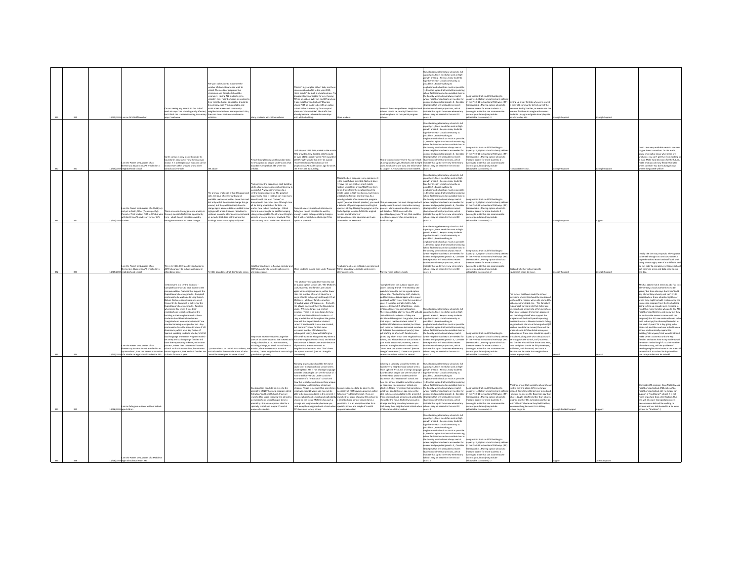| | | | | | | | | | | | | | | | |
|---|---|---|---|---|---|---|---|---|---|---|---|---|---|---|---|
| 329 | 330 | 11/15/2019 | I am an APS Staff Member | I'm not seeing any benefit to this. I don't work at any of the schools greatly affected, but I think the scenario is wrong in so many ways. See below. | We want to be able to maximize the number of students who can walk to school. The needs of programs like Immersion and Campbell should be secondary. Having ALL students go to school in their neighborhoods or as close to their neighborhoods as possible should be the primary goal. This is equitable and builds a better sense of community. Neighborhood schools are important! Also, the extra busses cost more and create pollution. | Many students will still be walkers. | This isn't a great plan either! Why are there concerns about ATS? In the year 2019, there shouldn't be such a school anyhow. I'm disappointed in Arlington for even having ATS as an option. Why not end ATS and use it as a neighborhood school? Changes should NOT be made to benefit an option school. What is meant by future capital plans on Columbia Pike? The traffic has already become unbearable some days with all the building. | More walkers. | Some of the same problems. Neighborhood schools should be priority! There is too much emphasis on the special program schools. | Use all existing elementary schools to full capacity: 6 , Meet needs for seats in high-growth areas: 2 , Keep as many students together in each school community as possible: 5 , Enable walking to neighborhood schools as much as possible: 1 , Develop a plan that best utilizes existing school facilities located on available land in the County, which do not always match where neighborhood seats are needed for current and projected growth: 3 , Consider strategies that will best address recent student enrollment projections, which indicate that up to three new elementary schools may be needed in the next 10 years: 4 | Long waitlist that could fill building to capacity: 4 , Option school is clearly defined in the PreK-12 Instructional Pathways (IPP) framework: 2 , Moving option schools to increase access for more students: 1 , Moving to a site that can accommodate current population (may include relocatable classrooms): 3 | Setting up a way for kids who were routed in their old community to feel part of the new one. Buddy families, or events over the summer for them to mingle with current students - playground grade level playdate on a Saturday, etc. | Strongly Support | Strongly Support | |
| 330 | 331 | 11/15/2019 | I am the Parent or Guardian of an Elementary Student in APS enrolled in a neighborhood school | Carlin springs is only located outside its boundaries because of how the map was drawn. It is a disingenuous map and can be drawn many other ways to show other schools unfavorably. | See above | Please show planning unit boundary data for this option so people understand what boundaries might look like when this unfolds. | Look at your 2019 data posted in the matrix YOU provided. Key, located at ATS would be over 140% capacity while Fleet would be at 80%? Why would that even be a good recommendation? Look back at the projections APS made 5 years ago for 2019, the errors are astounding. | | This is too much movement. You can't look at a map and say yes, this looks like it might work. You have to use data and information to support it. Your analysis is non existent. | Use all existing elementary schools to full capacity: 1 , Meet needs for seats in high-growth areas: 2 , Keep as many students together in each school community as possible: 4 , Enable walking to neighborhood schools as much as possible: 5 , Develop a plan that best utilizes existing school facilities located on available land in the County, which do not always match where neighborhood seats are needed for current and projected growth: 3 , Consider strategies that will best address recent student enrollment projections, which indicate that up to three new elementary schools may be needed in the next 10 years: 6 | Long waitlist that could fill building to capacity: 3 , Option school is clearly defined in the PreK-12 Instructional Pathways (IPP) framework: 1 , Moving option schools to increase access for more students: 2 , Moving to a site that can accommodate current population (may include relocatable classrooms): 4 | Transportation costs. | Strongly Support | Strongly Support | Don't take away walkable seats in one area to give them to another. Do the math, study who walks, know what areas are walkable, you can't get that from looking at a map. Make hard decisions for the future, make what you do now flexible for later when possible. You don't always know where the growth will be. |
| 331 | 332 | 11/15/2019 | I am the Parent or Guardian of a Child(ren) not yet in PreK-12th (Please specify) : Parent of PreK student NOT in APS but who will start K in APS next year; former APS student | There are more. Voicing parental anxiety is the only possible forfeited opportunity here - which I don't consider a worthy enough reason NOT to make changes. | The primary challenge is that this approach kicks the issue of overcrowding and available seats even further down the road. Not only will all boundaries change this go around, but they will inevitably have to change again as more kids are added to our high growth areas. It seems ridiculous to continue to create attendance zones based on a model that does not fit where the buildings in our county physically are! | * Maximizing the capacity of each building, while allowing one option school to grow is wonderful. * Moving immersion to a central location is great! The greatest opportunity here is that we can map many benefits with the least "moves", or disruption to the status quo. Although I am all for doing what is best for kids - no matter how radical the change - I think there is something to be said for keeping change manageable. We all know Arlington parents are vocal and over-involved. This solution may result in the least blowback. | Potential anxiety is real and ridiculous in Arlington. I don't consider it a worthy enough reason to forgo making changes. But it will certainly be a challenge if this option is pursued. | This is the best proposal in my opinion as it is the most future-oriented. Not only does it move the kids that are most mobile (option school kids are ALREADY less likely to be drawn from the neighborhood) to create space in high-need areas, but it does what is best for kids and learning. As a proud graduate of an immersion program myself (a native Spanish speaker), you need a balance of Spanish speakers and English speakers at Key. Placing the program in the Carlin Springs location fulfills the original mission and structure of bilingual/immersion education as it was intended to be executed. | This plan requires the most change and will surely cause the most commotion among parents. More opposition than a concern, will teachers ALSO move with the specialized programs? If so, that could be a legitimate concern for preventing so much change. | Use all existing elementary schools to full capacity: 2 , Meet needs for seats in high-growth areas: 3 , Keep as many students together in each school community as possible: 5 , Enable walking to neighborhood schools as much as possible: 4 , Develop a plan that best utilizes existing school facilities located on available land in the County, which do not always match where neighborhood seats are needed for current and projected growth: 6 , Consider strategies that will best address recent student enrollment projections, which indicate that up to three new elementary schools may be needed in the next 10 years: 1 | Long waitlist that could fill building to capacity: 3 , Option school is clearly defined in the PreK-12 Instructional Pathways (IPP) framework: 4 , Moving option schools to increase access for more students: 1 , Moving to a site that can accommodate current population (may include relocatable classrooms): 2 | | Strongly Support | Support | |
| 332 | 333 | 11/15/2019 | I am the Parent or Guardian of an Elementary Student in APS enrolled in a neighborhood school | This is terrible. Only positive is change to ASFS's boundary to include walk zone in attendance zone. | Terrible boundaries that don't make sense. | Neighborhood seats in Rosslyn corridor and ASFS's boundary to include walk zone in attendance zone. | More students moved than under Proposal 2 | Neighborhood seats in Rosslyn corridor and ASFS's boundary to include walk zone in attendance zone. | Moving more option schools | Use all existing elementary schools to full capacity: 4 , Meet needs for seats in high-growth areas: 2 , Keep as many students together in each school community as possible: 3 , Enable walking to neighborhood schools as much as possible: 1 , Develop a plan that best utilizes existing school facilities located on available land in the County, which do not always match where neighborhood seats are needed for current and projected growth: 6 , Consider strategies that will best address recent student enrollment projections, which indicate that up to three new elementary schools may be needed in the next 10 years: 5 | Long waitlist that could fill building to capacity: 4 , Option school is clearly defined in the PreK-12 Instructional Pathways (IPP) framework: 3 , Moving option schools to increase access for more students: 1 , Moving to a site that can accommodate current population (may include relocatable classrooms): 2 | Cost and whether school specific equipment needs to move. | Strongly Support | Strongly Support | I really like the two proposals. They appear to be well-thought out and data-driven. I hope the School Board and staff stick with doing what is right, even if it is difficult, and do not cater to complainers. Change is hard but common sense and data need to rule the day. |
| 333 | 334 | 11/15/2019 | I am the Parent or Guardian of an Elementary Student in APS enrolled in an option school , I am the Parent or Guardian of a Middle or High School Student in APS | -ATS remains in a central location -Campbell continues to have access to the campus outdoor features that support the Expeditionary Learning model -Campbell continues to be walkable to Long Branch Nature Center, a county resource used frequently by Campbell in delivering the Expeditionary Learning model -Families who joined Key when it was their neighborhood school continue at the building in their neighborhood -- these students should be included when "neighborhood elementary students" are counted as being reassigned or not -Key continues to have the space to house 2 VPI classrooms, which are a key feeder of Spanish speaking students into Key's 50-50 dual language Immersion Program model -McKinley and Carlin Springs families will have the opportunity to know, within one process, where their children will attend school. With the moves first, boundaries second approach, McK and CS families are in limbo for over a year. | 2,959 students, or 22% of ELL students, are not included in the considerations of who "would be reassigned to a new school" | Keep more McKinley students together (40% of McKinley students live in Reed walk zone); Allow about 100 more students, including siblings, to enroll in ATS from its waitlist; Place Immersion in a central location; Create neighborhood seats in high growth Rosslyn area; | -The McKinley site was determined to not be a good option school site -The McKinley staff, students, and families are tasked again with a major upheaval, within fewer than the number of years it takes for a single child to fully progress through K-5 at McKinley. -McKinley families must go through 2 years of this process -- first with the Reeves stage and then the Boundaries stage. -ATS is no longer in a central location -There is no stated plan for how ATS will add 100 additional students -- if they are distributed throughout the grades, how will that impact teacher:student ratios? If additional K classes are created, but there isn't room for that same increased number of K classes the subsequent year(s), how will staffing be affected? -Families who joined Key when it was their neighborhood school, and whose decision was at least in part made because of proximity, are not counted as neighborhood students who "don't have the option to move" (see Ms. Skeigh's comments) | | -Campbell loses the outdoor spaces and access to Long Branch -The McKinley site was determined to not be a good option school site -The McKinley staff, students, and families are tasked again with a major upheaval, within fewer than the number of years it takes for a single child to fully progress through K-5 at McKinley. -stage -ATS is no longer in a central location -There is no stated plan for how ATS will add 100 additional students -- if they are distributed throughout the grades, how will that impact teacher:student ratios? If additional K classes are created, but there isn't room for that same increased number of K classes the subsequent year(s), how will staffing be affected? -Families who joined Key when it was their neighborhood school, and whose decision was at least in part made because of proximity, are not counted as neighborhood students who "don't have the option to move" (see Ms. Skeigh's comments) -There is no Spanish Immersion school in N Arl or central | Use all existing elementary schools to full capacity: 6 , Meet needs for seats in high-growth areas: 3 , Keep as many students together in each school community as possible: 2 , Enable walking to neighborhood schools as much as possible: 5 , Develop a plan that best utilizes existing school facilities located on available land in the County, which do not always match where neighborhood seats are needed for current and projected growth: 4 , Consider strategies that will best address recent student enrollment projections, which indicate that up to three new elementary schools may be needed in the next 10 years: 1 | Long waitlist that could fill building to capacity: 4 , Option school is clearly defined in the PreK-12 Instructional Pathways (IPP) framework: 1 , Moving option schools to increase access for more students: 3 , Moving to a site that can accommodate current population (may include relocatable classrooms): 2 | The factors that have made the school successful where it is should be considered, as should the reasons why a site started the option program it did. (i.e. - The Campbell EL approach turned a site that failed as a neighborhood school into a thriving school. Key's dual language Immersion approach -- and the bilingual staff who support the program and the local Spanish-speaking families it serves -- likewise turned a failing neighborhood school into a thriving school.) If a school needs to be moved, there will be pros and cons. APS has listed some pros, but not cons. These cons should be equally articulated, along with what the plans will be to support the school, staff, students, and families who will face those losses. Pros, cons, and plans should be fully developed, publicized, and discussed, and THEN a decision can be made that weighs these factors appropriately. | Neutral | Neutral | APS has stated that it needs to add 3 elementary schools within the next 10 years," but then also says that it can't add any elementary schools, and can't try to predict where those schools might be or where they might be built. Is dislocating the Immersion program from the Key building going to free up enough seats (keeping in mind that many families who go to Key ARE neighborhood families, and many feel they do not have the means to move with the program) that NO new seats will need to be built in Rosslyn/Courthouse/Clarendon in the next 10 years? Or is Key going to be displaced, and then we have to build a new school or chronically expand the building/site anyway? And would it at least make sense to connect with the Key families and count how many students will move from that building? If a sizable number of students stay, will the problem of needing neighborhood seats in the area still remain? Will 3-5 school be displaced but the core problem not be solved? |
| 334 | 335 | 11/16/2019 | I am an Arlington resident without school age children | | | Consideration needs to be given to the possibility of NOT having a program called Arlington Traditional School. If we are crunched for space changing this school to a neighborhood school has got to be a possibility. It is an anomalous idea for a specialty school and maybe it's useful purpose has ended. | Allowing a specialty school like ATS to be saved over a neighborhood school seems short sighted. ATS is not a foreign language based EL that people can see the value of. I have tried for years to understand the distinction of a "Traditional" school and how this school provides something unique or necessary to elementary school age children. Please remember that sometimes what was good 20 years ago may not be able to be accommodated in the present. I think neighborhood schools and walk ability should be the focus. McKinley has such a strange and long boundary because you took away their neighborhood school when ATS became a lottery school | Consideration needs to be given to the possibility of NOT having a program called Arlington Traditional School. If we are crunched for space changing this school to a neighborhood school has got to be a possibility. It is an anomalous idea for a specialty school and maybe it's useful purpose has ended. | Allowing a specialty school like ATS to be saved over a neighborhood school seems short sighted. ATS is not a foreign language based EL that people can see the value of. I have tried for years to understand the distinction of a "Traditional" school and how this school provides something unique or necessary to elementary school age children. Please remember that sometimes what was good 20 years ago may not be able to be accommodated in the present. I think neighborhood schools and walk ability should be the focus. McKinley has such a strange and long boundary because you took away their neighborhood school when ATS became a lottery school | Use all existing elementary schools to full capacity: 5 , Meet needs for seats in high-growth areas: 3 , Keep as many students together in each school community as possible: 2 , Enable walking to neighborhood schools as much as possible: 1 , Develop a plan that best utilizes existing school facilities located on available land in the County, which do not always match where neighborhood seats are needed for current and projected growth: 6 , Consider strategies that will best address recent student enrollment projections, which indicate that up to three new elementary schools may be needed in the next 10 years: 4 | Long waitlist that could fill building to capacity: 3 , Option school is clearly defined in the PreK-12 Instructional Pathways (IPP) framework: 2 , Moving option schools to increase access for more students: 1 , Moving to a site that can accommodate current population (may include relocatable classrooms): 4 | Whether or not that specialty school should exist in the first place. ATS is no longer needed. Sometimes things have an end and I am sure no one on the Board can say that what is taught at ATS is better than what is taught at other ESs. Arlingtonians that go to ATS like ATS because they feel like they won something because it is a lottery system to get in. | Strongly Do Not Support | Support | Eliminate ATS program. Keep McKinley as a neighborhood school AND make ATS a neighborhood school. We no longer can support a "traditional" school. It is not more important than other factors. Plus this will also save transportation costs because more kids will be walking to schools and less kids bussed to a far away school for "tradition". |
| 335 | 336 | 11/16/2019 | I am the Parent or Guardian of a Middle or High School Student in APS | | | | | | | Use all existing elementary schools to full capacity: 1 , Meet needs for seats in high-growth areas: 3 , Keep as many students together in each school community as possible: 4 , Enable walking to neighborhood schools as much as possible: 6 , Develop a plan that best utilizes existing school facilities located on available land in the County, which do not always match where neighborhood seats are needed for current and projected growth: 2 , Consider strategies that will best address recent student enrollment projections, which indicate that up to three new elementary schools may be needed in the next 10 years: 5 | Long waitlist that could fill building to capacity: 3 , Option school is clearly defined in the PreK-12 Instructional Pathways (IPP) framework: 4 , Moving option schools to increase access for more students: 1 , Moving to a site that can accommodate current population (may include relocatable classrooms): 2 | | Support | Do Not Support | |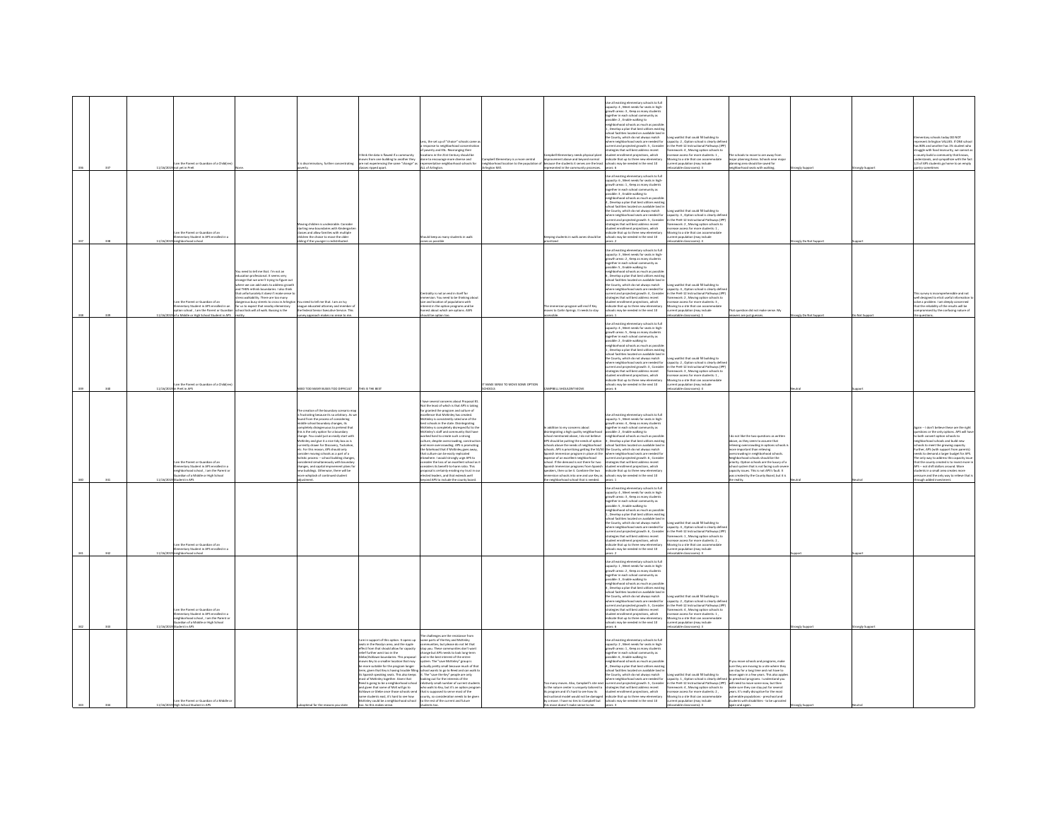| | | | | | | | | | | | | | | | |
|---|---|---|---|---|---|---|---|---|---|---|---|---|---|---|---|
| 336 | 337 | 11/16/2019 | I am the Parent or Guardian of a Child(ren) not yet in PreK | None. | It is discrimination, further concentrating poverty. | I think the data is flawed if a community moves from one building to another they are not experiencing the same "change" as classes ripped apart. | Less, the set up of "choice" schools came as a response to neighborhood concentration of poverty and ESL. Rearranging them locations in the 21st Century should be done to encourage more diverse and representative neighborhood schools for ALL of Arlington. | Campbell Elementary is a more central neighborhood location to the population of Arlington MLS | Campbell Elementary needs physical plant improvement above and beyond normal because the students it serves are the least represented in the community processes. | Use all existing elementary schools to full capacity: 4 , Meet needs for seats in high-growth areas: 3 , Keep as many students together in each school community as possible: 2 , Enable walking to neighborhood schools as much as possible: 1 , Develop a plan that best utilizes existing school facilities located on available land in the County, which do not always match where neighborhood seats are needed for current and projected growth: 5 , Consider strategies that will best address recent student enrollment projections, which indicate that up to three new elementary schools may be needed in the next 10 years: 6 | Long waitlist that could fill building to capacity: 2 , Option school is clearly defined in the PreK-12 Instructional Pathways (IPP) framework: 4 , Moving option schools to increase access for more students: 1 , Moving to a site that can accommodate current population (may include relocatable classrooms): 3 | The schools to move to are away from major planning Areas. Schools near major planning area should be saved for neighborhood seats with walking. | Strongly Support | Strongly Support | Elementary schools today DO NOT represent Arlington VALUES. If ONE school has 80% and another has 1% student who struggle with food insecurity, we cannot as a county build a community that knows, understands, and sympathizes with the fact 1/3 of APS students go home to an empty pantry sometimes. |
| 337 | 338 | 11/16/2019 | I am the Parent or Guardian of an Elementary Student in APS enrolled in a neighborhood school | | Moving children is undesirable. Consider starting new boundaries with Kindergarten classes and allow families with multiple children the choice to move the older sibling if the younger is redistributed. | | Should keep as many students in walk zones as possible | | Keeping students in walk zones should be prioritized | Use all existing elementary schools to full capacity: 6 , Meet needs for seats in high-growth areas: 1 , Keep as many students together in each school community as possible: 3 , Enable walking to neighborhood schools as much as possible: 2 , Develop a plan that best utilizes existing school facilities located on available land in the County, which do not always match where neighborhood seats are needed for current and projected growth: 5 , Consider strategies that will best address recent student enrollment projections, which indicate that up to three new elementary schools may be needed in the next 10 years: 4 | Long waitlist that could fill building to capacity: 3 , Option school is clearly defined in the PreK-12 Instructional Pathways (IPP) framework: 2 , Moving option schools to increase access for more students: 1 , Moving to a site that can accommodate current population (may include relocatable classrooms): 4 | | Strongly Do Not Support | Support | |
| 338 | 339 | 11/16/2019 | I am the Parent or Guardian of an Elementary Student in APS enrolled in an option school , I am the Parent or Guardian of a Middle or High School Student in APS | You need to tell me that. I'm not an education professional. It seems very strange that we aren't trying to figure out where we can add seats to address growth and THEN rethink boundaries. I also think that unfortunately it doesn't make sense to stress walkability. There are too many dangerous busy streets to cross in Arlington for us to expect that nearby elementary school kids will all walk. Bussing is the reality. | You need to tell me that. I am an Ivy League educated attorney and member of the Federal Senior Executive Service. This survey approach makes no sense to me. | | Centrality is not an end in itself for immersion. You need to be thinking about size and location of populations with interest in the option programs and be honest about which are options. ASFS should be option too. | | The immersion program will end if Key moves to Carlin Springs. It needs to stay accessible. | Use all existing elementary schools to full capacity: 3 , Meet needs for seats in high-growth areas: 2 , Keep as many students together in each school community as possible: 5 , Enable walking to neighborhood schools as much as possible: 6 , Develop a plan that best utilizes existing school facilities located on available land in the County, which do not always match where neighborhood seats are needed for current and projected growth: 4 , Consider strategies that will best address recent student enrollment projections, which indicate that up to three new elementary schools may be needed in the next 10 years: 1 | Long waitlist that could fill building to capacity: 4 , Option school is clearly defined in the PreK-12 Instructional Pathways (IPP) framework: 2 , Moving option schools to increase access for more students: 3 , Moving to a site that can accommodate current population (may include relocatable classrooms): 1 | That question did not make sense. My answers are just guesses. | Strongly Do Not Support | Do Not Support | This survey is incomprehensible and not well designed to elicit useful information to solve a problem. I am deeply concerned that the reliability of the results will be compromised by the confusing nature of the questions. |
| 339 | 340 | 11/16/2019 | I am the Parent or Guardian of a Child(ren) in PreK in APS | | NEED TOO MANY BUSES TOO DIFFICULT | THIS IS THE BEST | | IT MAKE SENSE TO MOVE SOME OPTION SCHOOLS | CAMPBELL SHOULDNT MOVE | Use all existing elementary schools to full capacity: 4 , Meet needs for seats in high-growth areas: 3 , Keep as many students together in each school community as possible: 2 , Enable walking to neighborhood schools as much as possible: 1 , Develop a plan that best utilizes existing school facilities located on available land in the County, which do not always match where neighborhood seats are needed for current and projected growth: 5 , Consider strategies that will best address recent student enrollment projections, which indicate that up to three new elementary schools may be needed in the next 10 years: 6 | Long waitlist that could fill building to capacity: 2 , Option school is clearly defined in the PreK-12 Instructional Pathways (IPP) framework: 1 , Moving option schools to increase access for more students: 3 , Moving to a site that can accommodate current population (may include relocatable classrooms): 4 | | Neutral | Support | |
| 340 | 341 | 11/16/2019 | I am the Parent or Guardian of an Elementary Student in APS enrolled in a neighborhood school , I am the Parent or Guardian of a Middle or High School Student in APS | | The creation of the boundary scenario map is frustrating because it is so arbitrary. As we found from the process of considering middle school boundary changes, its completely disingenuous to pretend that this is the only option for a boundary change. You could just as easily start with McKinley and give it a nice tidy box as is currently drawn for Discovery, Tuckahoe, etc. For this reason, APS should only consider moving schools as a part of a holistic process -- school building changes, considered simultaneously with boundary changes, and capital improvement plans for new buildings. Otherwise, there will be more whiplash of continued student adjustment. | | I have several concerns about Proposal #1. Not the least of which is that APS is taking for granted the program and culture of excellence that McKinley has created. McKinley is consistently rated one of the best schools in the state. Disintegrating McKinley is completely disrespectful to the McKinley's staff and community that have worked hard to create such a strong culture, despite overcrowding, construction and more overcrowding. APS is promoting the falsehood that if McKinley goes away, that culture can be easily replicated elsewhere. I would strongly urge APS to consider the loss of an excellent school as it considers its benefit-to-harm ratio. This proposal is certainly eroding my trust in our elected leaders, and that extends well beyond APS to include the county board. | | In addition to my concerns about disintegrating a high quality neighborhood school mentioned above, I do not believe APS should be putting the needs of option schools above the needs of neighborhood schools. APS is prioritizing getting the 50/50 Spanish immersion program in place at the expense of an excellent neighborhood school. If the demand is not there for two Spanish immersion programs from Spanish speakers, then so be it. Combine the two immersion schools into one and use Key as the neighborhood school that is needed. | Use all existing elementary schools to full capacity: 5 , Meet needs for seats in high-growth areas: 3 , Keep as many students together in each school community as possible: 4 , Enable walking to neighborhood schools as much as possible: 2 , Develop a plan that best utilizes existing school facilities located on available land in the County, which do not always match where neighborhood seats are needed for current and projected growth: 6 , Consider strategies that will best address recent student enrollment projections, which indicate that up to three new elementary schools may be needed in the next 10 years: 1 | | I do not like the two questions as written above, as they seem to assume that relieving overcrowding in options schools is more important than relieving overcrowding in neighborhood schools. Neighborhood schools should be the priority. Option schools are the luxury of a school system that is not facing such severe capacity issues. This is not APS's fault. It was created by the County Board, but it is the reality. | Neutral | Neutral | Again -- I don't believe these are the right questions or the only options. APS will have to both convert option schools to neighborhood schools and build new schools to meet the growing capacity. Further, APS (with support from parents) needs to demand a larger budget for APS. The only way to address this capacity issue that the county created is to invest more in APS -- not shift dollars around. More students in a small area creates more pressure and the only way to relieve that is through added investment. |
| 341 | 342 | 11/16/2019 | I am the Parent or Guardian of an Elementary Student in APS enrolled in a neighborhood school | | | | | | | Use all existing elementary schools to full capacity: 4 , Meet needs for seats in high-growth areas: 5 , Keep as many students together in each school community as possible: 1 , Enable walking to neighborhood schools as much as possible: 3 , Develop a plan that best utilizes existing school facilities located on available land in the County, which do not always match where neighborhood seats are needed for current and projected growth: 6 , Consider strategies that will best address recent student enrollment projections, which indicate that up to three new elementary schools may be needed in the next 10 years: 2 | Long waitlist that could fill building to capacity: 4 , Option school is clearly defined in the PreK-12 Instructional Pathways (IPP) framework: 1 , Moving option schools to increase access for more students: 2 , Moving to a site that can accommodate current population (may include relocatable classrooms): 3 | | Support | Support | |
| 342 | 343 | 11/16/2019 | I am the Parent or Guardian of an Elementary Student in APS enrolled in a neighborhood school , I am the Parent or Guardian of a Middle or High School Student in APS | | | | | | | Use all existing elementary schools to full capacity: 1 , Meet needs for seats in high-growth areas: 2 , Keep as many students together in each school community as possible: 3 , Enable walking to neighborhood schools as much as possible: 4 , Develop a plan that best utilizes existing school facilities located on available land in the County, which do not always match where neighborhood seats are needed for current and projected growth: 5 , Consider strategies that will best address recent student enrollment projections, which indicate that up to three new elementary schools may be needed in the next 10 years: 6 | Long waitlist that could fill building to capacity: 2 , Option school is clearly defined in the PreK-12 Instructional Pathways (IPP) framework: 4 , Moving option schools to increase access for more students: 1 , Moving to a site that can accommodate current population (may include relocatable classrooms): 3 | | Strongly Support | Strongly Support | |
| 343 | 344 | 11/16/2019 | I am the Parent or Guardian of a Middle or High School Student in APS | | suboptimal for the reasons you state | I am in support of this option. It opens up seats in the Rosslyn area, and the ripple effect from that should allow for capacity relief further west too in the Glebe/Ashlawn boundaries. This proposal moves Key to a smaller location that may be more suitable for the program longer term, given that Key is having trouble filling its Spanish speaking seats. This also keeps most of McKinley together. Given that Reed is going to be a neighborhood school and given that some of McK will go to Ashlawn or Glebe once those schools send some students east, it's hard to see how McKinley could be a neighborhood school too. So this makes sense. | The challenges are the resistance from some parts of the Key and McKinley communities, but please do not let that stop you. These communities don't want change but APS needs to look long-term and in the best interest of the entire system. The "save McKinley" group is actually pretty small because much of that school wants to go to Reed and can walk to it. The "save the Key" people are only looking out for the interests of the relatively small number of current students who walk to Key, but it's an option program that is supposed to serve most of the county, so consideration needs to be given to the rest of the current and future students too. | | Too many moves. Also, Campbell's site and its nature center is uniquely tailored to its program and it's hard to see how its instructional model would not be damaged by a move. I have no ties to Campbell but this move doesn't make sense to me. | Use all existing elementary schools to full capacity: 2 , Meet needs for seats in high-growth areas: 1 , Keep as many students together in each school community as possible: 3 , Enable walking to neighborhood schools as much as possible: 4 , Develop a plan that best utilizes existing school facilities located on available land in the County, which do not always match where neighborhood seats are needed for current and projected growth: 5 , Consider strategies that will best address recent student enrollment projections, which indicate that up to three new elementary schools may be needed in the next 10 years: 6 | Long waitlist that could fill building to capacity: 1 , Option school is clearly defined in the PreK-12 Instructional Pathways (IPP) framework: 2 , Moving option schools to increase access for more students: 4 , Moving to a site that can accommodate current population (may include relocatable classrooms): 3 | If you move schools and programs, make sure they are moving to a site where they can stay for a long time and not have to move again in a few years. This also applies to preschool programs. I understand you will need to move some now, but then make sure they can stay put for several years. It's really disruptive for the most vulnerable populations - preschool and students with disabilities - to be uprooted again and again. | Strongly Support | Neutral | |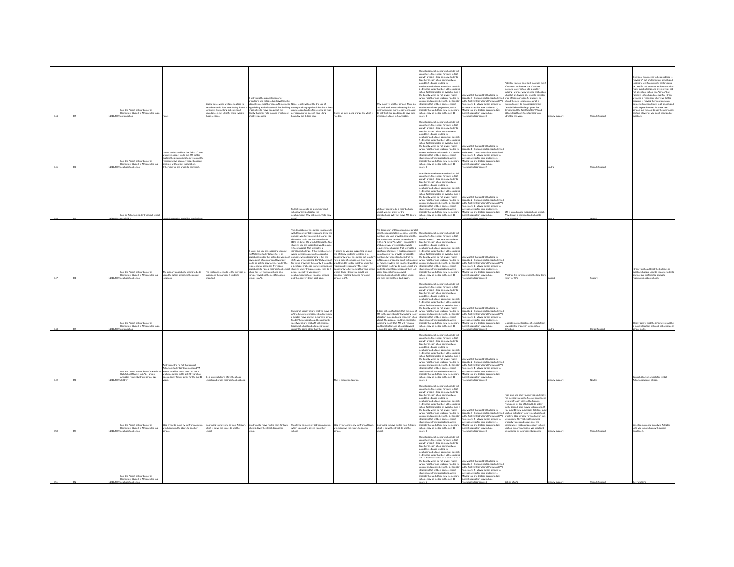| | | | | | | | | | | | | | | | |
|---|---|---|---|---|---|---|---|---|---|---|---|---|---|---|---|
| 344 | 345 | 11/16/2019 | I am the Parent or Guardian of an Elementary Student in APS enrolled in an option school | none | Adding buses where we have no place to park them and a hard time finding drivers is a mistake. Having long and extended boundaries is not ideal for those living in those sections. | It addresses the orange line quarter projections and helps reduce travel time by adding Key as neighborhood. ATS moving is a good thing as the location of that building enables Key to move to a part of the County that may help increase enrollment of native speakers. | None. People will not like the idea of moving or changing schools but this at least creates opportunities for rezoning so that perhaps Ashlawn doesn't have a long boundary like it does now. | Opens up seats along orange line which is needed. | Why move yet another school? There is a cost with each move so keeping that to a minimum makes more sense to me. Also I do not think its a good idea to have both immersion schools in S. Arlington. | Use all existing elementary schools to full capacity: 1 , Meet needs for seats in high-growth areas : 4 , Keep as many students together in each school community as possible : 5 , Enable walking to neighborhood schools as much as possible : 2 , Develop a plan that best utilizes existing school facilities located on available land in the County, which do not always match where neighborhood seats are needed for current and projected growth : 6 , Consider strategies that will best address recent student enrollment projections, which indicate that up to three new elementary schools may be needed in the next 10 years : 3 | Long waitlist that could fill building to capacity : 4 , Option school is clearly defined in the PreK-12 Instructional Pathways (IPP) frameworks : 1 , Moving option schools to increase access for more students : 2 , Moving to a site that can accommodate current population (may include relocatable classrooms) : 3 | Potential to grow or at least maintain the # of students at the new site. If you are moving a larger school into a smaller building I wonder why we need that option school at all. I would also want to consider ease of transportation for students to attend the new location over what is incurred now. I do think programs like Campbell should be larger given the demand and the fact that after VPI and siblings less than 12 new families were admitted this year. | Strongly Support | Strongly Support | One idea I think needs to be considered is moving VPI out of elementary schools and looking to see if community centers could be used for this program as the County has many such buildings and given my kids did not attend pre-school in a "school" but rather in a church and are just fine I think we need to reconsider where we do this program as moving them out opens up desperately needed seats in all schools and could negate the need for three new schools plus the cost to use the community centers is lower as you don't need land or buildings. |
| 345 | 346 | 11/16/2019 | I am the Parent or Guardian of an Elementary Student in APS enrolled in a neighborhood school | I don't understand how the "what if" map was developed. I would like APS better explain the assumptions to developing the representative boundary map. It appears arbitrary without any explanation. Otherwise we are unable to comment. | | | | | | Use all existing elementary schools to full capacity: 1 , Meet needs for seats in high-growth areas : 4 , Keep as many students together in each school community as possible : 1 , Enable walking to neighborhood schools as much as possible : 2 , Develop a plan that best utilizes existing school facilities located on available land in the County, which do not always match where neighborhood seats are needed for current and projected growth : 6 , Consider strategies that will best address recent student enrollment projections, which indicate that up to three new elementary schools may be needed in the next 10 years : 3 | Long waitlist that could fill building to capacity : 1 , Option school is clearly defined in the PreK-12 Instructional Pathways (IPP) frameworks : 3 , Moving option schools to increase access for more students : 4 , Moving to a site that can accommodate current population (may include relocatable classrooms) : 2 | | Neutral | Strongly Support | |
| 346 | 347 | 11/16/2019 | I am an Arlington resident without school-age children | McKinley remains a neighborhood school. | | | McKinley ceases to be a neighborhood school, which is a loss for the neighborhood. Why not move ATS to new Reed? | | McKinley ceases to be a neighborhood school, which is a loss for the neighborhood. Why not move ATS to new Reed? | Use all existing elementary schools to full capacity: 1 , Meet needs for seats in high-growth areas : 2 , Keep as many students together in each school community as possible : 4 , Enable walking to neighborhood schools as much as possible : 3 , Develop a plan that best utilizes existing school facilities located on available land in the County, which do not always match where neighborhood seats are needed for current and projected growth : 6 , Consider strategies that will best address recent student enrollment projections, which indicate that up to three new elementary schools may be needed in the next 10 years : 5 | Long waitlist that could fill building to capacity : 2 , Option school is clearly defined in the PreK-12 Instructional Pathways (IPP) frameworks : 1 , Moving option schools to increase access for more students : 3 , Moving to a site that can accommodate current population (may include relocatable classrooms) : 4 | ATS is already not a neighborhood school. Why disrupt a neighborhood school to accommodate it? | Neutral | Neutral | |
| 347 | 348 | 11/16/2019 | I am the Parent or Guardian of an Elementary Student in APS enrolled in a neighborhood school | The primary opportunity seems to be to keep the option schools in the current locations. | The challenge seems to be the increase in busing and the number of students impacted. | It seems like you are suggesting keeping the McKinley students together is an opportunity under this option but you don't have a point of comparison. How many would be able to stay together under the representative scenario? There is an opportunity to have a neighborhood school where Key is. I think you should also consider revisiting the need for option schools in APS. | The description of this option is not parallel with the representative scenario. Using the numbers you have provided, it sounds like this option could require 36 new buses (18% is 3 times 7%, which I think is the % of students you are suggesting would require 12 new busses). That seems like a significant challenge. If that is not correct, I would suggest you provide comparable numbers. My understanding is that the shifts you are proposing don't fully account for future growth in the county. It would be a significant challenge to move schools and students under this process and then do it again. Especially if you convert neighborhood schools to option schools and then convert them back again. | It seems like you are suggesting keeping the McKinley students together is an opportunity under this option but you don't have a point of comparison. How many would be able to stay together under the representative scenario? There is an opportunity to have a neighborhood school where Key is. I think you should also consider revisiting the need for option schools in APS. | The description of this option is not parallel with the representative scenario. Using the numbers you have provided, it sounds like this option could require 24 new buses (10% is ~2 times 7%, which I think is the % of students you are suggesting would require 12 new busses). That seems like a significant challenge. If that is not correct, I would suggest you provide comparable numbers. My understanding is that the shifts you are proposing don't fully account for future growth in the county. It would be a significant challenge to move schools and students under this process and then do it again. Especially if you convert neighborhood schools to option schools and then convert them back again. | Use all existing elementary schools to full capacity: 5 , Meet needs for seats in high-growth areas : 2 , Keep as many students together in each school community as possible : 4 , Enable walking to neighborhood schools as much as possible : 3 , Develop a plan that best utilizes existing school facilities located on available land in the County, which do not always match where neighborhood seats are needed for current and projected growth : 6 , Consider strategies that will best address recent student enrollment projections, which indicate that up to three new elementary schools may be needed in the next 10 years : 1 | Long waitlist that could fill building to capacity : 2 , Option school is clearly defined in the PreK-12 Instructional Pathways (IPP) frameworks : 1 , Moving option schools to increase access for more students : 4 , Moving to a site that can accommodate current population (may include relocatable classrooms) : 3 | Whether it is consistent with the long-term vision for APS. | Support | Support | I think you should treat the buildings as buildings that are used to educate students and not give preferential status to maintaining option schools. |
| 348 | 349 | 11/16/2019 | I am the Parent or Guardian of an Elementary Student in APS enrolled in an option school | | | | It does not specify clearly that the move of ATS to the current mckinley building is only a location move and not a change in school Model. The proposal could be clarified by specifying clearly that ATS will remain a traditional school and all aspects would remain the same other than the location. | | It does not specify clearly that the move of ATS to the current mckinley building is only a location move and not a change in school Model. The proposal could be clarified by specifying clearly that ATS will remain a traditional school and all aspects would remain the same other than the location. | Use all existing elementary schools to full capacity: 2 , Meet needs for seats in high-growth areas : 3 , Keep as many students together in each school community as possible : 4 , Enable walking to neighborhood schools as much as possible : 5 , Develop a plan that best utilizes existing school facilities located on available land in the County, which do not always match where neighborhood seats are needed for current and projected growth : 6 , Consider strategies that will best address recent student enrollment projections, which indicate that up to three new elementary schools may be needed in the next 10 years : 1 | Long waitlist that could fill building to capacity : 2 , Option school is clearly defined in the PreK-12 Instructional Pathways (IPP) frameworks : 1 , Moving option schools to increase access for more students : 4 , Moving to a site that can accommodate current population (may include relocatable classrooms) : 3 | separate moving locations of schools from any potential change in option school definition | Neutral | Do Not Support | Clearly specify that the ATS move would be a move in location only and not a change in school model. |
| 349 | 350 | 11/16/2019 | I am the Parent or Guardian of a Middle or High School Student in APS ; I am an Arlington resident without school-age children | Addressing the fact that central Arlington students in Bluemont and VA square neighborhoods have not had a walkable option in the last 20 years has been priority for my family for the last 16 years. | It's a lousy solution? Move the choice schools and retain neighborhood options. | | | That is the option I prefer. | | Use all existing elementary schools to full capacity: 6 , Meet needs for seats in high-growth areas : 3 , Keep as many students together in each school community as possible : 2 , Enable walking to neighborhood schools as much as possible : 1 , Develop a plan that best utilizes existing school facilities located on available land in the County, which do not always match where neighborhood seats are needed for current and projected growth : 4 , Consider strategies that will best address recent student enrollment projections, which indicate that up to three new elementary schools may be needed in the next 10 years : 5 | Long waitlist that could fill building to capacity : 2 , Option school is clearly defined in the PreK-12 Instructional Pathways (IPP) frameworks : 4 , Moving option schools to increase access for more students : 1 , Moving to a site that can accommodate current population (may include relocatable classrooms) : 3 | | Strongly Support | Neutral | Central Arlington schools for central Arlington students please. |
| 350 | 351 | 11/16/2019 | I am the Parent or Guardian of an Elementary Student in APS enrolled in a neighborhood school | Stop trying to move my kid from Ashlawn, which is down the street, to another school. | Stop trying to move my kid from Ashlawn, which is down the street, to another school. | Stop trying to move my kid from Ashlawn, which is down the street, to another school. | Stop trying to move my kid from Ashlawn, which is down the street, to another school. | Stop trying to move my kid from Ashlawn, which is down the street, to another school. | Stop trying to move my kid from Ashlawn, which is down the street, to another school. | Use all existing elementary schools to full capacity: 6 , Meet needs for seats in high-growth areas : 4 , Keep as many students together in each school community as possible : 3 , Enable walking to neighborhood schools as much as possible : 2 , Develop a plan that best utilizes existing school facilities located on available land in the County, which do not always match where neighborhood seats are needed for current and projected growth : 5 , Consider strategies that will best address recent student enrollment projections, which indicate that up to three new elementary schools may be needed in the next 10 years : 4 | Long waitlist that could fill building to capacity : 4 , Option school is clearly defined in the PreK-12 Instructional Pathways (IPP) frameworks : 3 , Moving option schools to increase access for more students : 2 , Moving to a site that can accommodate current population (may include relocatable classrooms) : 1 | First, stop and plan your increasing density. The metrics you use to forecast enrollment are out of touch with reality. Frankly, Trump and his line of bs could do better math. Second, stop moving kids around. If you build 10 new buildings in Ballston, build a school in Ballston to solve neighborhood problems. Stop sending north arlington kids across route 50. That greatly reduces property values and screws over the homeowners that paid a premium to have a school in north Arlington. We shouldn't be punished by incompetent planners. | Strongly Support | Strongly Support | Yes, stop increasing density in Arlington until you can catch up with current enrollment. |
| 351 | 352 | 11/16/2019 | I am the Parent or Guardian of an Elementary Student in APS enrolled in a neighborhood school | | | | | | | Use all existing elementary schools to full capacity: 3 , Meet needs for seats in high-growth areas : 1 , Keep as many students together in each school community as possible : 4 , Enable walking to neighborhood schools as much as possible : 2 , Develop a plan that best utilizes existing school facilities located on available land in the County, which do not always match where neighborhood seats are needed for current and projected growth : 5 , Consider strategies that will best address recent student enrollment projections, which indicate that up to three new elementary schools may be needed in the next 10 years : 6 | Long waitlist that could fill building to capacity : 3 , Option school is clearly defined in the PreK-12 Instructional Pathways (IPP) frameworks : 2 , Moving option schools to increase access for more students : 1 , Moving to a site that can accommodate current population (may include relocatable classrooms) : 4 | Get rid of ATS | Strongly Support | Strongly Support | Get rid of ATS |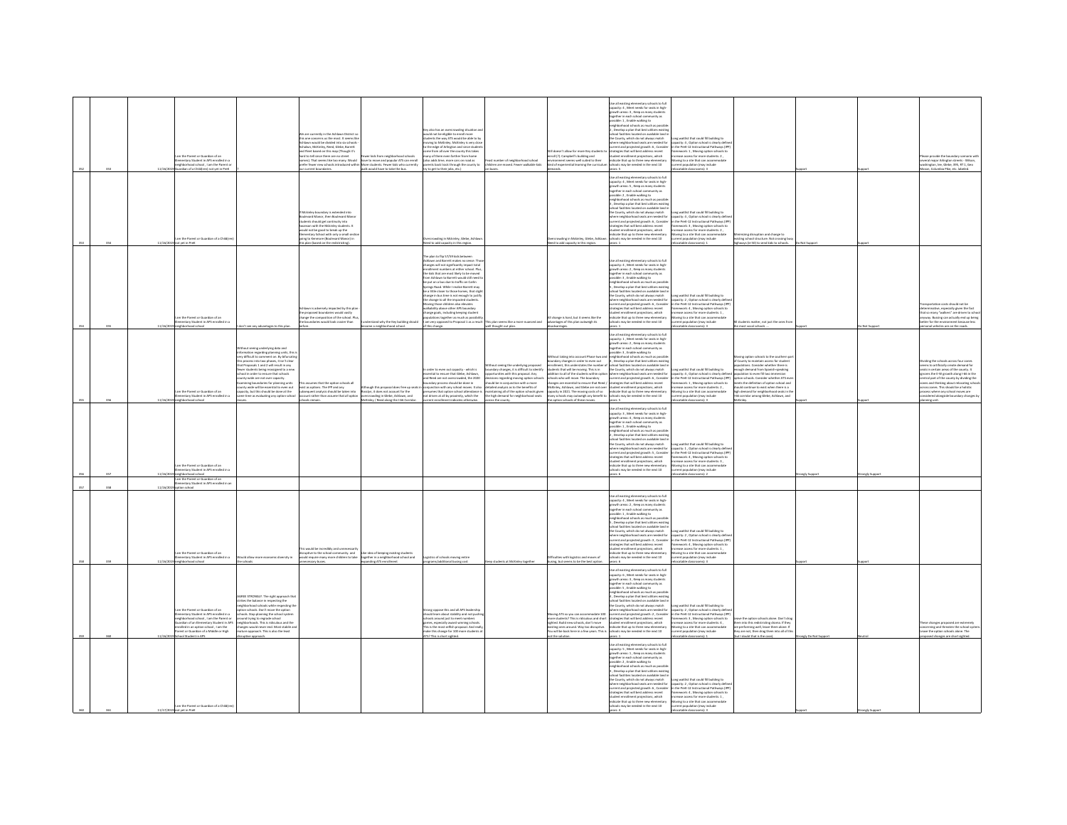| | | | | | | | | | | | | | | | |
|---|---|---|---|---|---|---|---|---|---|---|---|---|---|---|---|
| 852 | 333 | 11/26/2019 | I am the Parent or Guardian of an Elementary Student in APS enrolled in a neighborhood school , I am the Parent or Guardian of a Child(ren) not yet in PreK | | We are currently in the Ashlawn District so this one concerns us the most. It seems like Ashlawn would be divided into six schools - Ashlawn, McKinley, Reed, Glebe, Barrett and Fleet (based on this map (Though it's hard to tell since there are no street names). That seems like too many. Would prefer fewer new schools introduced within our current boundaries. | Fewer kids from neighborhood schools have to move and popular ATS can enroll more students. Fewer kids who currently walk would have to take the bus. | Key also has an overcrowding situation and would not be eligible to enroll more students the way ATS would be able to by moving to McKinley. McKinley is very close to the edge of Arlington and since students come from all over the county this takes many of them even farther from home (also adds time; more cars on road as parents back track through the county to try to get to their jobs, etc.) | Fewer number of neighborhood school children are moved. Fewer walkable kids on buses. | Still doesn't allow for more Key students to enroll (?). Campbell's building and environment seem well suited to their kind of experiential learning the curriculum demands. | Use all existing elementary schools to full capacity: 4 , Meet needs for seats in high-growth areas : 3 , Keep as many students together in each school community as possible : 1 , Enable walking to neighborhood schools as much as possible : 2 , Develop a plan that best utilizes existing school facilities located on available land in the County, which do not always match where neighborhood seats are needed for current and projected growth : 6 , Consider strategies that will best address recent student enrollment projections, which indicate that up to three new elementary schools may be needed in the next 10 years: 5 | Long waitlist that could fill building to capacity: 4 , Option school is clearly defined in the PreK-12 Instructional Pathways (IPP) framework : 1 , Moving option schools to increase access for more students : 2 , Moving to a site that can accommodate current population (may include relocatable classrooms): 3 | | Support | Support | Please provide the boundary scenario with several major Arlington streets - Wilson, Washington, Lee, Glebe, 395, RT 1, Geo Mason, Columbia Pike, etc. labeled. |
| 853 | 334 | 11/26/2019 | I am the Parent or Guardian of a Child(ren) not yet in PreK | | If McKinley boundary is extended into Boulevard Manor, then Boulevard Manor students should get continuity into Swanson with the McKinley students. It would not be good to break up the elementary School with only a small section going to Kenmore (Boulevard Manor) in this plan (based on the redistricting). | | Overcrowding in McKinley, Glebe, Ashlawn. Need to add capacity in this region. | | Overcrowding in McKinley, Glebe, Ashlawn. Need to add capacity in this region. | Use all existing elementary schools to full capacity: 4 , Meet needs for seats in high-growth areas : 5 , Keep as many students together in each school community as possible : 2 , Enable walking to neighborhood schools as much as possible : 1 , Develop a plan that best utilizes existing school facilities located on available land in the County, which do not always match where neighborhood seats are needed for current and projected growth : 6 , Consider strategies that will best address recent student enrollment projections, which indicate that up to three new elementary schools may be needed in the next 10 years: 3 | Long waitlist that could fill building to capacity: 3 , Option school is clearly defined in the PreK-12 Instructional Pathways (IPP) framework : 4 , Moving option schools to increase access for more students : 2 , Moving to a site that can accommodate current population (may include relocatable classrooms): 1 | Minimizing disruption and change to existing school structure. Not crossing busy highways (rt 66) to send kids to schools. | Do Not Support | Support | |
| 854 | 335 | 11/26/2019 | I am the Parent or Guardian of an Elementary Student in APS enrolled in a neighborhood school | I don't see any advantages to this plan. | Ashlawn is adversely impacted by this plan - the proposed boundaries would vastly change the composition of the school. Plus, the boundaries would look crazier than before. | I understand why the Key building should become a neighborhood school. | The plan to flip 57/59 kids between Ashlawn and Barrett makes no sense. These changes will not significantly impact total enrollment numbers at either school. Plus, the kids that are now likely to be moved from Ashlawn to Barrett would still need to be put on a bus due to traffic on Carlin Springs Road. While I realize Barrett may be a little closer to those homes, that slight change in bus time is not enough to justify the change to all the impacted students. Moving these children also elevates walkability above other APS boundary change goals, including keeping student populations together as much as possible. I am very opposed to Proposal 1 as a result of this change. | This plan seems like a more nuanced and well thought out plan. | All change is hard, but it seems like the advantages of this plan outweigh its disadvantages. | Use all existing elementary schools to full capacity: 4 , Meet needs for seats in high-growth areas : 2 , Keep as many students together in each school community as possible : 3 , Enable walking to neighborhood schools as much as possible : 6 , Develop a plan that best utilizes existing school facilities located on available land in the County, which do not always match where neighborhood seats are needed for current and projected growth : 5 , Consider strategies that will best address recent student enrollment projections, which indicate that up to three new elementary schools may be needed in the next 10 years: 1 | Long waitlist that could fill building to capacity: 2 , Option school is clearly defined in the PreK-12 Instructional Pathways (IPP) framework : 4 , Moving option schools to increase access for more students : 1 , Moving to a site that can accommodate current population (may include relocatable classrooms): 3 | All students matter, not just the ones from the most vocal schools. .... | Support | Do Not Support | Transportation costs should not be determinative, especially given the fact that so many "walkers" are driven to school anyway. Busing can actually end up being better for the environment because less personal vehicles are on the roads. |
| 855 | 336 | 11/26/2019 | I am the Parent or Guardian of an Elementary Student in APS enrolled in a neighborhood school | Without seeing underlying data and information regarding planning units, this is very difficult to comment on. By bifurcating this process into two phases, it isn't clear that Proposals 1 and 2 will result in any fewer students being reassigned to a new school in order to ensure that schools county-wide are not over capacity. Examining boundaries for planning units county wide will be essential to even out capacity, but this should be done at the same time as evaluating any option school moves. | This assumes that the option schools all exist as options. The IPP and any subsequent analysis should be taken into account rather than assume that all option schools remain. | Although this proposal does free up seats in Rosslyn, it does not account for the overcrowding in Glebe, Ashlawn, and McKinley / Reed along the I-66 Corridor. | In order to even out capacity - which is essential to ensure that Glebe, Ashlawn, and Reed are not overcrowded, the 2020 boundary process should be done in conjunction with any school moves. It also presumes that option school attendance is not driven at all by proximity, which the current enrollment indicates otherwise. | Without seeing the underlying proposed boundary changes, it is difficult to identify opportunities with this proposal. Any decisions regarding moving option schools should be in conjunction with a more detailed analysis as to the benefits of maintaining all of the option schools given the high demand for neighborhood seats across the county. | Without taking into account Phase two and boundary changes in order to even out enrollment, this understates the number of students that will be moving. This is in addition to all of the students within option schools who will move. The boundary changes are essential to ensure that Reed / McKinley, Ashlawn, and Glebe are not over capacity in 2021. The moving costs of so many schools may outweigh any benefit to the option schools of these moves. | Use all existing elementary schools to full capacity: 1 , Meet needs for seats in high-growth areas : 2 , Keep as many students together in each school community as possible : 4 , Enable walking to neighborhood schools as much as possible : 3 , Develop a plan that best utilizes existing school facilities located on available land in the County, which do not always match where neighborhood seats are needed for current and projected growth : 6 , Consider strategies that will best address recent student enrollment projections, which indicate that up to three new elementary schools may be needed in the next 10 years: 5 | Long waitlist that could fill building to capacity: 4 , Option school is clearly defined in the PreK-12 Instructional Pathways (IPP) framework : 2 , Moving option schools to increase access for more students : 1 , Moving to a site that can accommodate current population (may include relocatable classrooms): 3 | Moving option schools to the southern part of County to maintain access for student populations. Consider whether there is enough demand from Spanish-speaking population to even fill two immersion option schools. Consider whether ATS even meets the definition of option school and should continue to exist when there is a high demand for neighborhood seats in the I66 corridor among Glebe, Ashlawn, and McKinley. | Support | Support | Dividing the schools across four zones seems to artificially create demand for seats in certain areas of the county. It ignores the I-66 growth along I-66 in the central part of the county by dividing the zones and thinking about relocating schools across zones. This should be a holistic process where any school moves are considered alongside boundary changes by planning unit. |
| 856 | 337 | 11/26/2019 | I am the Parent or Guardian of an Elementary Student in APS enrolled in a neighborhood school | | | | | | | Use all existing elementary schools to full capacity: 3 , Meet needs for seats in high-growth areas : 4 , Keep as many students together in each school community as possible : 1 , Enable walking to neighborhood schools as much as possible : 2 , Develop a plan that best utilizes existing school facilities located on available land in the County, which do not always match where neighborhood seats are needed for current and projected growth : 5 , Consider strategies that will best address recent student enrollment projections, which indicate that up to three new elementary schools may be needed in the next 10 years: 6 | Long waitlist that could fill building to capacity: 1 , Option school is clearly defined in the PreK-12 Instructional Pathways (IPP) framework : 4 , Moving option schools to increase access for more students : 3 , Moving to a site that can accommodate current population (may include relocatable classrooms): 2 | | Strongly Support | Strongly Support | |
| 857 | 338 | 11/26/2019 | I am the Parent or Guardian of an Elementary Student in APS enrolled in an option school | | | | | | | | | | | | |
| 858 | 339 | 11/26/2019 | I am the Parent or Guardian of an Elementary Student in APS enrolled in a neighborhood school | Would allow more economic diversity in the schools | This would be incredibly and unnecessarily disruptive to the school community, and would require many more children to take unnecessary buses. | Like idea of keeping existing students together in a neighborhood school and expanding ATS enrollment. | Logistics of schools moving entire programs/additional busing cost. | Keep students at McKinley together | Difficulties with logistics and moves of busing, but seems to be the best option. | Use all existing elementary schools to full capacity: 4 , Meet needs for seats in high-growth areas : 5 , Keep as many students together in each school community as possible : 1 , Enable walking to neighborhood schools as much as possible : 2 , Develop a plan that best utilizes existing school facilities located on available land in the County, which do not always match where neighborhood seats are needed for current and projected growth : 3 , Consider strategies that will best address recent student enrollment projections, which indicate that up to three new elementary schools may be needed in the next 10 years: 6 | Long waitlist that could fill building to capacity: 2 , Option school is clearly defined in the PreK-12 Instructional Pathways (IPP) framework : 4 , Moving option schools to increase access for more students : 1 , Moving to a site that can accommodate current population (may include relocatable classrooms): 3 | | Support | Support | |
| 859 | 340 | 11/26/2019 | I am the Parent or Guardian of an Elementary Student in APS enrolled in a neighborhood school , I am the Parent or Guardian of an Elementary Student in APS enrolled in an option school , I am the Parent or Guardian of a Middle or High School Student in APS | AGREE STRONGLY. The right approach that strikes the balance in respecting the neighborhood schools while respecting the option schools. Don't move the option schools. Stop planning the school system around trying to regrade school neighborhoods. This is ridiculous and the changes would never end. Most stable and mature approach. This is also the least disruptive approach. | | | Strong oppose this and all APS leadership should learn about stability and not pushing schools around just to meet numbers games, especially award-winning schools. This is the most selfish proposal. And really, make this change for 100 more students at ATS? This is short sighted. | | Moving ATS so you can accommodate 100 more students? This is ridiculous and short sighted. Build new schools, don't move existing ones around. Way too disruptive. You will be back here in a few years. This is not the solution. | Use all existing elementary schools to full capacity: 6 , Meet needs for seats in high-growth areas : 3 , Keep as many students together in each school community as possible : 5 , Enable walking to neighborhood schools as much as possible : 4 , Develop a plan that best utilizes existing school facilities located on available land in the County, which do not always match where neighborhood seats are needed for current and projected growth : 2 , Consider strategies that will best address recent student enrollment projections, which indicate that up to three new elementary schools may be needed in the next 10 years: 1 | Long waitlist that could fill building to capacity: 2 , Option school is clearly defined in the PreK-12 Instructional Pathways (IPP) framework : 3 , Moving option schools to increase access for more students : 4 , Moving to a site that can accommodate current population (may include relocatable classrooms): 1 | Leave the option schools alone. Don't drag them into this redistricting drama. If they are performing well, leave them alone. If they are not, then drag them into all of this (but I doubt that is the case). | Strongly Do Not Support | Neutral | These changes proposed are extremely concerning and threaten the school system. Leave the option schools alone. The proposed changes are short sighted. |
| 860 | 341 | 11/27/2019 | I am the Parent or Guardian of a Child(ren) not yet in PreK | | | | | | | Use all existing elementary schools to full capacity: 5 , Meet needs for seats in high-growth areas : 1 , Keep as many students together in each school community as possible : 2 , Enable walking to neighborhood schools as much as possible : 3 , Develop a plan that best utilizes existing school facilities located on available land in the County, which do not always match where neighborhood seats are needed for current and projected growth : 6 , Consider strategies that will best address recent student enrollment projections, which indicate that up to three new elementary schools may be needed in the next 10 years: 4 | Long waitlist that could fill building to capacity: 2 , Option school is clearly defined in the PreK-12 Instructional Pathways (IPP) framework : 1 , Moving option schools to increase access for more students : 4 , Moving to a site that can accommodate current population (may include relocatable classrooms): 3 | | Support | Strongly Support | |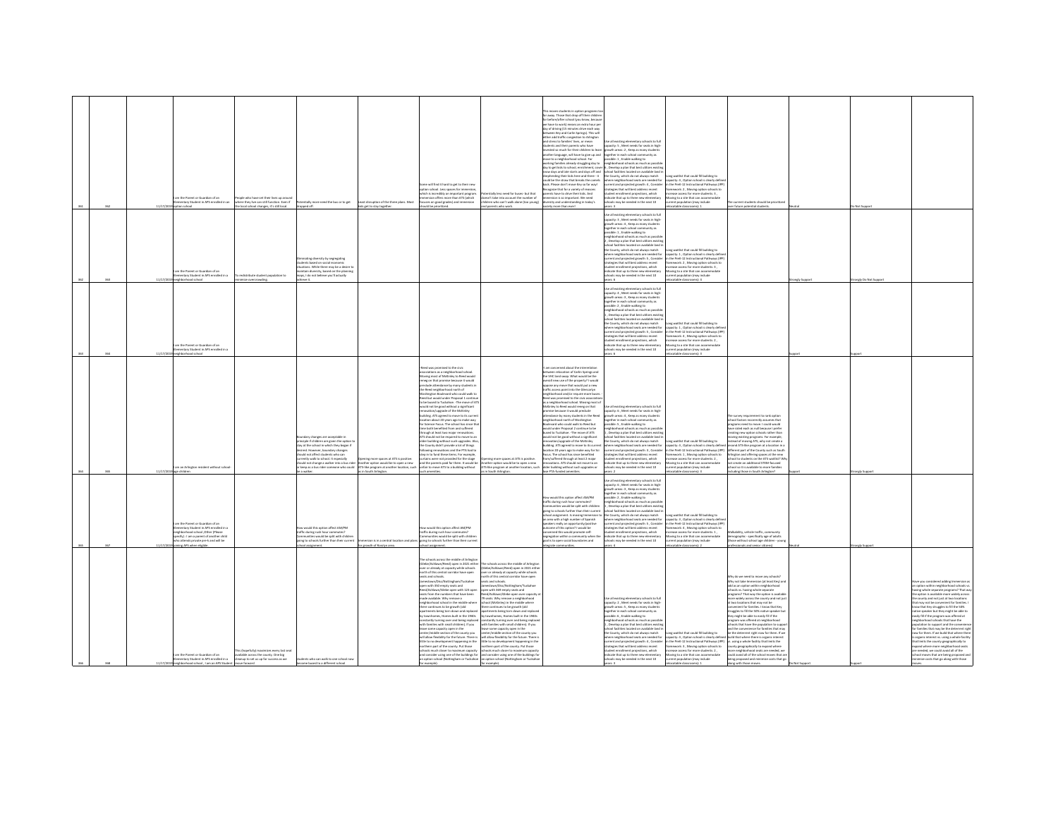| | | | | | | | | | | | | | | | |
|---|---|---|---|---|---|---|---|---|---|---|---|---|---|---|---|
| 361 | 362 | 11/17/2019 | I am the Parent or Guardian of an Elementary Student in APS enrolled in an option school | People who have set their lives up around where they live can still function. Even if the local school changes, it's still local. | Potentially more need the bus or to get dropped off | Least disruption of the three plans. Most kids get to stay together | Some will find it hard to get to their new option school. Less spaces for immersion, which is incredibly an important program. Immersion offers more than ATS (which focuses on good grades) and immersion should be prioritized. | Potentially less need for buses- but that doesn't take into account the number of children who can't walk alone (too young) and parents who work. | This moves students in option programs too far away. Those that drop off their children for before/after school (you know, because we have to work) means an extra hour per day of driving (15 minutes drive each way between Key and Carlin Springs). This will either add traffic congestion to Arlington and stress to families' lives, or means students and their parents who have invested so much for their children to learn another language, will have to give up and move to a neighborhood school. For working families already struggling day to day to get kids to school, enrichment, sports, snow days and late starts and days off and shepherding their kids here and there - it would be the straw that breaks the camels back. Please don't move Key so far way! Recognize that for a variety of reasons parents have to drive their kids. And immersion is so important. We need diversity and understanding in today's society more than ever! | Use all existing elementary schools to full capacity: 5 , Meet needs for seats in high-growth areas: 2 , Keep as many students together in each school community as possible: 1 , Enable walking to neighborhood schools as much as possible: 6 , Develop a plan that best utilizes existing school facilities located on available land in the County, which do not always match where neighborhood seats are needed for current and projected growth: 4 , Consider strategies that will best address recent student enrollment projections, which indicate that up to three new elementary schools may be needed in the next 10 years: 3 | Long waitlist that could fill building to capacity: 3 , Option school is clearly defined in the PreK-12 Instructional Pathways (IPP) framework: 2 , Moving option schools to increase access for more students: 4 , Moving to a site that can accommodate current population (may include relocatable classrooms): 1 | The current students should be prioritized over future potential students. | Neutral | Do Not Support | |
| 362 | 363 | 11/17/2019 | I am the Parent or Guardian of an Elementary Student in APS enrolled in a neighborhood school | To redistribute student population to minimize overcrowding. | Eliminating diversity by segregating students based on social economic situations. While there may be a desire to maintain diversity, based on the planning maps, I do not believe you'll actually achieve it. | | | | | Use all existing elementary schools to full capacity: 3 , Meet needs for seats in high-growth areas: 4 , Keep as many students together in each school community as possible: 1 , Enable walking to neighborhood schools as much as possible: 2 , Develop a plan that best utilizes existing school facilities located on available land in the County, which do not always match where neighborhood seats are needed for current and projected growth: 5 , Consider strategies that will best address recent student enrollment projections, which indicate that up to three new elementary schools may be needed in the next 10 years: 6 | Long waitlist that could fill building to capacity: 3 , Option school is clearly defined in the PreK-12 Instructional Pathways (IPP) framework: 1 , Moving option schools to increase access for more students: 2 , Moving to a site that can accommodate current population (may include relocatable classrooms): 4 | | Strongly Support | Strongly Do Not Support | |
| 363 | 364 | 11/17/2019 | I am the Parent or Guardian of an Elementary Student in APS enrolled in a neighborhood school | | | | | | | Use all existing elementary schools to full capacity: 4 , Meet needs for seats in high-growth areas: 3 , Keep as many students together in each school community as possible: 2 , Enable walking to neighborhood schools as much as possible: 1 , Develop a plan that best utilizes existing school facilities located on available land in the County, which do not always match where neighborhood seats are needed for current and projected growth: 5 , Consider strategies that will best address recent student enrollment projections, which indicate that up to three new elementary schools may be needed in the next 10 years: 6 | Long waitlist that could fill building to capacity: 4 , Option school is clearly defined in the PreK-12 Instructional Pathways (IPP) framework: 1 , Moving option schools to increase access for more students: 2 , Moving to a site that can accommodate current population (may include relocatable classrooms): 3 | | Support | Support | |
| 364 | 365 | 11/17/2019 | I am an Arlington resident without school age children | | Boundary changes are acceptable in principle if children are given the option to stay at the school in which they began if desired. However, boundary changes should not affect students who can currently walk to school. It especially should not change a walker into a bus rider or keep as a bus rider someone who could be a walker. | Opening more spaces at ATS is positive. Another option would be to open a new ATS-like program at another location, such as in South Arlington. | -Reed was promised to the civic associations as a neighborhood school. Moving most of McKinley to Reed would renege on that promise because it would preclude attendance by many students in the Reed neighborhood north of Washington Boulevard who could walk to Reed but would under Proposal 1 continue to be bused to Tuckahoe. -The move of ATS would not be good without a significant renovation/upgrade of the McKinley building. ATS agreed to move to its current location about 18 years ago to make way for Science Focus. The school has since that time both benefited from and suffered through at least two major renovations. ATS should not be required to move to an older building without such upgrades. Also, the County didn't provide a lot of things following renovations and the PTA had to step in to fund them/items. For example, curtains were not provided for the stage and the parents paid for them. It would be unfair to move ATS to a building without such amenities. | Opening more spaces at ATS is positive. Another option would be to open a new ATS-like program at another location, such as in South Arlington. | -I am concerned about the intermediate between relocation of Carlin Springs and the VHC land swap. What would be the overall new use of the property? I would oppose any move that would put a new traffic access point into the Glencarlyn neighborhood and/or require more buses. -Reed was promised to the civic associations as a neighborhood school. Moving most of McKinley to Reed would renege on that promise because it would preclude attendance by many students in the Reed neighborhood north of Washington Boulevard who could walk to Reed but would under Proposal 2 continue to be bused to Tuckahoe. -The move of ATS would not be good without a significant renovation/upgrade of the McKinley building. ATS agreed to move to its current location 18 years ago to make way for Sci Focus. The school has since benefited from/suffered through at least 2 major renovations. ATS should not move to an older building without such upgrades and at least PTA-funded amenities. | Use all existing elementary schools to full capacity: 6 , Meet needs for seats in high-growth areas: 4 , Keep as many students together in each school community as possible: 3 , Enable walking to neighborhood schools as much as possible: 1 , Develop a plan that best utilizes existing school facilities located on available land in the County, which do not always match where neighborhood seats are needed for current and projected growth: 5 , Consider strategies that will best address recent student enrollment projections, which indicate that up to three new elementary schools may be needed in the next 10 years: 2 | Long waitlist that could fill building to capacity: 4 , Option school is clearly defined in the PreK-12 Instructional Pathways (IPP) framework: 1 , Moving option schools to increase access for more students: 3 , Moving to a site that can accommodate current population (may include relocatable classrooms): 2 | The survey requirement to rank option school factors incorrectly assumes that programs need to move. I could would have rated each as null because I prefer creating new option schools rather than moving existing programs. For example, instead of moving ATS, why not create a second ATS-like program at a location in a different part of the County such as South Arlington and offering spaces at the new school to students on the ATS waitlist? Why not create an additional STEM-focused school so it is available to more families including those in South Arlington? | Support | Strongly Support | |
| 365 | 367 | 11/17/2019 | I am the Parent or Guardian of an Elementary Student in APS enrolled in a neighborhood school, Other (Please specify) : I am a parent of another child who attends private pre-k and will be joining APS when eligible. | | How would this option affect AM/PM traffic during rush hour commutes? Communities would be split with children going to schools further than their current school assignment. | Immersion is in a central location and plans for growth of Rosslyn area. | How would this option affect AM/PM traffic during rush hour commutes? Communities would be split with children going to schools further than their current school assignment. | | How would this option affect AM/PM traffic during rush hour commutes? Communities would be split with children going to schools further than their current school assignment. Is moving Immersion to an area with a high number of Spanish speakers really an opportunity/positive outcome of this option? I would be concerned this would promote self-segregation within a community when the goal is to open social boundaries and integrate communities. | Use all existing elementary schools to full capacity: 6 , Meet needs for seats in high-growth areas: 3 , Keep as many students together in each school community as possible: 1 , Enable walking to neighborhood schools as much as possible: 2 , Develop a plan that best utilizes existing school facilities located on available land in the County, which do not always match where neighborhood seats are needed for current and projected growth: 5 , Consider strategies that will best address recent student enrollment projections, which indicate that up to three new elementary schools may be needed in the next 10 years: 4 | Long waitlist that could fill building to capacity: 4 , Option school is clearly defined in the PreK-12 Instructional Pathways (IPP) framework: 3 , Moving option schools to increase access for more students: 1 , Moving to a site that can accommodate current population (may include relocatable classrooms): 2 | Walkability, vehicle traffic, community demographic - specifically age of adults (those without school age children - young professionals and senior citizens) | Neutral | Strongly Support | |
| 366 | 368 | 11/17/2019 | I am the Parent or Guardian of an Elementary Student in APS enrolled in a neighborhood school , I am an APS Student | This (hopefully) maximizes every last seat available across the county. One big cleanup to set us up for success as we move forward | Students who can walk to one school now become bused to a different school | | The schools across the middle of Arlington (Glebe/Ashlawn/Reed) open in 2021 either over or already at capacity while schools north of this central corridor have open seats and schools. Jamestown/Discovery/Nottingham/Tuckahoe open with 350 empty seats and Reed/Ashlawn/Glebe open with 123 open seats from the numbers that have been made available. Why remove a neighborhood school in the middle where there continues to be growth (old apartments being torn down and replaced by townhomes, Homes built in the 1960s constantly turning over and being replaced with families with small children). If you leave some capacity open in the center/middle section of the county you will allow flexibility for the future. There is little to no development happening in the northern part of the county. Put those schools much closer to maximum capacity and consider using one of the buildings for an option school (Nottingham or Tuckahoe for example). | The schools across the middle of Arlington (Glebe/Ashlawn/Reed) open in 2021 either over or already at capacity while schools north of this central corridor have open seats and schools. Jamestown/Discovery/Nottingham/Tuckahoe open with 349 empty seats and Reed/Ashlawn/Glebe open with capacity of 79 seats. Why remove a neighborhood school (McKinley) in the middle where there continues to be growth (old apartments being torn down and replaced by townhomes, Homes built in the 1960s constantly turning over and being replaced with families with small children). If you leave some capacity open in the center/middle section of the county you will allow flexibility for the future. There is little to no development happening in the northern part of the county. Put those schools much closer to maximum capacity and consider using one of the buildings for an option school (Nottingham or Tuckahoe for example). | | Use all existing elementary schools to full capacity: 2 , Meet needs for seats in high-growth areas: 5 , Keep as many students together in each school community as possible: 4 , Enable walking to neighborhood schools as much as possible: 6 , Develop a plan that best utilizes existing school facilities located on available land in the County, which do not always match where neighborhood seats are needed for current and projected growth: 1 , Consider strategies that will best address recent student enrollment projections, which indicate that up to three new elementary schools may be needed in the next 10 years: 3 | Long waitlist that could fill building to capacity: 4 , Option school is clearly defined in the PreK-12 Instructional Pathways (IPP) framework: 2 , Moving option schools to increase access for more students: 3 , Moving to a site that can accommodate current population (may include relocatable classrooms): 1 | Why do we need to move any schools? Why not take Immersion (at least Key) and add as an option within neighborhood schools vs. having whole separate programs? That way the option is available more widely across the county and not just at two locations that may not be convenient for families. I know that Key struggles to fill the 50% native speaker but they might be able to easily fill if the program was offered at neighborhood schools that have the population to support and the convenience for families that may be the deterrent right now for them. If we build that where there is organic interest vs. using a whole facility that limits the county geographically to expand where more neighborhood seats are needed, we could avoid all of the school moves that are being proposed and minimize costs that go along with those moves. | Do Not Support | Support | Have you considered adding Immersion as an option within neighborhood schools vs having whole separate programs? That way the option is available more widely across the county and not just at two locations that may not be convenient for families. I know that Key struggles to fill the 50% native speaker but they might be able to easily fill if the program was offered at neighborhood schools that have the population to support and the convenience for families that may be the deterrent right now for them. If we build that where there is organic interest vs. using a whole facility that limits the county geographically to expand where more neighborhood seats are needed, we could avoid all of the school moves that are being proposed and minimize costs that go along with those moves. |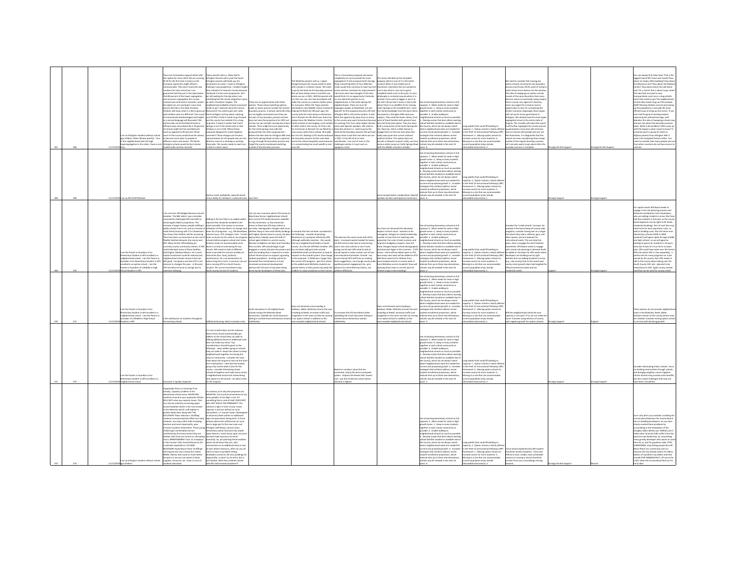| # | ID | Date | Respondent | Rating | Rating |
|---|---|---|---|---|---|
| 367 | 366 | 11/17/2019 | I am an Arlington resident without school age children; Other (Please specify): I live in the neighborhood with the high hypersegregation in the state; I have a civic duty. | Strongly Do Not Support | Strongly Do Not Support |
| 368 | 369 | 11/17/2019 | I am an APS Staff Member | Strongly Support | Strongly Support |
| 369 | 370 | 11/17/2019 | I am the Parent or Guardian of an Elementary Student in APS; I am the Parent or Guardian of an Elementary Student in APS enrolled in an option school; I am the Parent or Guardian of a Middle or High School Student in APS | Support | Strongly Support |
| 370 | 371 | 11/17/2019 | I am the Parent or Guardian of an Elementary Student in APS enrolled in a neighborhood school; I am the Parent or Guardian of a Middle or High School Student in APS | Strongly Support | Support |
| 371 | 372 | 11/17/2019 | I am the Parent or Guardian of an Elementary Student in APS enrolled in a neighborhood school | Strongly Support | Strongly Support |
| 372 | 373 | 11/17/2019 | I am an Arlington resident without school age children | Strongly Do Not Support | Neutral |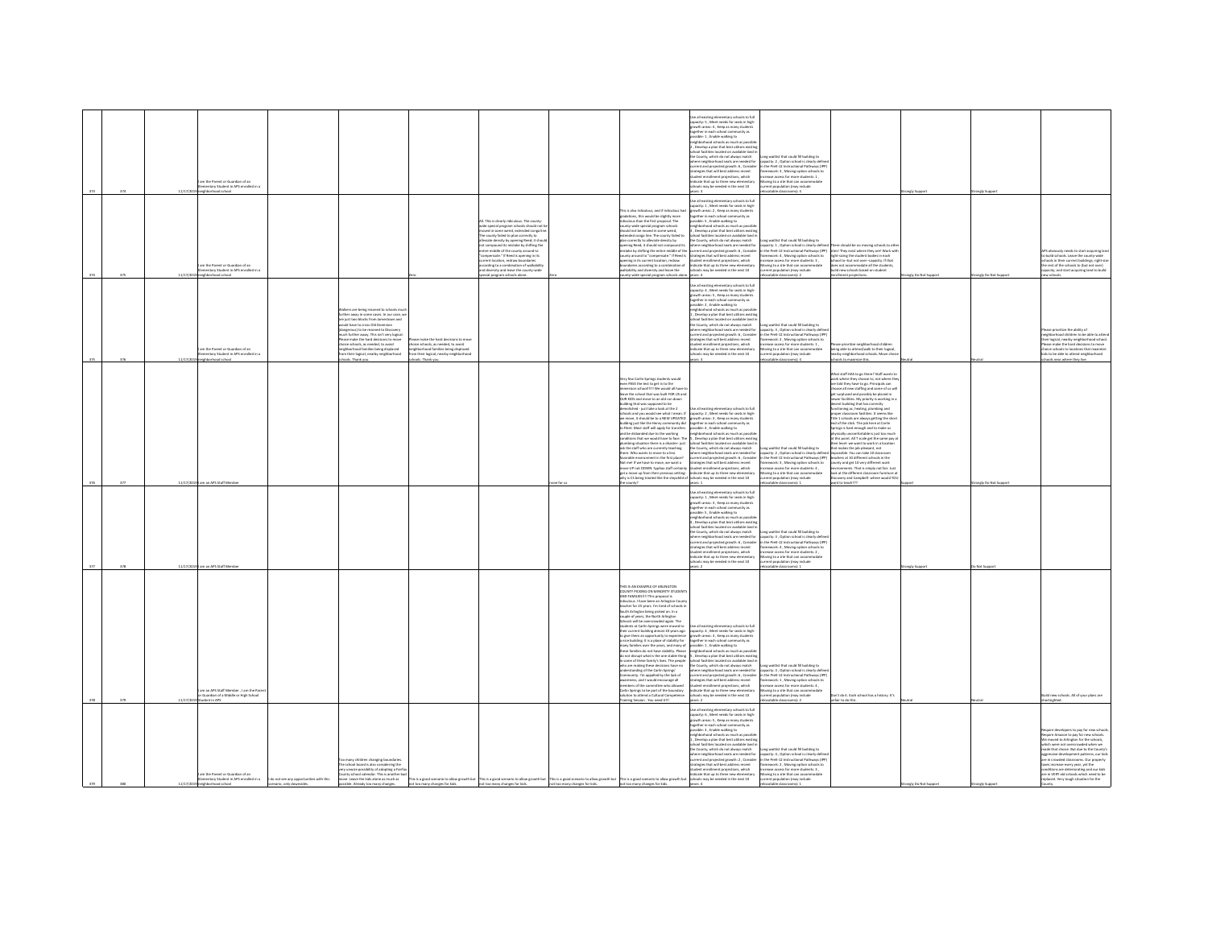| | | | | | | | | | | | | | | | |
|---|---|---|---|---|---|---|---|---|---|---|---|---|---|---|---|
| 373 | 374 | 11/17/2019 | I am the Parent or Guardian of an Elementary Student in APS enrolled in a neighborhood school | | | | | | | Use all existing elementary schools to full capacity: 5 , Meet needs for seats in high-growth areas : 4 , Keep as many students together in each school community as possible: 1 , Enable walking to neighborhood schools as much as possible: 2 , Develop a plan that best utilizes existing school facilities located on available land in the County, which do not always match where neighborhood seats are needed for current and projected growth: 6 , Consider strategies that will best address recent student enrollment projections, which indicate that up to three new elementary schools may be needed in the next 10 years: 3 | Long waitlist that could fill building to capacity: 2 , Option school is clearly defined in the PreK-12 Instructional Pathways (IPP) framework: 4 , Moving option schools to increase access for more students: 1 , Moving to a site that can accommodate current population (may include relocatable classrooms): 3 | | Strongly Support | Strongly Support | |
| 374 | 375 | 11/17/2019 | I am the Parent or Guardian of an Elementary Student in APS enrolled in a neighborhood school | | | Zero | All. This is clearly ridiculous. The county-wide special program schools should not be moved in some weird, extended conga line. The county failed to plan correctly to alleviate density by opening Reed; it should not compound its mistake by shifting the entire middle of the county around to "compensate." If Reed is opening in its current location, redraw boundaries according to a combination of walkability and diversity and leave the county-wide special program schools alone. | Zero | This is also ridiculous, and if ridiculous had gradations, this would be slightly more ridiculous than the first proposal. The county-wide special program schools should not be moved in some weird, extended conga line. The county failed to plan correctly to alleviate density by opening Reed; it should not compound its mistake by shifting the entire middle of the county around to "compensate." If Reed is opening in its current location, redraw boundaries according to a combination of walkability and diversity and leave the county-wide special program schools alone. | Use all existing elementary schools to full capacity: 1 , Meet needs for seats in high-growth areas : 2 , Keep as many students together in each school community as possible: 5 , Enable walking to neighborhood schools as much as possible: 4 , Develop a plan that best utilizes existing school facilities located on available land in the County, which do not always match where neighborhood seats are needed for current and projected growth: 6 , Consider strategies that will best address recent student enrollment projections, which indicate that up to three new elementary schools may be needed in the next 10 years: 3 | Long waitlist that could fill building to capacity: 1 , Option school is clearly defined in the PreK-12 Instructional Pathways (IPP) framework: 4 , Moving option schools to increase access for more students: 3 , Moving to a site that can accommodate current population (may include relocatable classrooms): 2 | There should be no moving schools to other sites! They exist where they are! Work with right-sizing the student bodies in each school to--but not over--capacity. If that does not accommodate all the students, build new schools based on student enrollment projections. | Strongly Do Not Support | Strongly Do Not Support | APS obviously needs to start acquiring land to build schools. Leave the county-wide schools in their current buildings, right-size the rest of our schools to (but not over) capacity, and start acquiring land to build new schools. |
| 375 | 376 | 11/17/2019 | I am the Parent or Guardian of an Elementary Student in APS enrolled in a neighborhood school | | Walkers are being rezoned to schools much further away in some cases. In our case, we are just two blocks from Jamestown and would have to cross Old Dominion (dangerous) to be rezoned to Discovery much further away. This isn't very logical. Please make the hard decisions to move choice schools, as needed, to avoid neighborhood families being displaced from their logical, nearby neighborhood schools. Thank you. | Please make the hard decisions to move choice schools, as needed, to avoid neighborhood families being displaced from their logical, nearby neighborhood schools. Thank you. | | | | Use all existing elementary schools to full capacity: 4 , Meet needs for seats in high-growth areas : 5 , Keep as many students together in each school community as possible: 3 , Enable walking to neighborhood schools as much as possible: 1 , Develop a plan that best utilizes existing school facilities located on available land in the County, which do not always match where neighborhood seats are needed for current and projected growth: 6 , Consider strategies that will best address recent student enrollment projections, which indicate that up to three new elementary schools may be needed in the next 10 years: 2 | Long waitlist that could fill building to capacity: 3 , Option school is clearly defined in the PreK-12 Instructional Pathways (IPP) framework: 2 , Moving option schools to increase access for more students: 1 , Moving to a site that can accommodate current population (may include relocatable classrooms): 4 | Please prioritize neighborhood children being able to attend/walk to their logical, nearby neighborhood schools. Move choice schools to maximize this. | Neutral | Neutral | Please prioritize the ability of neighborhood children to be able to attend their logical, nearby neighborhood school. Please make the hard decisions to move choice schools to locations that maximize kids to be able to attend neighborhood schools near where they live. |
| 376 | 377 | 11/17/2019 | I am an APS Staff Member | | | | | none for us | Very few Carlin Springs students would even PASS the test to get in to the immersion school!!!! We would all have to leave the school that was built FOR US and OUR KIDS and move to an old run down building that was supposed to be demolished - just take a look at the 2 schools and you would see what I mean. If we move, it should be to a NEW UPDATED building just like the Henry community did to Fleet. Most staff will apply for transfers and be disbanded due to the working conditions that we would have to face. The plumbing situation there is a disaster- just ask the staff who are currently teaching there. Who wants to move to a less favorable environment in the first place? Not me! If we have to move, we want a move UP not DOWN. Syphax staff certainly got a move up from their previous setting- why is CS being treated like the stepchild of the county? | Use all existing elementary schools to full capacity: 2 , Meet needs for seats in high-growth areas : 3 , Keep as many students together in each school community as possible: 4 , Enable walking to neighborhood schools as much as possible: 5 , Develop a plan that best utilizes existing school facilities located on available land in the County, which do not always match where neighborhood seats are needed for current and projected growth: 6 , Consider strategies that will best address recent student enrollment projections, which indicate that up to three new elementary schools may be needed in the next 10 years: 1 | Long waitlist that could fill building to capacity: 2 , Option school is clearly defined in the PreK-12 Instructional Pathways (IPP) framework: 3 , Moving option schools to increase access for more students: 4 , Moving to a site that can accommodate current population (may include relocatable classrooms): 1 | What staff HAS to go there? Staff wants to work where they choose to, not where they are told they have to go. Principals can choose all new staffing and some of us will get surplused and possibly be placed in newer facilities. My priority is working in a decent building that has correctly functioning ac, heating, plumbing and proper classroom facilities. It seems like Title 1 schools are always getting the short end of the stick. The job here at Carlin Springs is hard enough and to make us physically uncomfortable is just too much at this point. All IT is can get the same pay at their level- we want to work in a location that makes the job pleasant, not impossible. You can take 10 classroom teachers at 10 different schools in the county and get 10 very different work environments. That is simply not fair. Just look at the different classroom furniture at Discovery and Campbell- where would YOU want to teach??? | Support | Strongly Do Not Support | |
| 377 | 378 | 11/17/2019 | I am an APS Staff Member | | | | | | | Use all existing elementary schools to full capacity: 1 , Meet needs for seats in high-growth areas : 3 , Keep as many students together in each school community as possible: 5 , Enable walking to neighborhood schools as much as possible: 4 , Develop a plan that best utilizes existing school facilities located on available land in the County, which do not always match where neighborhood seats are needed for current and projected growth: 6 , Consider strategies that will best address recent student enrollment projections, which indicate that up to three new elementary schools may be needed in the next 10 years: 2 | Long waitlist that could fill building to capacity: 3 , Option school is clearly defined in the PreK-12 Instructional Pathways (IPP) framework: 4 , Moving option schools to increase access for more students: 2 , Moving to a site that can accommodate current population (may include relocatable classrooms): 1 | | Strongly Support | Do Not Support | |
| 378 | 379 | 11/17/2019 | I am an APS Staff Member , I am the Parent or Guardian of a Middle or High School Student in APS | | | | | | THIS IS AN EXAMPLE OF ARLINGTON COUNTY PICKING ON MINORITY STUDENTS AND FAMILIES!!! This proposal is ridiculous. I have been an Arlington County teacher for 25 years. I'm tired of schools in South Arlington being picked on. In a couple of years, the North Arlington Schools will be overcrowded again. The students at Carlin Springs were moved to their current building almost 20 years ago to give them an opportunity to experience a new building. It is a place of stability for many families over the years, and many of these families do not have stability. Please do not disrupt what is the one stable thing in some of these family's lives. The people who are making these decisions have no understanding of the Carlin Springs' Community. I'm appalled by the lack of awareness, and I would encourage all members of the committee who allowed Carlin Springs to be part of the boundary solution to attend a Cultural Competence Training Session - You need it!!! | Use all existing elementary schools to full capacity: 4 , Meet needs for seats in high-growth areas : 3 , Keep as many students together in each school community as possible: 1 , Enable walking to neighborhood schools as much as possible: 5 , Develop a plan that best utilizes existing school facilities located on available land in the County, which do not always match where neighborhood seats are needed for current and projected growth: 6 , Consider strategies that will best address recent student enrollment projections, which indicate that up to three new elementary schools may be needed in the next 10 years: 2 | Long waitlist that could fill building to capacity: 3 , Option school is clearly defined in the PreK-12 Instructional Pathways (IPP) framework: 4 , Moving option schools to increase access for more students: 1 , Moving to a site that can accommodate current population (may include relocatable classrooms): 2 | Don't do it. Each school has a history. It's unfair to do this. | Neutral | Neutral | Build new schools. All of your plans are shortsighted. |
| 379 | 380 | 11/17/2019 | I am the Parent or Guardian of an Elementary Student in APS enrolled in a neighborhood school | I do not see any opportunities with this scenario, only downsides. | Too many children changing boundaries. The school board is also considering the very unwise possibility of adopting a Fairfax County school calendar. This is another bad move. Leave the kids alone as much as possible. Already too many changes. | This is a good scenario to allow growth but not too many changes for kids. | This is a good scenario to allow growth but not too many changes for kids. | This is a good scenario to allow growth but not too many changes for kids. | This is a good scenario to allow growth but not too many changes for kids. | Use all existing elementary schools to full capacity: 6 , Meet needs for seats in high-growth areas : 5 , Keep as many students together in each school community as possible: 1 , Enable walking to neighborhood schools as much as possible: 3 , Develop a plan that best utilizes existing school facilities located on available land in the County, which do not always match where neighborhood seats are needed for current and projected growth: 2 , Consider strategies that will best address recent student enrollment projections, which indicate that up to three new elementary schools may be needed in the next 10 years: 4 | Long waitlist that could fill building to capacity: 3 , Option school is clearly defined in the PreK-12 Instructional Pathways (IPP) framework: 2 , Moving option schools to increase access for more students: 4 , Moving to a site that can accommodate current population (may include relocatable classrooms): 1 | | Strongly Do Not Support | Strongly Support | Require developers to pay for new schools. Require Amazon to pay for new schools. We moved to Arlington for the schools, which were not overcrowded when we made that choice. Not due to the County's aggressive development patterns, our kids are in crowded classrooms. Our property taxes increase every year, yet the conditions are deteriorating and our kids are in VERY old schools which need to be replaced. Very tough situation for the County. |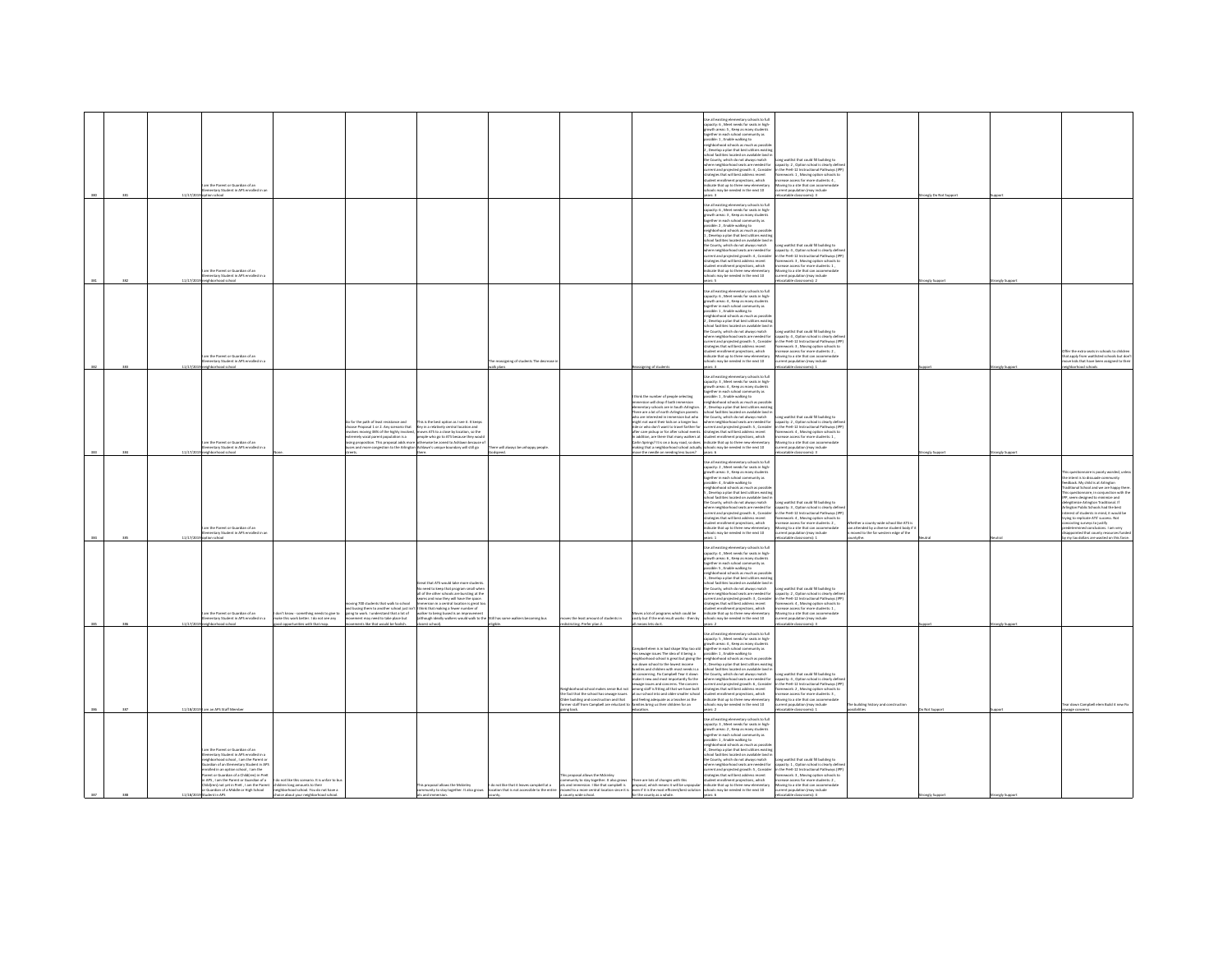| | | | | | | | | | | | | | | | |
|---|---|---|---|---|---|---|---|---|---|---|---|---|---|---|---|
| 380 | 381 | 11/17/2019 | I am the Parent or Guardian of an Elementary Student in APS enrolled in an option school | | | | | | | Use all existing elementary schools to full capacity: 6 , Meet needs for seats in high-growth areas: 5 , Keep as many students together in each school community as possible: 1 , Enable walking to neighborhood schools as much as possible: 2 , Develop a plan that best utilizes existing school facilities located on available land in the County, which do not always match where neighborhood seats are needed for current and projected growth: 4 , Consider strategies that will best address recent student enrollment projections, which indicate that up to three new elementary schools may be needed in the next 10 years: 3 | Long waitlist that could fill building to capacity: 2 , Option school is clearly defined in the PreK-12 Instructional Pathways (IPP) framework: 1 , Moving option schools to increase access for more students: 4 , Moving to a site that can accommodate current population (may include relocatable classrooms): 3 | | Strongly Do Not Support | Support | |
| 381 | 382 | 11/17/2019 | I am the Parent or Guardian of an Elementary Student in APS enrolled in a neighborhood school | | | | | | | Use all existing elementary schools to full capacity: 6 , Meet needs for seats in high-growth areas: 4 , Keep as many students together in each school community as possible: 3 , Enable walking to neighborhood schools as much as possible: 2 , Develop a plan that best utilizes existing school facilities located on available land in the County, which do not always match where neighborhood seats are needed for current and projected growth: 1 , Consider strategies that will best address recent student enrollment projections, which indicate that up to three new elementary schools may be needed in the next 10 years: 5 | Long waitlist that could fill building to capacity: 4 , Option school is clearly defined in the PreK-12 Instructional Pathways (IPP) framework: 3 , Moving option schools to increase access for more students: 1 , Moving to a site that can accommodate current population (may include relocatable classrooms): 2 | | Strongly Support | Strongly Support | |
| 382 | 383 | 11/17/2019 | I am the Parent or Guardian of an Elementary Student in APS enrolled in a neighborhood school | | | | The reassigning of students The decrease in walk plans | | Reassigning of students | Use all existing elementary schools to full capacity: 6 , Meet needs for seats in high-growth areas: 4 , Keep as many students together in each school community as possible: 1 , Enable walking to neighborhood schools as much as possible: 2 , Develop a plan that best utilizes existing school facilities located on available land in the County, which do not always match where neighborhood seats are needed for current and projected growth: 5 , Consider strategies that will best address recent student enrollment projections, which indicate that up to three new elementary schools may be needed in the next 10 years: 3 | Long waitlist that could fill building to capacity: 4 , Option school is clearly defined in the PreK-12 Instructional Pathways (IPP) framework: 3 , Moving option schools to increase access for more students: 2 , Moving to a site that can accommodate current population (may include relocatable classrooms): 1 | | Support | Strongly Support | Offer the extra seats in schools to children that apply from waitlisted schools but don't move kids that have been assigned to their neighborhood schools |
| 383 | 384 | 11/17/2019 | I am the Parent or Guardian of an Elementary Student in APS enrolled in a neighborhood school | None. | Go for the path of least resistance and choose Proposal 1 or 2. Any scenario that involves moving 80% of the highly involved, extremely vocal parent population is a losing proposition. This proposal adds more buses and more congestion to the Arlington streets. | This is the best option as I see it. It keeps Key in a relatively central location and moves ATS to a close by location, so the people who go to ATS because they would otherwise be zoned to Ashlawn because of Ashlawn's unique boundary will still go there. | There will always be unhappy people. Stockpreat. | | I think the number of people selecting immersion will drop if both immersion elementary schools are in South Arlington. There are a lot of north Arlington parents who are interested in immersion but who might not want their kids on a longer bus ride or who don't want to travel farther for after care pickup or for after school events. In addition, are there that many walkers at Carlin Springs? It is on a busy road, so does making that a neighborhood school actually move the needle on needing less buses? | Use all existing elementary schools to full capacity: 3 , Meet needs for seats in high-growth areas: 4 , Keep as many students together in each school community as possible: 2 , Enable walking to neighborhood schools as much as possible: 1 , Develop a plan that best utilizes existing school facilities located on available land in the County, which do not always match where neighborhood seats are needed for current and projected growth: 5 , Consider strategies that will best address recent student enrollment projections, which indicate that up to three new elementary schools may be needed in the next 10 years: 6 | Long waitlist that could fill building to capacity: 2 , Option school is clearly defined in the PreK-12 Instructional Pathways (IPP) framework: 4 , Moving option schools to increase access for more students: 1 , Moving to a site that can accommodate current population (may include relocatable classrooms): 3 | | Strongly Support | Strongly Support | |
| 384 | 385 | 11/17/2019 | I am the Parent or Guardian of an Elementary Student in APS enrolled in an option school | | | | | | | Use all existing elementary schools to full capacity: 2 , Meet needs for seats in high-growth areas: 3 , Keep as many students together in each school community as possible: 4 , Enable walking to neighborhood schools as much as possible: 5 , Develop a plan that best utilizes existing school facilities located on available land in the County, which do not always match where neighborhood seats are needed for current and projected growth: 6 , Consider strategies that will best address recent student enrollment projections, which indicate that up to three new elementary schools may be needed in the next 10 years: 1 | Long waitlist that could fill building to capacity: 3 , Option school is clearly defined in the PreK-12 Instructional Pathways (IPP) framework: 4 , Moving option schools to increase access for more students: 2 , Moving to a site that can accommodate current population (may include relocatable classrooms): 1 | Whether a county-wide school like ATS is are attended by a diverse student body if it is moved to the far western edge of the countythe. | Neutral | Neutral | This questionnaire is poorly worded, unless the intent is to dissuade community feedback. My child is at Arlington Traditional School and we are happy there. This questionnaire, in conjunction with the IPP, seem designed to minimize and delegitimize Arlington Traditional. If Arlington Public Schools had the best interests of students in mind, it would be trying to replicate ATS' success. Not concocting surveys to justify predetermined conclusions. I am very disappointed that county resources funded by my tax dollars are wasted on this farce. |
| 385 | 386 | 11/17/2019 | I am the Parent or Guardian of an Elementary Student in APS enrolled in a neighborhood school | I don't know - something needs to give to make this work better. I do not see any good opportunities with that map. | moving 700 students that walk to school and busing them to another school just isn't going to work. I understand that a lot of movement may need to take place but movements like that would be foolish. | Great that ATS would take more students. No need to keep that program small when all of the other schools are bursting at the seams and now they will have the space. Immersion in a central location is great too. I think that making a fewer number of walker to being bused is an improvement (although ideally walkers would walk to the closest school). | Still has some walkers becoming bus eligible. | moves the least amount of students in redistricting. Prefer plan 2. | Moves a lot of programs which could be costly but if the end result works - then by all means lets do it. | Use all existing elementary schools to full capacity: 4 , Meet needs for seats in high-growth areas: 6 , Keep as many students together in each school community as possible: 5 , Enable walking to neighborhood schools as much as possible: 1 , Develop a plan that best utilizes existing school facilities located on available land in the County, which do not always match where neighborhood seats are needed for current and projected growth: 3 , Consider strategies that will best address recent student enrollment projections, which indicate that up to three new elementary schools may be needed in the next 10 years: 2 | Long waitlist that could fill building to capacity: 2 , Option school is clearly defined in the PreK-12 Instructional Pathways (IPP) framework: 4 , Moving option schools to increase access for more students: 1 , Moving to a site that can accommodate current population (may include relocatable classrooms): 3 | | Support | Strongly Support | |
| 386 | 387 | 11/18/2019 | I am an APS Staff Member | | | | | Neighborhood school makes sense but not the fact that the school has sewage issues Older building and construction and that former staff from Campbell are reluctant to going back. | Campbell elem is in bad shape Way too old his sewage issues The idea of it being a neighborhood school is great but giving the run down school to the lowest income families and children with most needs is a bit concerning. Pls Campbell Tear it down make it new and most importantly fix the sewage issues and concerns. The concern among staff is filling all that we have built at our school into and older smaller school and feeling adequate as a teacher as the families bring us their children for an education. | Use all existing elementary schools to full capacity: 5 , Meet needs for seats in high-growth areas: 4 , Keep as many students together in each school community as possible: 1 , Enable walking to neighborhood schools as much as possible: 3 , Develop a plan that best utilizes existing school facilities located on available land in the County, which do not always match where neighborhood seats are needed for current and projected growth: 6 , Consider strategies that will best address recent student enrollment projections, which indicate that up to three new elementary schools may be needed in the next 10 years: 2 | Long waitlist that could fill building to capacity: 4 , Option school is clearly defined in the PreK-12 Instructional Pathways (IPP) framework: 2 , Moving option schools to increase access for more students: 3 , Moving to a site that can accommodate current population (may include relocatable classrooms): 1 | The building history and construction possibilities | Do Not Support | Support | Tear down Campbell elem Build it new fix sewage concerns |
| 387 | 388 | 11/18/2019 | I am the Parent or Guardian of an Elementary Student in APS enrolled in a neighborhood school , I am the Parent or Guardian of an Elementary Student in APS enrolled in an option school , I am the Parent or Guardian of a Child(ren) in PreK in APS , I am the Parent or Guardian of a Child(ren) not yet in PreK , I am the Parent or Guardian of a Middle or High School Student in APS | I do not like this scenario. It is unfair to bus children long amounts to their neighborhood school. You do not have a choice about your neighborhood school. | | This proposal allows the Mckinley community to stay together. It also groups ats and immersion. | I do not like that it leaves campbell at a location that is not accessible to the entire county. | This proposal allows the Mckinley community to stay together. It also groups ats and immersion. I like that campbell is moved to a more central location since it is a county wide school. | There are lots of changes with this proposal, which means it will be unpopular even if it is the most efficient/best solution for the county as a whole. | Use all existing elementary schools to full capacity: 3 , Meet needs for seats in high-growth areas: 2 , Keep as many students together in each school community as possible: 1 , Enable walking to neighborhood schools as much as possible: 4 , Develop a plan that best utilizes existing school facilities located on available land in the County, which do not always match where neighborhood seats are needed for current and projected growth: 5 , Consider strategies that will best address recent student enrollment projections, which indicate that up to three new elementary schools may be needed in the next 10 years: 6 | Long waitlist that could fill building to capacity: 1 , Option school is clearly defined in the PreK-12 Instructional Pathways (IPP) framework: 4 , Moving option schools to increase access for more students: 3 , Moving to a site that can accommodate current population (may include relocatable classrooms): 2 | | Strongly Support | Strongly Support | |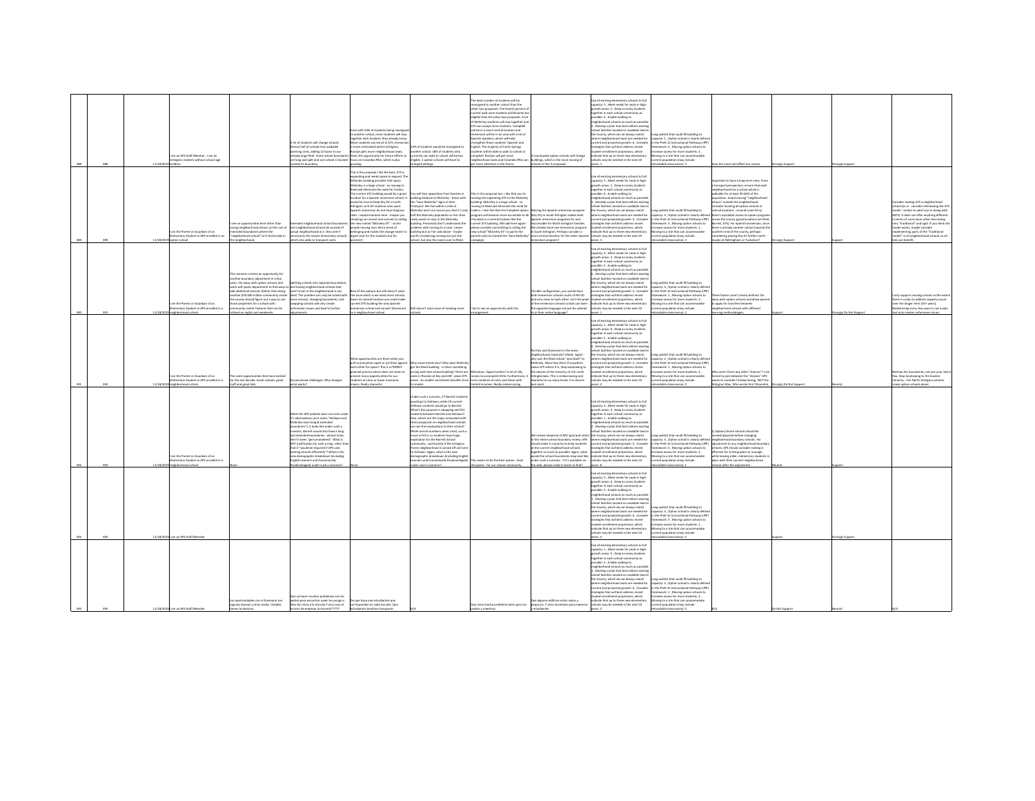| | | | | | | | | | | | | | | | |
|---|---|---|---|---|---|---|---|---|---|---|---|---|---|---|---|
| 388 | 389 | 11/18/2019 | I am an APS Staff Member ; I am an Arlington resident without school-age children | | A lot of students will change schools. Almost half of schools lose walkable planning units, adding 12 buses to our already large fleet. Some school boundaries are long and split and one school is located outside its boundary. | Even with 23% of students being reassigned to another school, more students will stay together with students they already know. More students can enroll in ATS. Immersion is more centralized within Arlington. Rosslyn gets more neighborhood seats. Frees the opportunity for future efforts to focus on Columbia Pike, which is also growing. | 23% of students would be reassigned to another school. 18% of students who currently can walk to school will be bus eligible. 3 option schools will have to change buildings. | The least number of students will be reassigned to another school than the other two proposals. The fewest percent of current walk zone students will become bus eligible than the other two proposals. A lot of McKinley students will stay together and ATS can accept more students. Campbell will be in a more central location and Immersion will be in an area with a lot of Spanish speakers, which will help strengthen those students' Spanish and English. The majority of Carlin Springs students will be able to walk to school at Campbell. Rosslyn will get more neighborhood seats and Columbia Pike can get more attention in the future. | 4 countywide option schools will change buildings, which is the most moving of schools of the 3 proposals. | Use all existing elementary schools to full capacity: 5 ; Meet needs for seats in high-growth areas: 3 ; Keep as many students together in each school community as possible: 4 ; Enable walking to neighborhood schools as much as possible: 2 ; Develop a plan that best utilizes existing school facilities located on available land in the County, which do not always match where neighborhood seats are needed for current and projected growth: 6 ; Consider strategies that will best address recent student enrollment projections, which indicate that up to three new elementary schools may be needed in the next 10 years: 1 | Long waitlist that could fill building to capacity: 3 ; Option school is clearly defined in the PreK-12 Instructional Pathways (IPP) framework: 4 ; Moving option schools to increase access for more students: 2 ; Moving to a site that can accommodate current population (may include relocatable classrooms): 1 | How the move will affect bus routes. | Strongly Support | Strongly Support | |
| 389 | 390 | 11/18/2019 | I am the Parent or Guardian of an Elementary Student in APS enrolled in an option school | I see no opportunities here other than saving neighborhood school, at the cost of extended boundaries where the "neighborhood school" isn't technically in the neighborhood. | Extended neighborhood school boundaries and neighborhood schools be outside of actual neighborhoods (i.e. they aren't necessarily the closest elementary school) which also adds to transport costs. | This is the proposal I like the best. ATS is expanding and needs space to expand. The McKinley building provides that space. McKinley is a large school - so moving to Reed will eliminate the need for trailers. The current ATS building would be a good location for a Spanish immersion school. It would be nice to keep Key ES in north Arlington so N Arl students who want Spanish immersion do not have long bus rides. I would mention here - maybe you should go on record and commit to calling the new school "McKinley ES" - so the people moving over feel a sense of belonging and makes the change easier to digest (not for the students but for parents!). | You will face opposition from families in walking distance to McKinley - those with the "Save McKinley" signs in their frontyard. We live within a mile of McKinley and I can assure you that it's only half the McKinley population at less that really wants to stay in the McKinley building. Personally don't understand the problem with moving to a nicer, newer building but as the said above - maybe worth considering moving out just the school, but also the name over to Reed. | This is this proposal too. I like that you're moving the expanding ATS to the McKinley building. McKinley is a large school - so moving to Reed will eliminate the need for trailers. I also like that the Campbell option program will become more accessible to all if located in a central location like the current ATS building. Will add here again - please consider committing to calling the new school "McKinley ES" to pacify the parents who've started the "Save McKinley" campaign. | Moving the Spanish immersion program (Key ES) to South Arlington makes both Spanish immersion programs far and inaccessible for North Arlington families. We already have one immersion program in South Arlington. Perhaps consider a more central location for the other Spanish immersion program? | Use all existing elementary schools to full capacity: 5 ; Meet needs for seats in high-growth areas: 1 ; Keep as many students together in each school community as possible: 6 ; Enable walking to neighborhood schools as much as possible: 2 ; Develop a plan that best utilizes existing school facilities located on available land in the County, which do not always match where neighborhood seats are needed for current and projected growth: 4 ; Consider strategies that will best address recent student enrollment projections, which indicate that up to three new elementary schools may be needed in the next 10 years: 3 | Long waitlist that could fill building to capacity: 3 ; Option school is clearly defined in the PreK-12 Instructional Pathways (IPP) framework: 4 ; Moving option schools to increase access for more students: 1 ; Moving to a site that can accommodate current population (may include relocatable classrooms): 2 | Important to have a long-term view. From a transport perspective, ensure that each neighborhood has a school which is walkable for at least 30-40% of the population. Avoid moving "neighborhood schools" outside the neighborhood. Consider locating all option schools in central locations - around route 50 so there's equitable access to option programs across the county (good locations are Fleet, Barrett, ATS). For Spanish immersion, since there is already another school towards the southern end of the county, perhaps considering placing Key ES further north - maybe at Nottingham or Tuckahoe? | Strongly Support | Support | Consider making ATS a neighborhood school (as in - consider eliminating the ATS model - similar to what you're doing with ASFS). It does not offer anything different in terms of curriculum other than being very "traditional" and rigid. If you think this model works, maybe consider implementing parts of the "traditional model" in all neighborhood schools so all kids can benefit. |
| 390 | 391 | 11/18/2019 | I am the Parent or Guardian of an Elementary Student in APS enrolled in a neighborhood school | This scenario creates an opportunity for another boundary adjustment in a few years. Do away with option schools and work with parks department to find ways to add additional schools. Rather than doing another $50-$60 million community center the county should figure out a way to use those properties for a school with community center features that can be utilized on nights and weekends. | Splitting schools into separate boundaries and having neighborhood schools that aren't even in the neighborhood is not ideal. The problem can only be solved with more schools, changing boundaries, and swapping schools will only create unforeseen issues and lead to further adjustments. | Best of the options but still doesn't solve the issue which is we need more schools. Given its central location you could make current ATS building the only Spanish immersion school and convert Claremont to a neighborhood school. | Still doesn't solve issue of needing more schools. | I fail to see an opportunity with this arrangement. | Terrible configuration, you would have both immersion schools south of Rte 50 and very close to each other. Isn't the point of the immersion schools so kids can learn the opposite language not just be catered to in their native language? | Use all existing elementary schools to full capacity: 4 ; Meet needs for seats in high-growth areas: 3 ; Keep as many students together in each school community as possible: 5 ; Enable walking to neighborhood schools as much as possible: 6 ; Develop a plan that best utilizes existing school facilities located on available land in the County, which do not always match where neighborhood seats are needed for current and projected growth: 2 ; Consider strategies that will best address recent student enrollment projections, which indicate that up to three new elementary schools may be needed in the next 10 years: 1 | Long waitlist that could fill building to capacity: 4 ; Option school is clearly defined in the PreK-12 Instructional Pathways (IPP) framework: 1 ; Moving option schools to increase access for more students: 3 ; Moving to a site that can accommodate current population (may include relocatable classrooms): 2 | These factors aren't clearly defined. Do away with option schools and allow parents to apply for transfers between neighborhood schools with different learning methodologies. | Support | Strongly Do Not Support | I only support moving schools to the extent there is a plan to address capacity issues over the longer term (10+ years). Redistricting every few years is not a plan and only creates unforeseen issues. |
| 391 | 392 | 11/18/2019 | I am the Parent or Guardian of an Elementary Student in APS enrolled in a neighborhood school | The same opportunities that have existed for the last decade. Great schools, great staff and great kids. | No perceived challenges. Why changes what works? | What opportunities are there when you pull communities apart or pit them against each other for space? This is a POORLY planned process which does not seem to present many opportunities for our students of color or lower economic means. Really shameful. | Why move Immersion? Why does McKinley get the Reed building - is there something wrong with their school building? There are seats in Rosslyn at Key and ASF. Leave ATS alone - its smaller enrollment benefits from its model. | Ridiculous. Opportunities? A lot of silly moves to accomplish little. Furthermore, it hurts students of color and those with limited incomes. Really embarrassing. | Put Key and Claremont in the same neighborhood, basically? Idiotic. Again - why was the Reed school "promised" to McKinley. Move Key there if anywhere. Leave ATS where it is. Stop kowtowing to the desires of the minority of rich north Arlingtonians. This is embarrassing and shameful on so many levels. It is classist and racist. | Use all existing elementary schools to full capacity: 1 ; Meet needs for seats in high-growth areas: 4 ; Keep as many students together in each school community as possible: 3 ; Enable walking to neighborhood schools as much as possible: 5 ; Develop a plan that best utilizes existing school facilities located on available land in the County, which do not always match where neighborhood seats are needed for current and projected growth: 6 ; Consider strategies that will best address recent student enrollment projections, which indicate that up to three new elementary schools may be needed in the next 10 years: 2 | Long waitlist that could fill building to capacity: 2 ; Option school is clearly defined in the PreK-12 Instructional Pathways (IPP) framework: 1 ; Moving option schools to increase access for more students: 4 ; Moving to a site that can accommodate current population (may include relocatable classrooms): 3 | Why aren't there any other "choices"? I am forced to pick between the "choices" APS wants to consider? Embarrassing. NOT the Arlington Way. Who wrote this? Shameful. | Strongly Do Not Support | Neutral | Redraw ALL boundaries, not just your select few. Stop kowtowing to the loudest minority - rich North Arlington parents. Leave option schools alone. |
| 392 | 393 | 11/18/2019 | I am the Parent or Guardian of an Elementary Student in APS enrolled in a neighborhood school | None. | While the APS website does not note under it's observations (as it notes "Ashlawn and McKinley have long & extended boundaries"), it looks like under such a scenario, Barrett would also have a long and extended boundaries - almost looks like it's been "gerrymandered". What is APS' justification for such a map, other than that it "would be required if APS uses existing schools efficiently"? What is the new demographic breakdown (including English Learners and Economically Disadvantaged) under such a scenario? | None. | Under such a scenario, 57 Barrett students would go to Ashlawn, while 59 current Ashlawn students would go to Barrett. What's the purpose in swapping and 50+ students between Barrett and Ashlawn? Also, where are the maps associated with these proposals so neighborhood schools can see the implications to their school? While overall numbers seem small, such a move of 50 or so students have huge implication for the Barrett School community - particularly if the Arlington Forest neighborhood is carved off and sent to Ashlawn. Again, what is the new demographic breakdown (including English Learners and Economically Disadvantaged) under such a scenario? | This seems to be the best option - least disruptive - for our school community. | We remain skeptical of APS' goal and intent in the entire school boundary review. APS should make it a priority to keep students at the current neighborhood schools together as much as possible. Again, what would the school boundaries map look like under such a scenario - it's not available on the web, please make it easier to find? | Use all existing elementary schools to full capacity: 5 ; Meet needs for seats in high-growth areas: 4 ; Keep as many students together in each school community as possible: 3 ; Enable walking to neighborhood schools as much as possible: 1 ; Develop a plan that best utilizes existing school facilities located on available land in the County, which do not always match where neighborhood seats are needed for current and projected growth: 2 ; Consider strategies that will best address recent student enrollment projections, which indicate that up to three new elementary schools may be needed in the next 10 years: 6 | Long waitlist that could fill building to capacity: 4 ; Option school is clearly defined in the PreK-12 Instructional Pathways (IPP) framework: 3 ; Moving option schools to increase access for more students: 2 ; Moving to a site that can accommodate current population (may include relocatable classrooms): 1 | 1) Option/choice schools should be moved/adjusted before changing neighborhood boundary schools. No adjustment to any neighborhood boundary schools, APS should consider making it effective for 2/3rd graders or younger, while leaving older, elementary students in place with their current neighborhood schools after the adjustment. | Neutral | Support | |
| 393 | 394 | 11/18/2019 | I am an APS Staff Member | | | | | | | Use all existing elementary schools to full capacity: 5 ; Meet needs for seats in high-growth areas: 1 ; Keep as many students together in each school community as possible: 4 ; Enable walking to neighborhood schools as much as possible: 2 ; Develop a plan that best utilizes existing school facilities located on available land in the County, which do not always match where neighborhood seats are needed for current and projected growth: 6 ; Consider strategies that will best address recent student enrollment projections, which indicate that up to three new elementary schools may be needed in the next 10 years: 3 | Long waitlist that could fill building to capacity: 4 ; Option school is clearly defined in the PreK-12 Instructional Pathways (IPP) framework: 3 ; Moving option schools to increase access for more students: 1 ; Moving to a site that can accommodate current population (may include relocatable classrooms): 2 | | Support | Strongly Support | |
| 394 | 395 | 11/18/2019 | I am an APS Staff Member | Las oportunidades con el Escenario son algunas buenas y otras malas. Ustedes tienen la decision. | Que va haver muchos problemas con los padres para encontrar quien les ponga o lleve las ninos a la escuela Y otra cosa el horario de empezar la escuela?????? | De que haya mas estudiantes que correspondan en cada escuela. Que estudiantes tendrian transporte. | N/A | Que seria mucho problema tanto para los padres y maestros. | Que algunos edificios estan viejos y pequenos. Y seria necesario para nuestros estudiantes | Use all existing elementary schools to full capacity: 1 ; Meet needs for seats in high-growth areas: 5 ; Keep as many students together in each school community as possible: 4 ; Enable walking to neighborhood schools as much as possible: 3 ; Develop a plan that best utilizes existing school facilities located on available land in the County, which do not always match where neighborhood seats are needed for current and projected growth: 6 ; Consider strategies that will best address recent student enrollment projections, which indicate that up to three new elementary schools may be needed in the next 10 years: 2 | Long waitlist that could fill building to capacity: 2 ; Option school is clearly defined in the PreK-12 Instructional Pathways (IPP) framework: 4 ; Moving option schools to increase access for more students: 1 ; Moving to a site that can accommodate current population (may include relocatable classrooms): 3 | N/A | Do Not Support | Neutral | N/A |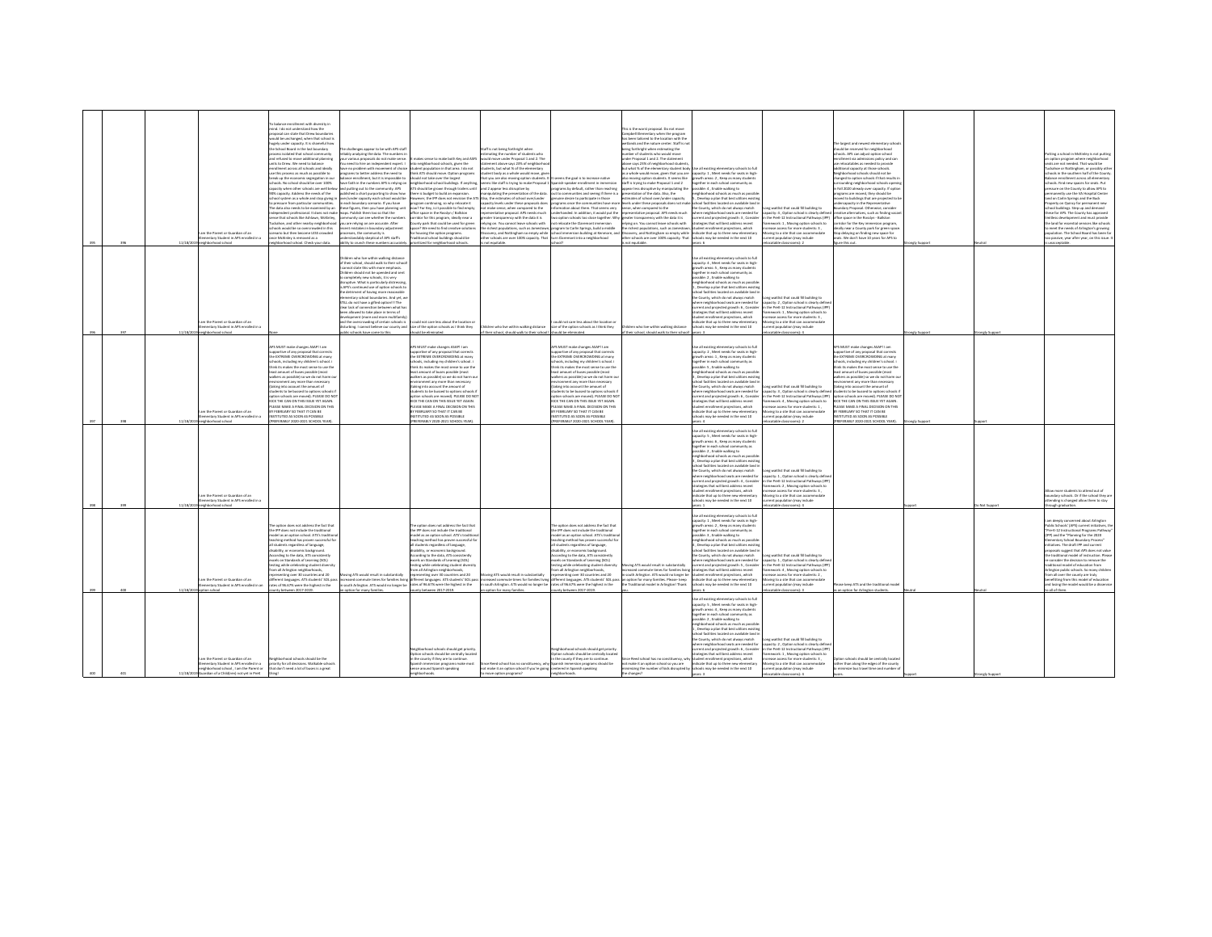| | | | | | | | | | | | | | | | |
|---|---|---|---|---|---|---|---|---|---|---|---|---|---|---|---|
| 395 | 396 | | 11/18/2019 | I am the Parent or Guardian of an Elementary Student in APS enrolled in a neighborhood school | To balance enrollment with diversity in mind. I do not understand how the proposal can state that Drew boundaries would be unchanged, when that school is hugely under capacity. It is shameful how the School Board in the last boundary process isolated that school community and refused to move additional planning units to Drew. We need to balance enrollment across all schools and ideally use this process as much as possible to break up the economic segregation in our schools. No school should be over 100% capacity when other schools are well below 90% capacity. Address the needs of the school system as a whole and stop giving in to pressure from particular communities. The data also needs to be examined by an independent professional. It does not make sense that schools like Ashlawn, McKinley, Tuckahoe, and other nearby neighborhood schools would be so overcrowded in this scenario but then become LESS crowded once McKinley is removed as a neighborhood school. Check your data. | The challenges appear to be with APS staff reliably analyzing the data. The numbers in your various proposals do not make sense. You need to hire an independent expert. I have no problem with movement of choice programs to better address the need to balance enrollment, but it is impossible to have faith in the numbers APS is relying on and putting out to the community. APS published a chart purporting to show how everyone's capacity each school would be in each boundary scenario. If you have these figures, then you have planning unit maps. Publish them too so that the community can see whether the numbers you are relying on are accurate. After recent mistakes in boundary adjustment processes, the community is understandably skeptical of APS staff's ability to crunch these numbers accurately. | It makes sense to make both Key and ASFS into neighborhood schools, given the student population in that area. I do not think ATS should move. Option programs should not take over the largest neighborhood school buildings. If anything, ATS should be grown through trailers until there is budget to build an expansion. However, the IPP does not envision the ATS program continuing, so why relocate it now? For Key, is it possible to find empty office space in the Rosslyn / Ballston corridor for this program, ideally near a Clarendon park that could be used for green space? We need to find creative solutions for housing the option programs. Traditional school buildings should be prioritized for neighborhood schools. | Staff is not being forthright when estimating the number of students who would move under Proposal 1 and 2. The statement above says 23% of neighborhood students, but what % of the elementary student body as a whole would move, given that you are also moving option students. It seems like staff is trying to make Proposal 1 and 2 appear less disruptive by manipulating the presentation of the data. Also, the estimates of school over/under capacity levels under these proposals does not make sense, when compared to the representative proposal. APS needs much greater transparency with the data it is relying on. You cannot leave schools with the richest populations, such as Jamestown, Discovery, and Nottingham so empty while other schools are over 100% capacity. That is not equitable. | It seems the goal is to increase native Spanish-speaker enrollment in immersion programs by default, rather than reaching out to communities and seeing if there is a genuine desire to participate in those programs once the communities have more information about them. That seems very underhanded. In addition, it would put the two option schools too close together. Why not relocate the Claremont immersion program to Carlin Springs, build a middle school immersion building at Kenmore, and turn Claremont into a neighborhood school? | This is the worst proposal. Do not move Campbell Elementary when the program has been tailored to the location with the wetlands and the nature center. Staff is not being forthright when estimating the number of students who would move under Proposal 1 and 2. The statement above says 23% of neighborhood students, but what % of the elementary student body as a whole would move, given that you are also moving option students. It seems like staff is trying to make Proposal 1 and 2 appear less disruptive by manipulating the presentation of the data. Also, the estimates of school over/under capacity levels under these proposals does not make sense, when compared to the representative proposal. APS needs much greater transparency with the data it is relying on. You cannot leave schools with the richest populations, such as Jamestown, Discovery, and Nottingham so empty while other schools are over 100% capacity. That is not equitable. | Use all existing elementary schools to full capacity: 1 , Meet needs for seats in high-growth areas: 2 , Keep as many students together in each school community as possible: 4 , Enable walking to neighborhood schools as much as possible: 5 , Develop a plan that best utilizes existing school facilities located on available land in the County, which do not always match where neighborhood seats are needed for current and projected growth: 3 , Consider strategies that will best address recent student enrollment projections, which indicate that up to three new elementary schools may be needed in the next 10 years: 6 | Long waitlist that would fill building to capacity: 1 , Option school is clearly defined in the PreK-12 Instructional Pathways (IPP) framework: 3 , Moving option schools to increase access for more students: 4 , Moving to a site that can accommodate current population (may include relocatable classrooms): 2 | The largest and newest elementary schools should be reserved for neighborhood schools. APS can adjust option school enrollment via admissions policy and can use relocatables as needed to provide additional capacity at those schools. Neighborhood schools should not be changed to option schools if that results in surrounding neighborhood schools coming in fall 2020 already over capacity. If option programs are moved, they should be moved to buildings that are projected to be under capacity in the Representative Boundary Proposal. Otherwise, consider creative alternatives, such as finding vacant office space in the Rosslyn - Ballston corridor for the Key immersion program, ideally near a County park for green space. Stop delaying on finding new space for seats. We don't have 10 years for APS to figure this out. | Strongly Support | Neutral | Putting a school in McKinley is not putting an option program where neighborhood seats are not needed. That would be Tuckahoe or Nottingham, or possibly other schools in the southern half of the County. Balance enrollment across all elementary schools. Find new spaces for seats. Put pressure on the County to allow APS to permanently use the Virginia Hospital Center on Carlin Springs and the Buck Property on Quincy for permanent new school buildings. Step up and demand these for APS. The County has approved limitless development and must provide the land for essential services like schools to meet the needs of Arlington's growing population. The School Board has been far too passive, year after year, on this issue. It is unacceptable. |
| 396 | 397 | | 11/18/2019 | I am the Parent or Guardian of an Elementary Student in APS enrolled in a neighborhood school | None | Children who live within walking distance of their school, should walk to their school! I cannot state this with more emphasis. Children should not be uprooted and sent to completely new schools, it is very disruptive. What is particularly distressing is APS's continued use of option schools to the detriment of having more reasonable elementary school boundaries. And yet, we STILL do not have a gifted option!! The clear lack of connection between what has been allowed to take place in terms of development (more and more multifamily) and the overcrowding of certain schools is disturbing. I cannot believe our county and public schools have come to this. | I could not care less about the location or size of the option schools as I think they should be eliminated. | Children who live within walking distance of their school, should walk to their school! | I could not care less about the location or size of the option schools as I think they should be eliminated. | Children who live within walking distance of their school, should walk to their school! | Use all existing elementary schools to full capacity: 4 , Meet needs for seats in high-growth areas: 5 , Keep as many students together in each school community as possible: 2 , Enable walking to neighborhood schools as much as possible: 1 , Develop a plan that best utilizes existing school facilities located on available land in the County, which do not always match where neighborhood seats are needed for current and projected growth: 6 , Consider strategies that will best address recent student enrollment projections, which indicate that up to three new elementary schools may be needed in the next 10 years: 3 | Long waitlist that would fill building to capacity: 2 , Option school is clearly defined in the PreK-12 Instructional Pathways (IPP) framework: 1 , Moving option schools to increase access for more students: 3 , Moving to a site that can accommodate current population (may include relocatable classrooms): 4 | | Strongly Support | Strongly Support | |
| 397 | 398 | | 11/18/2019 | I am the Parent or Guardian of an Elementary Student in APS enrolled in a neighborhood school | APS MUST make changes ASAP!! I am supportive of any proposal that corrects the EXTREME OVERCROWDING at many schools, including my children's school. I think its makes the most sense to use the least amount of buses possible (most walkers as possible) so we do not harm our environment any more than necessary (taking into account the amount of students to be bussed to options schools if option schools are moved). PLEASE DO NOT KICK THE CAN ON THIS ISSUE YET AGAIN. PLEASE MAKE A FINAL DECISION ON THIS BY FEBRUARY SO THAT IT CAN BE INSTITUTED AS SOON AS POSSIBLE (PREFERABLY 2020-2021 SCHOOL YEAR). | | APS MUST make changes ASAP!! I am supportive of any proposal that corrects the EXTREME OVERCROWDING at many schools, including my children's school. I think its makes the most sense to use the least amount of buses possible (most walkers as possible) so we do not harm our environment any more than necessary (taking into account the amount of students to be bussed to options schools if option schools are moved). PLEASE DO NOT KICK THE CAN ON THIS ISSUE YET AGAIN. PLEASE MAKE A FINAL DECISION ON THIS BY FEBRUARY SO THAT IT CAN BE INSTITUTED AS SOON AS POSSIBLE (PREFERABLY 2020-2021 SCHOOL YEAR). | | APS MUST make changes ASAP!! I am supportive of any proposal that corrects the EXTREME OVERCROWDING at many schools, including my children's school. I think its makes the most sense to use the least amount of buses possible (most walkers as possible) so we do not harm our environment any more than necessary (taking into account the amount of students to be bussed to options schools if option schools are moved). PLEASE DO NOT KICK THE CAN ON THIS ISSUE YET AGAIN. PLEASE MAKE A FINAL DECISION ON THIS BY FEBRUARY SO THAT IT CAN BE INSTITUTED AS SOON AS POSSIBLE (PREFERABLY 2020-2021 SCHOOL YEAR). | | Use all existing elementary schools to full capacity: 2 , Meet needs for seats in high-growth areas: 1 , Keep as many students together in each school community as possible: 3 , Enable walking to neighborhood schools as much as possible: 5 , Develop a plan that best utilizes existing school facilities located on available land in the County, which do not always match where neighborhood seats are needed for current and projected growth: 6 , Consider strategies that will best address recent student enrollment projections, which indicate that up to three new elementary schools may be needed in the next 10 years: 4 | Long waitlist that would fill building to capacity: 3 , Option school is clearly defined in the PreK-12 Instructional Pathways (IPP) framework: 1 , Moving option schools to increase access for more students: 4 , Moving to a site that can accommodate current population (may include relocatable classrooms): 2 | APS MUST make changes ASAP!! I am supportive of any proposal that corrects the EXTREME OVERCROWDING at many schools, including my children's school. I think its makes the most sense to use the least amount of buses possible (most walkers as possible) so we do not harm our environment any more than necessary (taking into account the amount of students to be bussed to options schools if option schools are moved). PLEASE DO NOT KICK THE CAN ON THIS ISSUE YET AGAIN. PLEASE MAKE A FINAL DECISION ON THIS BY FEBRUARY SO THAT IT CAN BE INSTITUTED AS SOON AS POSSIBLE (PREFERABLY 2020-2021 SCHOOL YEAR). | Strongly Support | Support | |
| 398 | 399 | | 11/18/2019 | I am the Parent or Guardian of an Elementary Student in APS enrolled in a neighborhood school | | | | | | | Use all existing elementary schools to full capacity: 5 , Meet needs for seats in high-growth areas: 6 , Keep as many students together in each school community as possible: 2 , Enable walking to neighborhood schools as much as possible: 4 , Develop a plan that best utilizes existing school facilities located on available land in the County, which do not always match where neighborhood seats are needed for current and projected growth: 3 , Consider strategies that will best address recent student enrollment projections, which indicate that up to three new elementary schools may be needed in the next 10 years: 1 | Long waitlist that would fill building to capacity: 3 , Option school is clearly defined in the PreK-12 Instructional Pathways (IPP) framework: 2 , Moving option schools to increase access for more students: 1 , Moving to a site that can accommodate current population (may include relocatable classrooms): 4 | | Support | Do Not Support | Allow more students to attend out of boundary schools. Or if the school they are attending is changed allow them to stay through graduation. |
| 399 | 400 | | 11/18/2019 | I am the Parent or Guardian of an Elementary Student in APS enrolled in an option school | The options does not address the fact that the IPP does not include the traditional model as an option school. ATS's traditional teaching method has proven successful for all students regardless of language, disability, or economic background. According to the data, ATS consistently excels on Standards of Learning (SOL) testing while celebrating student diversity from all Arlington neighborhoods, representing over 30 countries and 20 different languages. ATS students' SOL pass rates of 96.67% were the highest in the county between 2017-2019. | Moving ATS would result in substantially increased commute times for families living in south Arlington. ATS would no longer be an option for many families. | The option does not address the fact that the IPP does not include the traditional model as an option school. ATS's traditional teaching method has proven successful for all students regardless of language, disability, or economic background. According to the data, ATS consistently excels on Standards of Learning (SOL) testing while celebrating student diversity from all Arlington neighborhoods, representing over 30 countries and 20 different languages. ATS students' SOL pass rates of 96.67% were the highest in the county between 2017-2019. | Moving ATS would result in substantially increased commute times for families living in south Arlington. ATS would no longer be an option for many families. | The option does not address the fact that the IPP does not include the traditional model as an option school. ATS's traditional teaching method has proven successful for all students regardless of language, disability, or economic background. According to the data, ATS consistently excels on Standards of Learning (SOL) testing while celebrating student diversity from all Arlington neighborhoods, representing over 30 countries and 20 different languages. ATS students' SOL pass rates of 96.67% were the highest in the county between 2017-2019. | Moving ATS would result in substantially increased commute times for families living in south Arlington. ATS would no longer be an option for many families. Please keep the Traditional model in Arlington! Thank you. | Use all existing elementary schools to full capacity: 1 , Meet needs for seats in high-growth areas: 2 , Keep as many students together in each school community as possible: 3 , Enable walking to neighborhood schools as much as possible: 4 , Develop a plan that best utilizes existing school facilities located on available land in the County, which do not always match where neighborhood seats are needed for current and projected growth: 5 , Consider strategies that will best address recent student enrollment projections, which indicate that up to three new elementary schools may be needed in the next 10 years: 6 | Long waitlist that would fill building to capacity: 1 , Option school is clearly defined in the PreK-12 Instructional Pathways (IPP) framework: 4 , Moving option schools to increase access for more students: 2 , Moving to a site that can accommodate current population (may include relocatable classrooms): 3 | Please keep ATS and the traditional model as an option for Arlington students. | Neutral | Neutral | I am deeply concerned about Arlington Public Schools' (APS) current initiatives, the "PreK-12 Instructional Progress Pathway" (IPP) and the "Planning for the 2020 Elementary School Boundary Process" initiatives. The draft IPP and current proposals suggest that APS does not value the traditional model of instruction. Please reconsider the decision to remove the traditional model of education from Arlington public schools. So many children from all over the county are truly benefitting from this model of education and losing the model would be a disservice to all of them. |
| 400 | 401 | | 11/18/2019 | I am the Parent or Guardian of an Elementary Student in APS enrolled in a neighborhood school , I am the Parent or Guardian of a Child(ren) not yet in PreK | Neighborhood schools should be the priority for all decisions. Walkable schools that don't need a lot of buses is a great thing! | | Neighborhood schools should get priority. Option schools should be centrally located in the county if they are to continue. Spanish immersion programs make most sense around Spanish speaking neighborhoods. | Since Reed school has no constituency, why not make it an option school if you're going to move option programs? | Neighborhood schools should get priority. Option schools should be centrally located in the county if they are to continue. Spanish immersion programs make most sense around Spanish speaking neighborhoods. | Since Reed school has no constituency, why not make it an option school so you are minimizing the number of kids disrupted by the changes? | Use all existing elementary schools to full capacity: 5 , Meet needs for seats in high-growth areas: 4 , Keep as many students together in each school community as possible: 3 , Enable walking to neighborhood schools as much as possible: 2 , Develop a plan that best utilizes existing school facilities located on available land in the County, which do not always match where neighborhood seats are needed for current and projected growth: 6 , Consider strategies that will best address recent student enrollment projections, which indicate that up to three new elementary schools may be needed in the next 10 years: 1 | Long waitlist that would fill building to capacity: 4 , Option school is clearly defined in the PreK-12 Instructional Pathways (IPP) framework: 1 , Moving option schools to increase access for more students: 3 , Moving to a site that can accommodate current population (may include relocatable classrooms): 2 | Option schools should be centrally located rather than along the edges of the county to minimize bus travel time and number of buses. | Support | Strongly Support | |